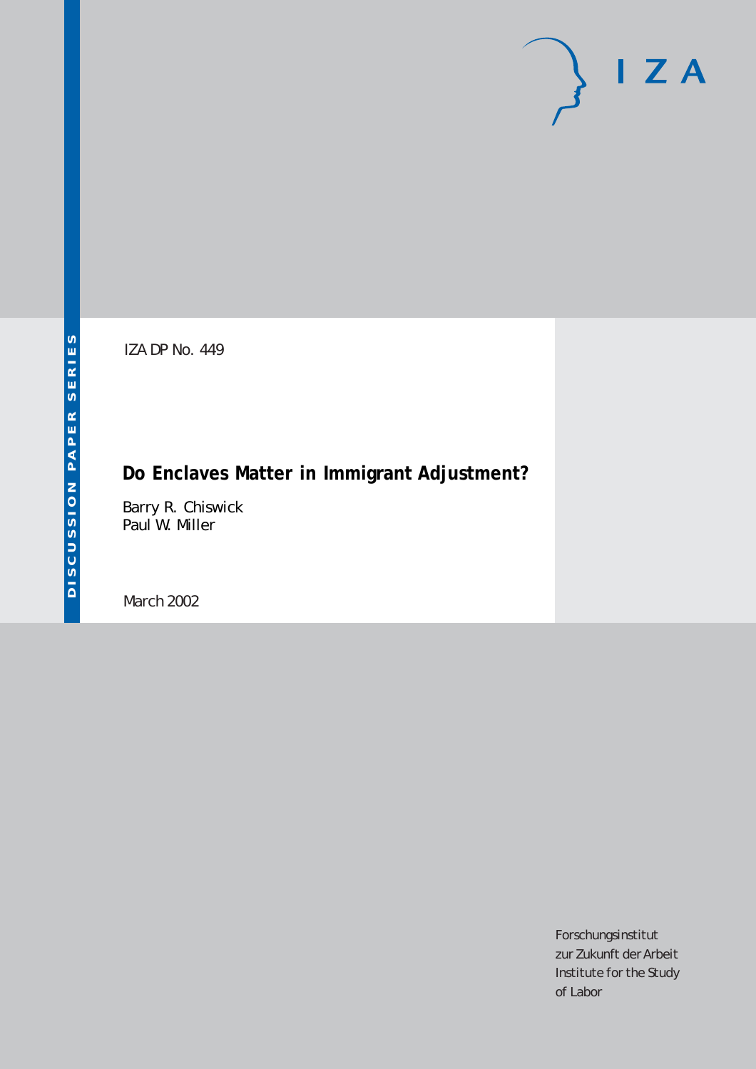DISCUSSION PAPER SERIES

IZA

IZA DP No. 449

# Do Enclaves Matter in Immigrant Adjustment?

Barry R. Chiswick
Paul W. Miller

March 2002

Forschungsinstitut
zur Zukunft der Arbeit
Institute for the Study
of Labor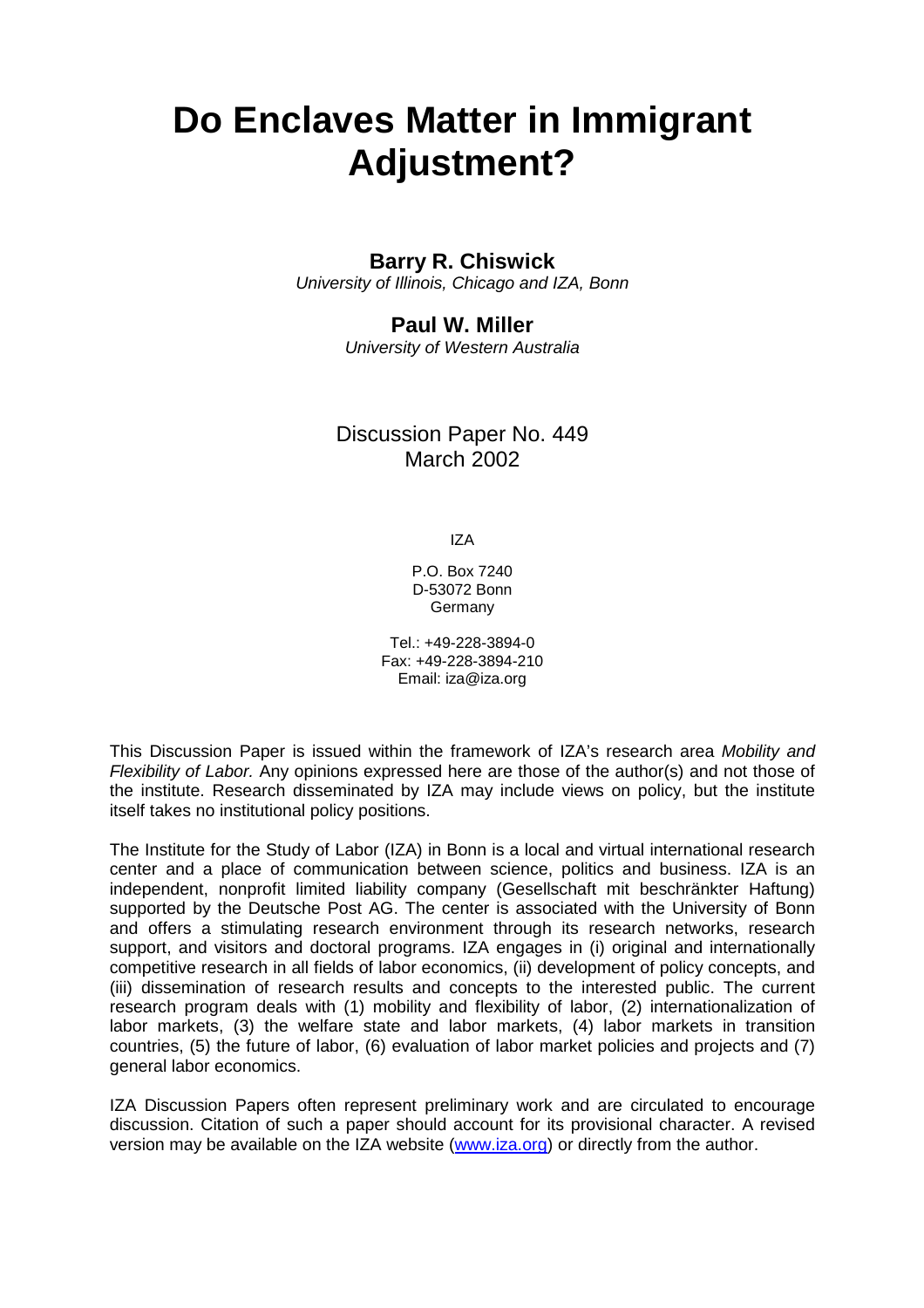# Do Enclaves Matter in Immigrant Adjustment?

**Barry R. Chiswick**
*University of Illinois, Chicago and IZA, Bonn*

**Paul W. Miller**
*University of Western Australia*

Discussion Paper No. 449
March 2002

IZA

P.O. Box 7240
D-53072 Bonn
Germany

Tel.: +49-228-3894-0
Fax: +49-228-3894-210
Email: iza@iza.org

This Discussion Paper is issued within the framework of IZA's research area *Mobility and Flexibility of Labor.* Any opinions expressed here are those of the author(s) and not those of the institute. Research disseminated by IZA may include views on policy, but the institute itself takes no institutional policy positions.

The Institute for the Study of Labor (IZA) in Bonn is a local and virtual international research center and a place of communication between science, politics and business. IZA is an independent, nonprofit limited liability company (Gesellschaft mit beschränkter Haftung) supported by the Deutsche Post AG. The center is associated with the University of Bonn and offers a stimulating research environment through its research networks, research support, and visitors and doctoral programs. IZA engages in (i) original and internationally competitive research in all fields of labor economics, (ii) development of policy concepts, and (iii) dissemination of research results and concepts to the interested public. The current research program deals with (1) mobility and flexibility of labor, (2) internationalization of labor markets, (3) the welfare state and labor markets, (4) labor markets in transition countries, (5) the future of labor, (6) evaluation of labor market policies and projects and (7) general labor economics.

IZA Discussion Papers often represent preliminary work and are circulated to encourage discussion. Citation of such a paper should account for its provisional character. A revised version may be available on the IZA website (www.iza.org) or directly from the author.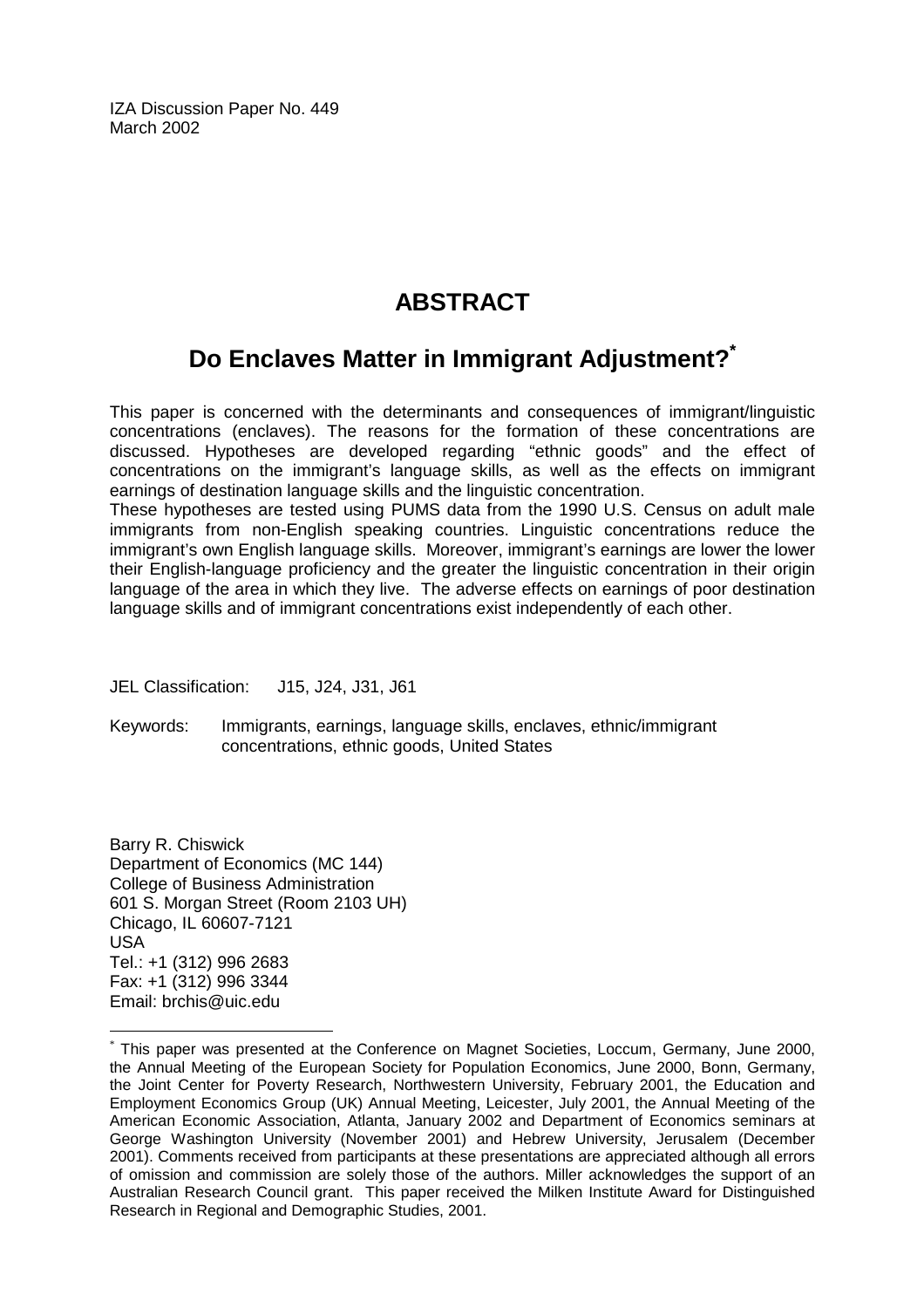IZA Discussion Paper No. 449
March 2002

# ABSTRACT

## Do Enclaves Matter in Immigrant Adjustment?*

This paper is concerned with the determinants and consequences of immigrant/linguistic concentrations (enclaves). The reasons for the formation of these concentrations are discussed. Hypotheses are developed regarding "ethnic goods" and the effect of concentrations on the immigrant's language skills, as well as the effects on immigrant earnings of destination language skills and the linguistic concentration.

These hypotheses are tested using PUMS data from the 1990 U.S. Census on adult male immigrants from non-English speaking countries. Linguistic concentrations reduce the immigrant's own English language skills. Moreover, immigrant's earnings are lower the lower their English-language proficiency and the greater the linguistic concentration in their origin language of the area in which they live. The adverse effects on earnings of poor destination language skills and of immigrant concentrations exist independently of each other.

JEL Classification: J15, J24, J31, J61

Keywords: Immigrants, earnings, language skills, enclaves, ethnic/immigrant concentrations, ethnic goods, United States

Barry R. Chiswick
Department of Economics (MC 144)
College of Business Administration
601 S. Morgan Street (Room 2103 UH)
Chicago, IL 60607-7121
USA
Tel.: +1 (312) 996 2683
Fax: +1 (312) 996 3344
Email: brchis@uic.edu

---

* This paper was presented at the Conference on Magnet Societies, Loccum, Germany, June 2000, the Annual Meeting of the European Society for Population Economics, June 2000, Bonn, Germany, the Joint Center for Poverty Research, Northwestern University, February 2001, the Education and Employment Economics Group (UK) Annual Meeting, Leicester, July 2001, the Annual Meeting of the American Economic Association, Atlanta, January 2002 and Department of Economics seminars at George Washington University (November 2001) and Hebrew University, Jerusalem (December 2001). Comments received from participants at these presentations are appreciated although all errors of omission and commission are solely those of the authors. Miller acknowledges the support of an Australian Research Council grant. This paper received the Milken Institute Award for Distinguished Research in Regional and Demographic Studies, 2001.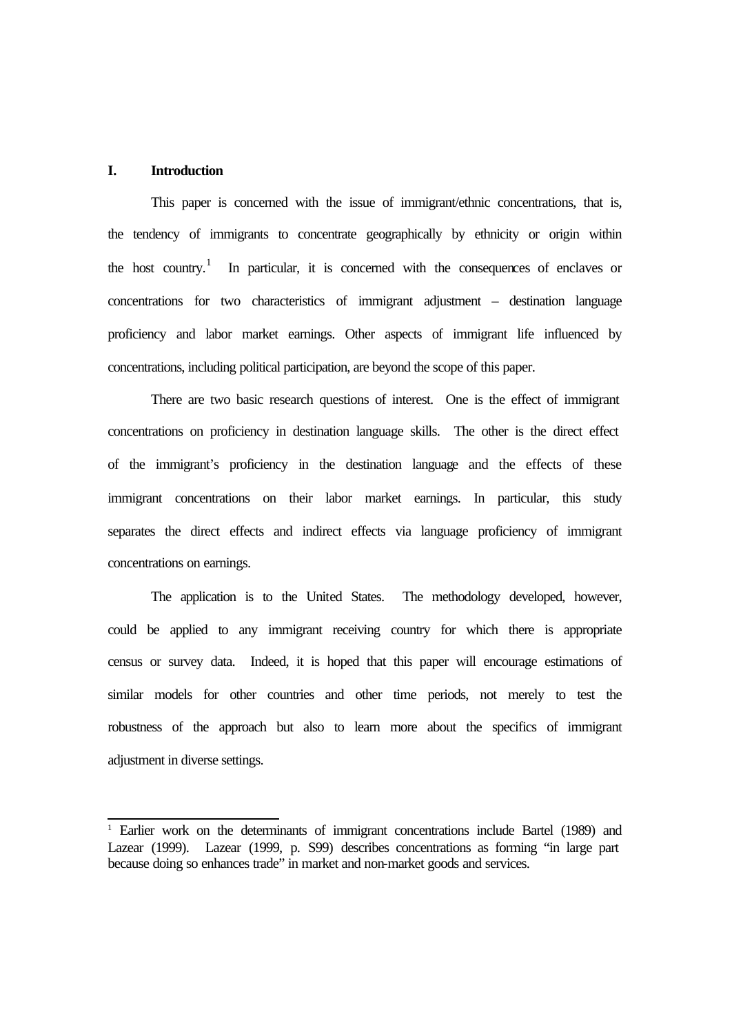# I. Introduction

This paper is concerned with the issue of immigrant/ethnic concentrations, that is, the tendency of immigrants to concentrate geographically by ethnicity or origin within the host country.[1] In particular, it is concerned with the consequences of enclaves or concentrations for two characteristics of immigrant adjustment – destination language proficiency and labor market earnings. Other aspects of immigrant life influenced by concentrations, including political participation, are beyond the scope of this paper.

There are two basic research questions of interest. One is the effect of immigrant concentrations on proficiency in destination language skills. The other is the direct effect of the immigrant's proficiency in the destination language and the effects of these immigrant concentrations on their labor market earnings. In particular, this study separates the direct effects and indirect effects via language proficiency of immigrant concentrations on earnings.

The application is to the United States. The methodology developed, however, could be applied to any immigrant receiving country for which there is appropriate census or survey data. Indeed, it is hoped that this paper will encourage estimations of similar models for other countries and other time periods, not merely to test the robustness of the approach but also to learn more about the specifics of immigrant adjustment in diverse settings.

---

[1] Earlier work on the determinants of immigrant concentrations include Bartel (1989) and Lazear (1999). Lazear (1999, p. S99) describes concentrations as forming "in large part because doing so enhances trade" in market and non-market goods and services.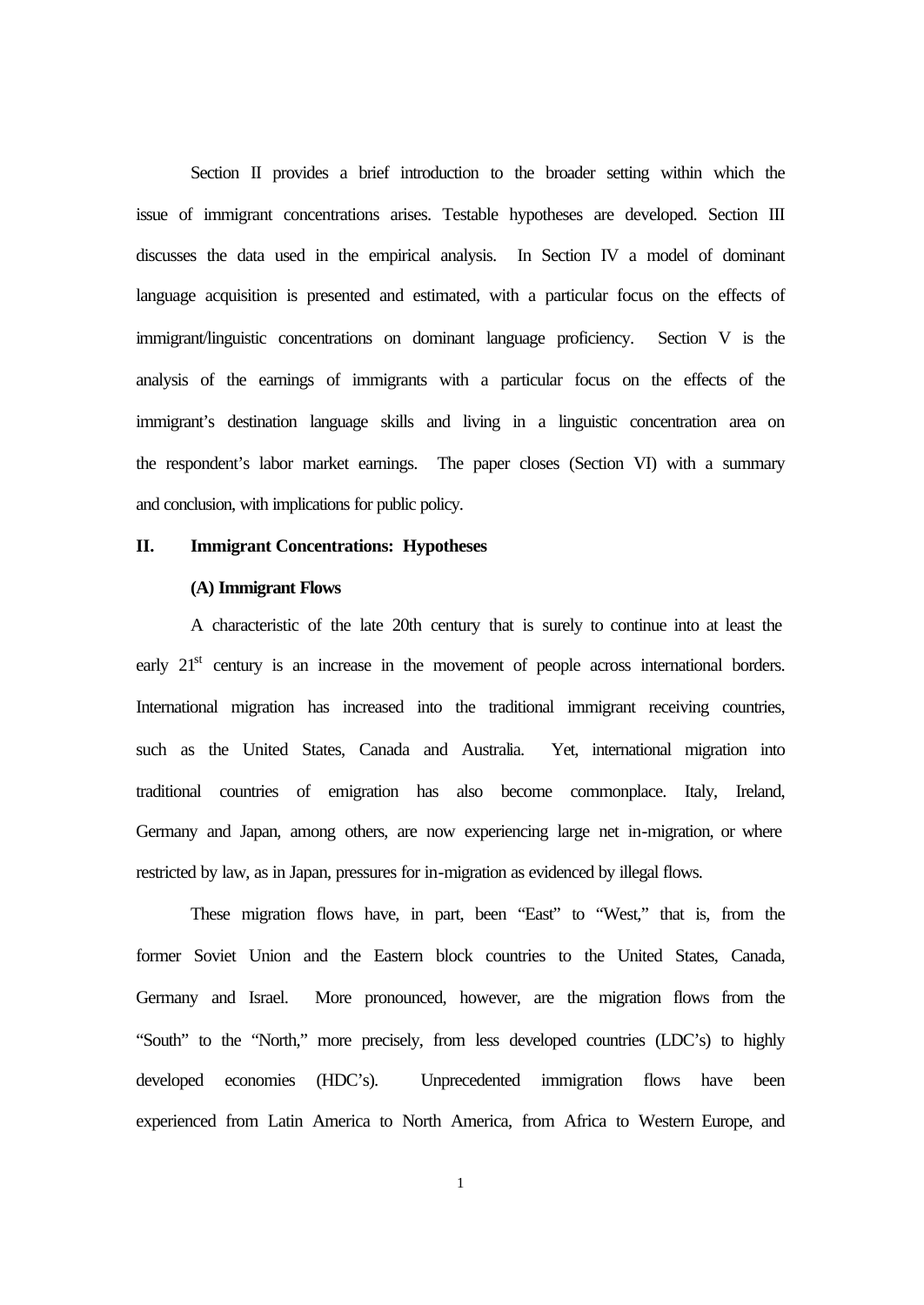Section II provides a brief introduction to the broader setting within which the issue of immigrant concentrations arises. Testable hypotheses are developed. Section III discusses the data used in the empirical analysis. In Section IV a model of dominant language acquisition is presented and estimated, with a particular focus on the effects of immigrant/linguistic concentrations on dominant language proficiency. Section V is the analysis of the earnings of immigrants with a particular focus on the effects of the immigrant's destination language skills and living in a linguistic concentration area on the respondent's labor market earnings. The paper closes (Section VI) with a summary and conclusion, with implications for public policy.

## II. Immigrant Concentrations: Hypotheses

### (A) Immigrant Flows

A characteristic of the late 20th century that is surely to continue into at least the early 21st century is an increase in the movement of people across international borders. International migration has increased into the traditional immigrant receiving countries, such as the United States, Canada and Australia. Yet, international migration into traditional countries of emigration has also become commonplace. Italy, Ireland, Germany and Japan, among others, are now experiencing large net in-migration, or where restricted by law, as in Japan, pressures for in-migration as evidenced by illegal flows.

These migration flows have, in part, been "East" to "West," that is, from the former Soviet Union and the Eastern block countries to the United States, Canada, Germany and Israel. More pronounced, however, are the migration flows from the "South" to the "North," more precisely, from less developed countries (LDC's) to highly developed economies (HDC's). Unprecedented immigration flows have been experienced from Latin America to North America, from Africa to Western Europe, and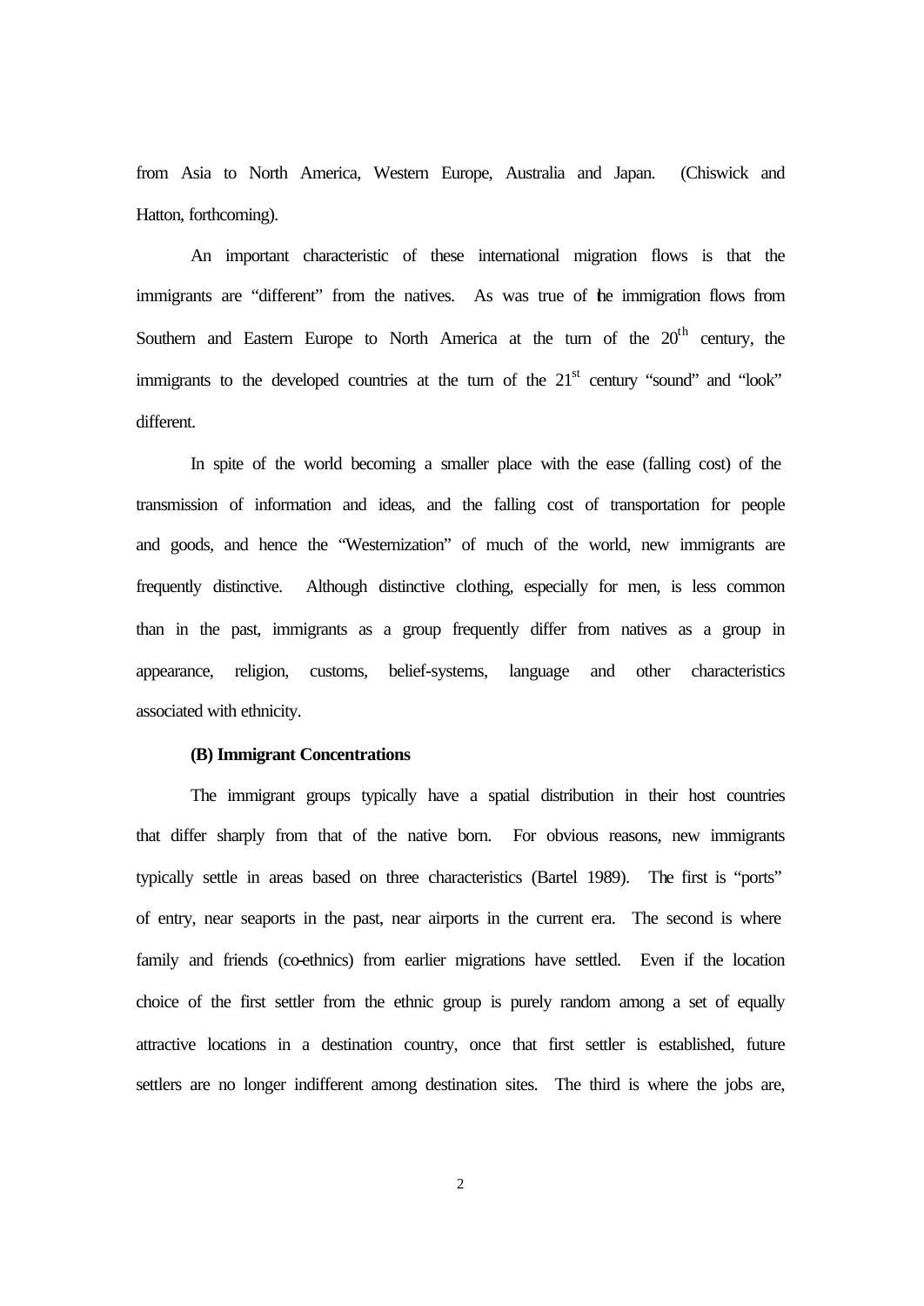from Asia to North America, Western Europe, Australia and Japan. (Chiswick and Hatton, forthcoming).

An important characteristic of these international migration flows is that the immigrants are "different" from the natives. As was true of the immigration flows from Southern and Eastern Europe to North America at the turn of the 20th century, the immigrants to the developed countries at the turn of the 21st century "sound" and "look" different.

In spite of the world becoming a smaller place with the ease (falling cost) of the transmission of information and ideas, and the falling cost of transportation for people and goods, and hence the "Westernization" of much of the world, new immigrants are frequently distinctive. Although distinctive clothing, especially for men, is less common than in the past, immigrants as a group frequently differ from natives as a group in appearance, religion, customs, belief-systems, language and other characteristics associated with ethnicity.

**(B) Immigrant Concentrations**

The immigrant groups typically have a spatial distribution in their host countries that differ sharply from that of the native born. For obvious reasons, new immigrants typically settle in areas based on three characteristics (Bartel 1989). The first is "ports" of entry, near seaports in the past, near airports in the current era. The second is where family and friends (co-ethnics) from earlier migrations have settled. Even if the location choice of the first settler from the ethnic group is purely random among a set of equally attractive locations in a destination country, once that first settler is established, future settlers are no longer indifferent among destination sites. The third is where the jobs are,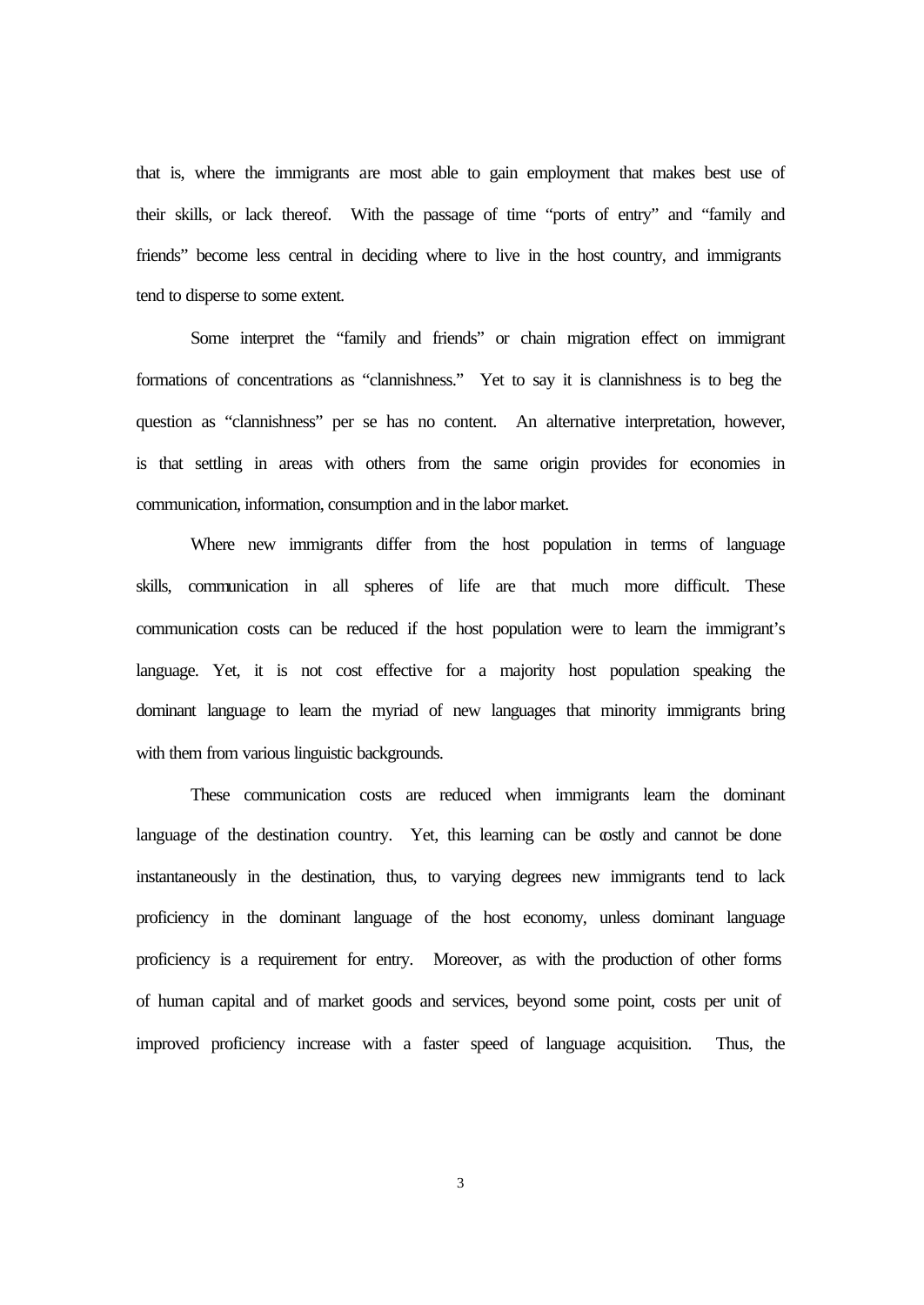that is, where the immigrants are most able to gain employment that makes best use of their skills, or lack thereof. With the passage of time "ports of entry" and "family and friends" become less central in deciding where to live in the host country, and immigrants tend to disperse to some extent.

Some interpret the "family and friends" or chain migration effect on immigrant formations of concentrations as "clannishness." Yet to say it is clannishness is to beg the question as "clannishness" per se has no content. An alternative interpretation, however, is that settling in areas with others from the same origin provides for economies in communication, information, consumption and in the labor market.

Where new immigrants differ from the host population in terms of language skills, communication in all spheres of life are that much more difficult. These communication costs can be reduced if the host population were to learn the immigrant's language. Yet, it is not cost effective for a majority host population speaking the dominant language to learn the myriad of new languages that minority immigrants bring with them from various linguistic backgrounds.

These communication costs are reduced when immigrants learn the dominant language of the destination country. Yet, this learning can be costly and cannot be done instantaneously in the destination, thus, to varying degrees new immigrants tend to lack proficiency in the dominant language of the host economy, unless dominant language proficiency is a requirement for entry. Moreover, as with the production of other forms of human capital and of market goods and services, beyond some point, costs per unit of improved proficiency increase with a faster speed of language acquisition. Thus, the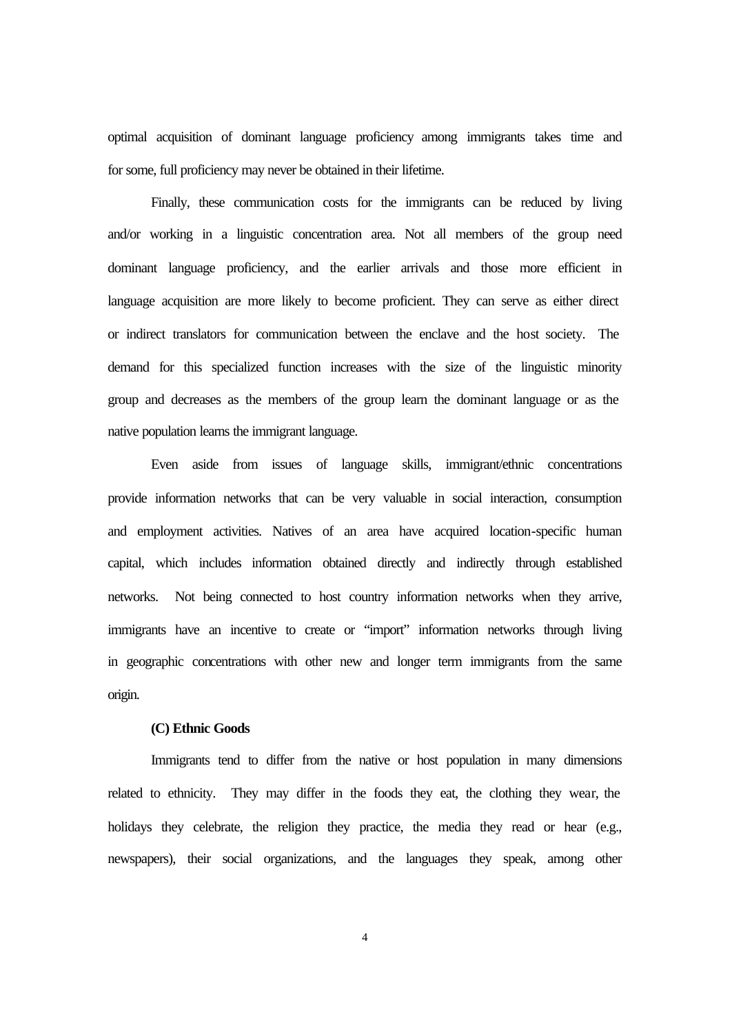optimal acquisition of dominant language proficiency among immigrants takes time and for some, full proficiency may never be obtained in their lifetime.

Finally, these communication costs for the immigrants can be reduced by living and/or working in a linguistic concentration area. Not all members of the group need dominant language proficiency, and the earlier arrivals and those more efficient in language acquisition are more likely to become proficient. They can serve as either direct or indirect translators for communication between the enclave and the host society. The demand for this specialized function increases with the size of the linguistic minority group and decreases as the members of the group learn the dominant language or as the native population learns the immigrant language.

Even aside from issues of language skills, immigrant/ethnic concentrations provide information networks that can be very valuable in social interaction, consumption and employment activities. Natives of an area have acquired location-specific human capital, which includes information obtained directly and indirectly through established networks. Not being connected to host country information networks when they arrive, immigrants have an incentive to create or "import" information networks through living in geographic concentrations with other new and longer term immigrants from the same origin.

**(C) Ethnic Goods**

Immigrants tend to differ from the native or host population in many dimensions related to ethnicity. They may differ in the foods they eat, the clothing they wear, the holidays they celebrate, the religion they practice, the media they read or hear (e.g., newspapers), their social organizations, and the languages they speak, among other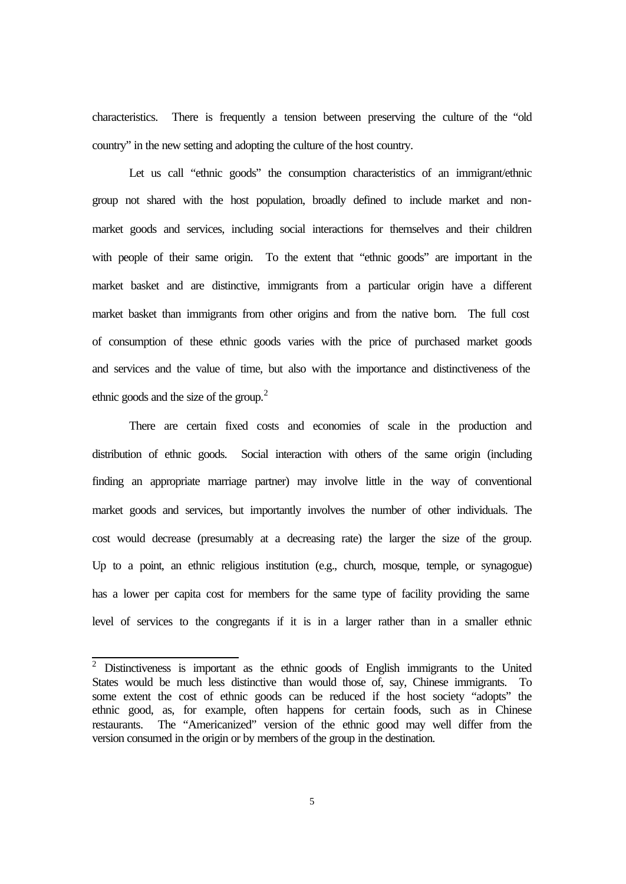characteristics. There is frequently a tension between preserving the culture of the "old country" in the new setting and adopting the culture of the host country.

Let us call "ethnic goods" the consumption characteristics of an immigrant/ethnic group not shared with the host population, broadly defined to include market and non-market goods and services, including social interactions for themselves and their children with people of their same origin. To the extent that "ethnic goods" are important in the market basket and are distinctive, immigrants from a particular origin have a different market basket than immigrants from other origins and from the native born. The full cost of consumption of these ethnic goods varies with the price of purchased market goods and services and the value of time, but also with the importance and distinctiveness of the ethnic goods and the size of the group.[2]

There are certain fixed costs and economies of scale in the production and distribution of ethnic goods. Social interaction with others of the same origin (including finding an appropriate marriage partner) may involve little in the way of conventional market goods and services, but importantly involves the number of other individuals. The cost would decrease (presumably at a decreasing rate) the larger the size of the group. Up to a point, an ethnic religious institution (e.g., church, mosque, temple, or synagogue) has a lower per capita cost for members for the same type of facility providing the same level of services to the congregants if it is in a larger rather than in a smaller ethnic

[2] Distinctiveness is important as the ethnic goods of English immigrants to the United States would be much less distinctive than would those of, say, Chinese immigrants. To some extent the cost of ethnic goods can be reduced if the host society "adopts" the ethnic good, as, for example, often happens for certain foods, such as in Chinese restaurants. The "Americanized" version of the ethnic good may well differ from the version consumed in the origin or by members of the group in the destination.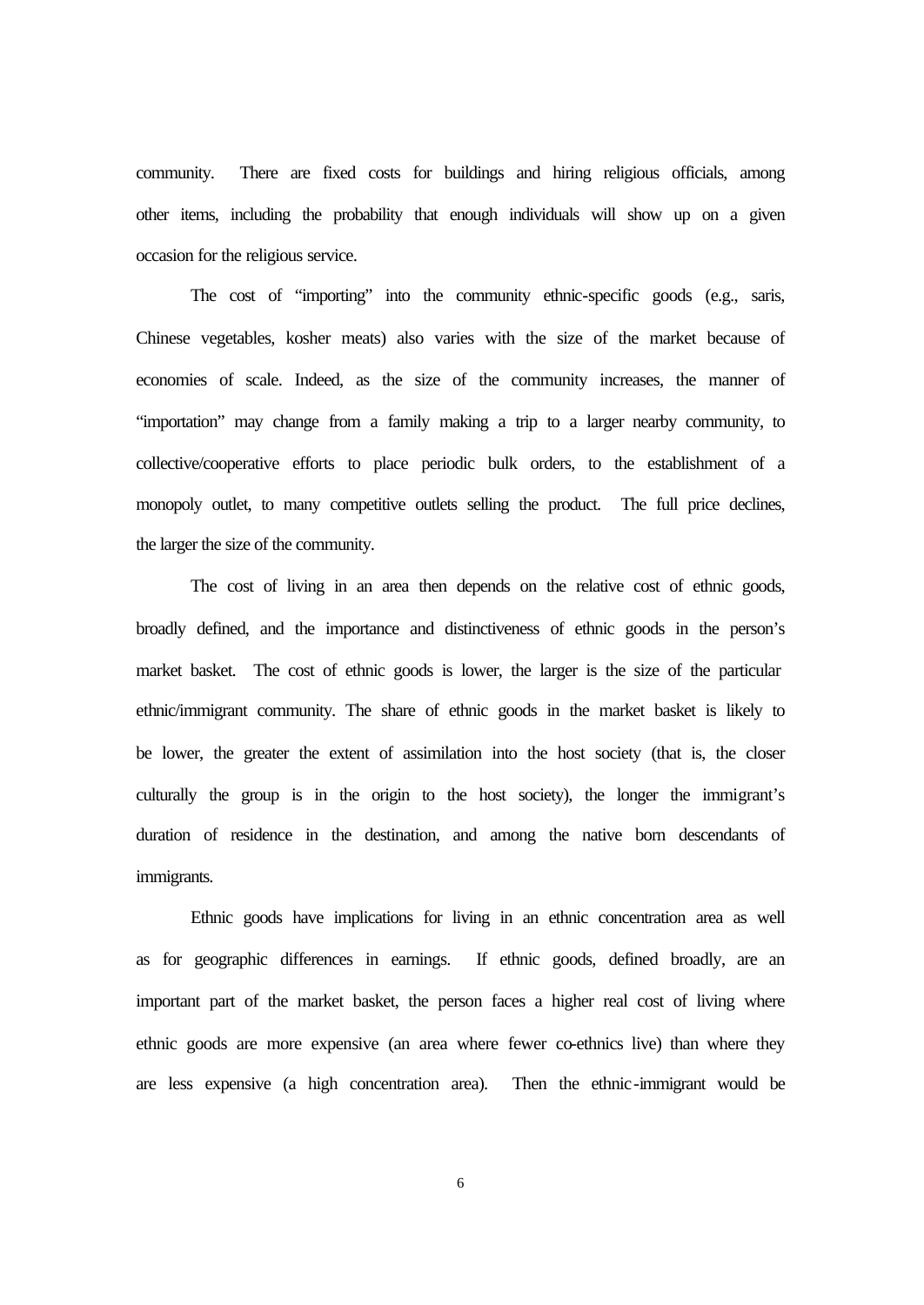community. There are fixed costs for buildings and hiring religious officials, among other items, including the probability that enough individuals will show up on a given occasion for the religious service.

The cost of "importing" into the community ethnic-specific goods (e.g., saris, Chinese vegetables, kosher meats) also varies with the size of the market because of economies of scale. Indeed, as the size of the community increases, the manner of "importation" may change from a family making a trip to a larger nearby community, to collective/cooperative efforts to place periodic bulk orders, to the establishment of a monopoly outlet, to many competitive outlets selling the product. The full price declines, the larger the size of the community.

The cost of living in an area then depends on the relative cost of ethnic goods, broadly defined, and the importance and distinctiveness of ethnic goods in the person's market basket. The cost of ethnic goods is lower, the larger is the size of the particular ethnic/immigrant community. The share of ethnic goods in the market basket is likely to be lower, the greater the extent of assimilation into the host society (that is, the closer culturally the group is in the origin to the host society), the longer the immigrant's duration of residence in the destination, and among the native born descendants of immigrants.

Ethnic goods have implications for living in an ethnic concentration area as well as for geographic differences in earnings. If ethnic goods, defined broadly, are an important part of the market basket, the person faces a higher real cost of living where ethnic goods are more expensive (an area where fewer co-ethnics live) than where they are less expensive (a high concentration area). Then the ethnic-immigrant would be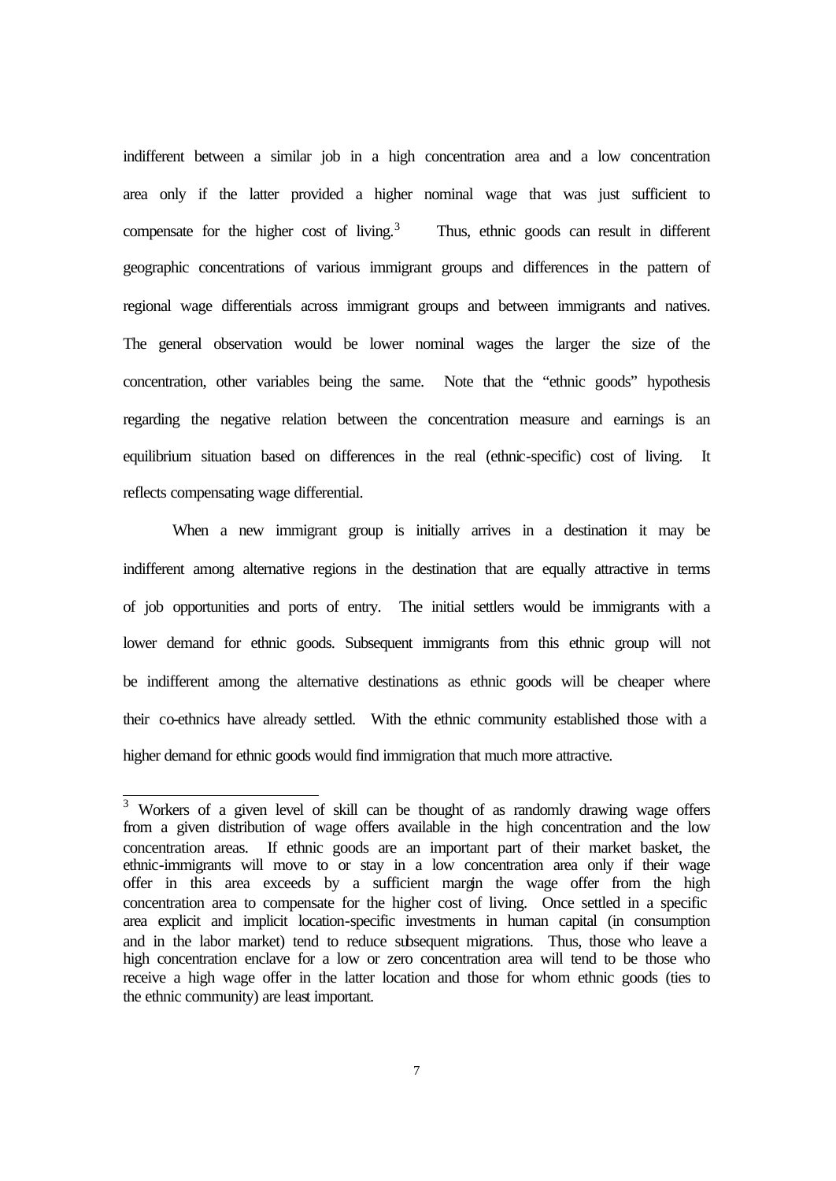indifferent between a similar job in a high concentration area and a low concentration area only if the latter provided a higher nominal wage that was just sufficient to compensate for the higher cost of living.[3] Thus, ethnic goods can result in different geographic concentrations of various immigrant groups and differences in the pattern of regional wage differentials across immigrant groups and between immigrants and natives. The general observation would be lower nominal wages the larger the size of the concentration, other variables being the same. Note that the "ethnic goods" hypothesis regarding the negative relation between the concentration measure and earnings is an equilibrium situation based on differences in the real (ethnic-specific) cost of living. It reflects compensating wage differential.

When a new immigrant group is initially arrives in a destination it may be indifferent among alternative regions in the destination that are equally attractive in terms of job opportunities and ports of entry. The initial settlers would be immigrants with a lower demand for ethnic goods. Subsequent immigrants from this ethnic group will not be indifferent among the alternative destinations as ethnic goods will be cheaper where their co-ethnics have already settled. With the ethnic community established those with a higher demand for ethnic goods would find immigration that much more attractive.

---

[3] Workers of a given level of skill can be thought of as randomly drawing wage offers from a given distribution of wage offers available in the high concentration and the low concentration areas. If ethnic goods are an important part of their market basket, the ethnic-immigrants will move to or stay in a low concentration area only if their wage offer in this area exceeds by a sufficient margin the wage offer from the high concentration area to compensate for the higher cost of living. Once settled in a specific area explicit and implicit location-specific investments in human capital (in consumption and in the labor market) tend to reduce subsequent migrations. Thus, those who leave a high concentration enclave for a low or zero concentration area will tend to be those who receive a high wage offer in the latter location and those for whom ethnic goods (ties to the ethnic community) are least important.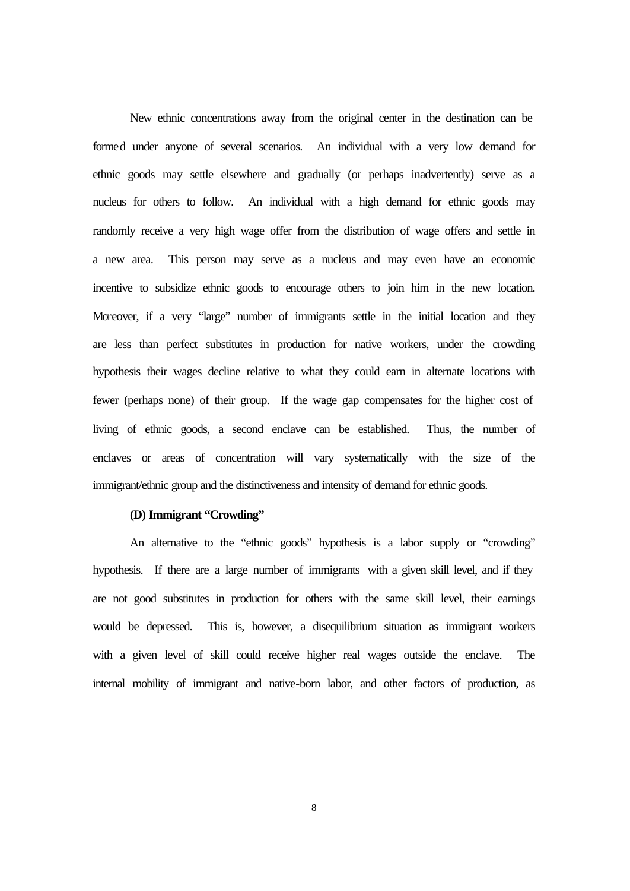New ethnic concentrations away from the original center in the destination can be formed under anyone of several scenarios. An individual with a very low demand for ethnic goods may settle elsewhere and gradually (or perhaps inadvertently) serve as a nucleus for others to follow. An individual with a high demand for ethnic goods may randomly receive a very high wage offer from the distribution of wage offers and settle in a new area. This person may serve as a nucleus and may even have an economic incentive to subsidize ethnic goods to encourage others to join him in the new location. Moreover, if a very "large" number of immigrants settle in the initial location and they are less than perfect substitutes in production for native workers, under the crowding hypothesis their wages decline relative to what they could earn in alternate locations with fewer (perhaps none) of their group. If the wage gap compensates for the higher cost of living of ethnic goods, a second enclave can be established. Thus, the number of enclaves or areas of concentration will vary systematically with the size of the immigrant/ethnic group and the distinctiveness and intensity of demand for ethnic goods.

**(D) Immigrant "Crowding"**

An alternative to the "ethnic goods" hypothesis is a labor supply or "crowding" hypothesis. If there are a large number of immigrants with a given skill level, and if they are not good substitutes in production for others with the same skill level, their earnings would be depressed. This is, however, a disequilibrium situation as immigrant workers with a given level of skill could receive higher real wages outside the enclave. The internal mobility of immigrant and native-born labor, and other factors of production, as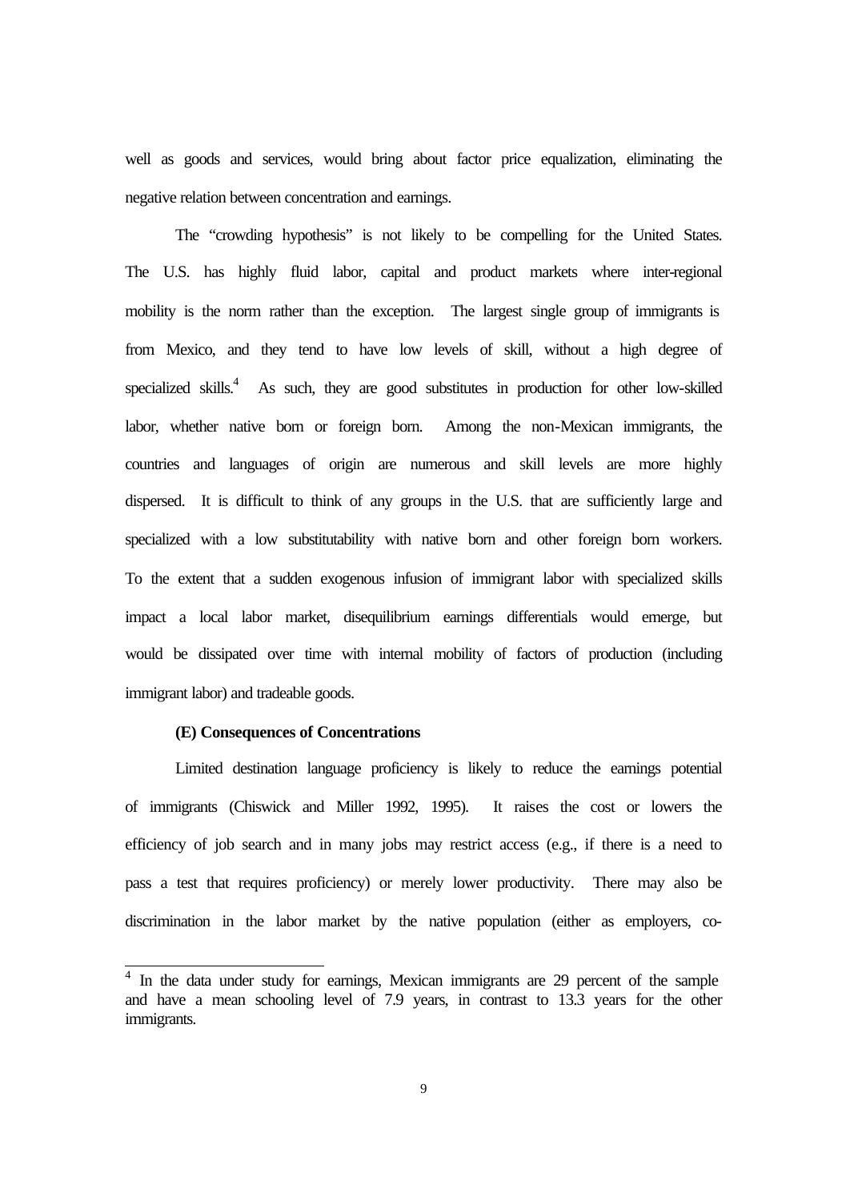well as goods and services, would bring about factor price equalization, eliminating the negative relation between concentration and earnings.

The "crowding hypothesis" is not likely to be compelling for the United States. The U.S. has highly fluid labor, capital and product markets where inter-regional mobility is the norm rather than the exception. The largest single group of immigrants is from Mexico, and they tend to have low levels of skill, without a high degree of specialized skills.[4] As such, they are good substitutes in production for other low-skilled labor, whether native born or foreign born. Among the non-Mexican immigrants, the countries and languages of origin are numerous and skill levels are more highly dispersed. It is difficult to think of any groups in the U.S. that are sufficiently large and specialized with a low substitutability with native born and other foreign born workers. To the extent that a sudden exogenous infusion of immigrant labor with specialized skills impact a local labor market, disequilibrium earnings differentials would emerge, but would be dissipated over time with internal mobility of factors of production (including immigrant labor) and tradeable goods.

**(E) Consequences of Concentrations**

Limited destination language proficiency is likely to reduce the earnings potential of immigrants (Chiswick and Miller 1992, 1995). It raises the cost or lowers the efficiency of job search and in many jobs may restrict access (e.g., if there is a need to pass a test that requires proficiency) or merely lower productivity. There may also be discrimination in the labor market by the native population (either as employers, co-

---

[4] In the data under study for earnings, Mexican immigrants are 29 percent of the sample and have a mean schooling level of 7.9 years, in contrast to 13.3 years for the other immigrants.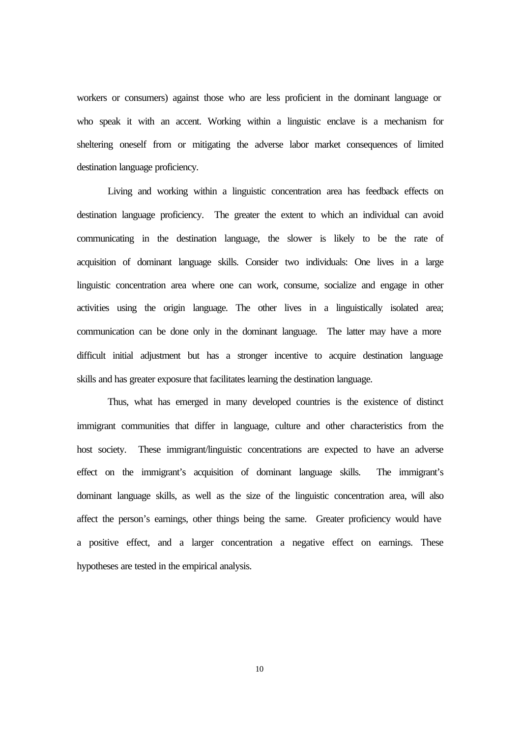workers or consumers) against those who are less proficient in the dominant language or who speak it with an accent. Working within a linguistic enclave is a mechanism for sheltering oneself from or mitigating the adverse labor market consequences of limited destination language proficiency.

Living and working within a linguistic concentration area has feedback effects on destination language proficiency. The greater the extent to which an individual can avoid communicating in the destination language, the slower is likely to be the rate of acquisition of dominant language skills. Consider two individuals: One lives in a large linguistic concentration area where one can work, consume, socialize and engage in other activities using the origin language. The other lives in a linguistically isolated area; communication can be done only in the dominant language. The latter may have a more difficult initial adjustment but has a stronger incentive to acquire destination language skills and has greater exposure that facilitates learning the destination language.

Thus, what has emerged in many developed countries is the existence of distinct immigrant communities that differ in language, culture and other characteristics from the host society. These immigrant/linguistic concentrations are expected to have an adverse effect on the immigrant's acquisition of dominant language skills. The immigrant's dominant language skills, as well as the size of the linguistic concentration area, will also affect the person's earnings, other things being the same. Greater proficiency would have a positive effect, and a larger concentration a negative effect on earnings. These hypotheses are tested in the empirical analysis.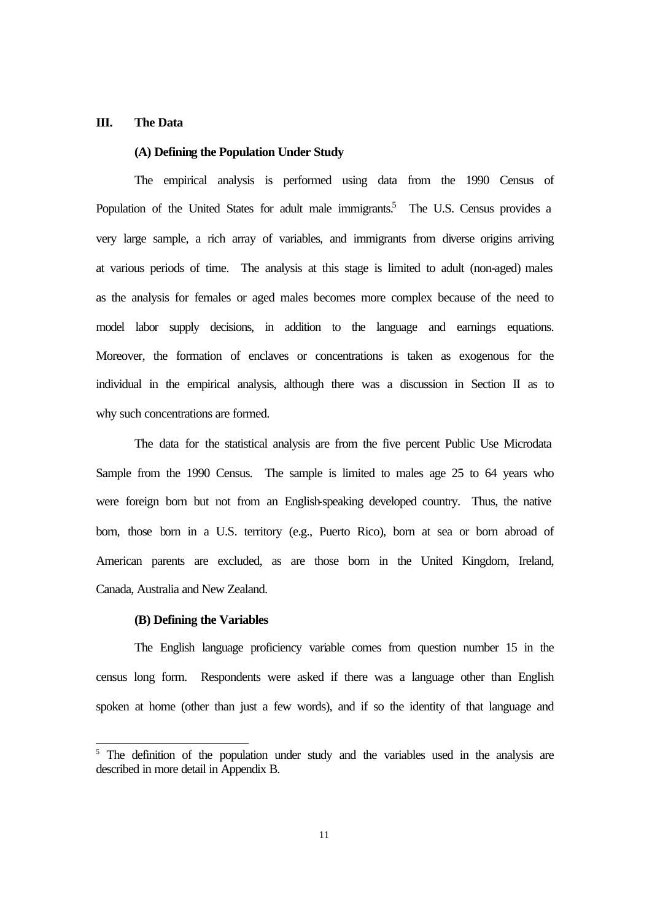## III. The Data

### (A) Defining the Population Under Study

The empirical analysis is performed using data from the 1990 Census of Population of the United States for adult male immigrants.[5] The U.S. Census provides a very large sample, a rich array of variables, and immigrants from diverse origins arriving at various periods of time. The analysis at this stage is limited to adult (non-aged) males as the analysis for females or aged males becomes more complex because of the need to model labor supply decisions, in addition to the language and earnings equations. Moreover, the formation of enclaves or concentrations is taken as exogenous for the individual in the empirical analysis, although there was a discussion in Section II as to why such concentrations are formed.

The data for the statistical analysis are from the five percent Public Use Microdata Sample from the 1990 Census. The sample is limited to males age 25 to 64 years who were foreign born but not from an English-speaking developed country. Thus, the native born, those born in a U.S. territory (e.g., Puerto Rico), born at sea or born abroad of American parents are excluded, as are those born in the United Kingdom, Ireland, Canada, Australia and New Zealand.

### (B) Defining the Variables

The English language proficiency variable comes from question number 15 in the census long form. Respondents were asked if there was a language other than English spoken at home (other than just a few words), and if so the identity of that language and

---

[5] The definition of the population under study and the variables used in the analysis are described in more detail in Appendix B.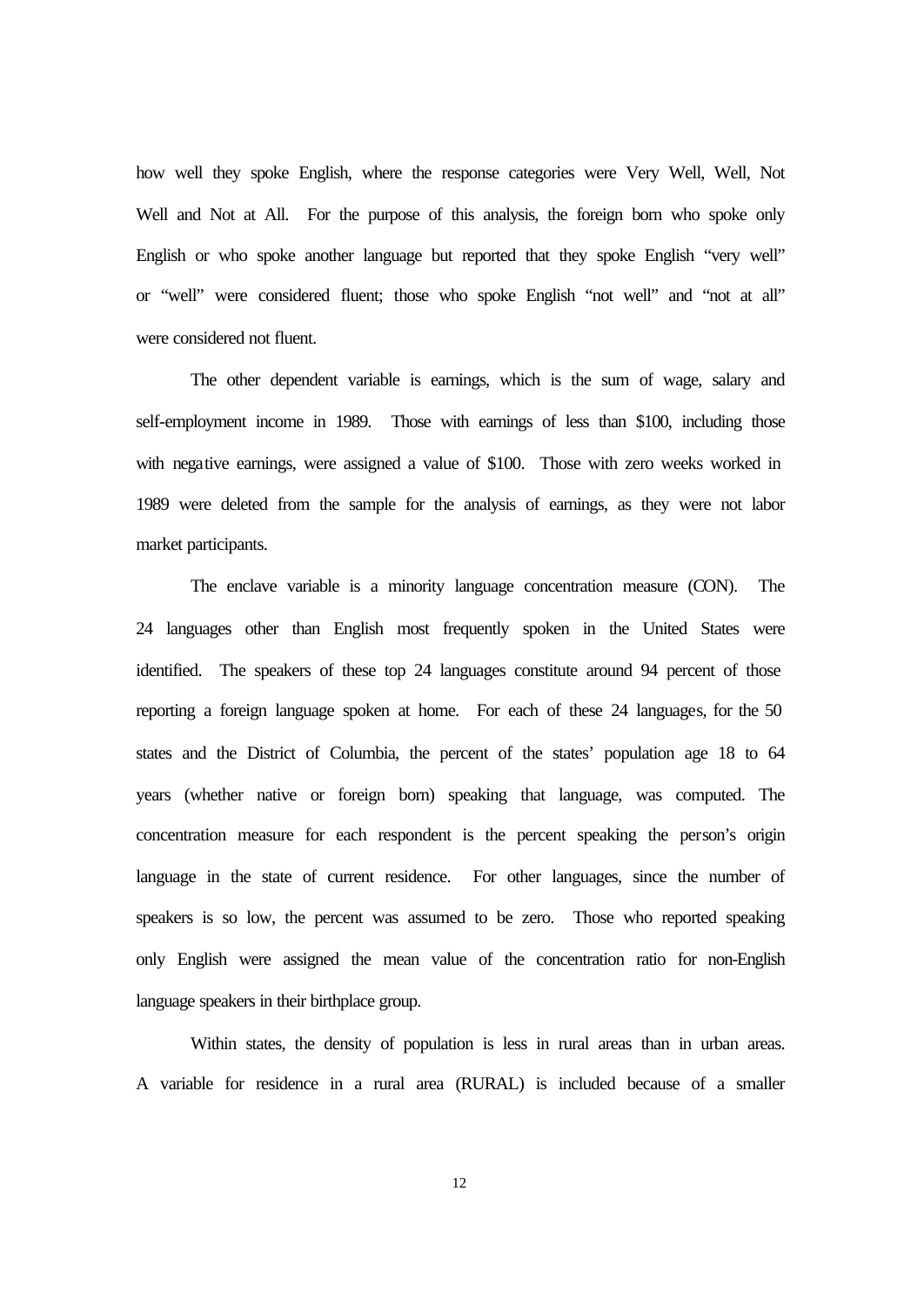how well they spoke English, where the response categories were Very Well, Well, Not Well and Not at All. For the purpose of this analysis, the foreign born who spoke only English or who spoke another language but reported that they spoke English "very well" or "well" were considered fluent; those who spoke English "not well" and "not at all" were considered not fluent.

The other dependent variable is earnings, which is the sum of wage, salary and self-employment income in 1989. Those with earnings of less than $100, including those with negative earnings, were assigned a value of $100. Those with zero weeks worked in 1989 were deleted from the sample for the analysis of earnings, as they were not labor market participants.

The enclave variable is a minority language concentration measure (CON). The 24 languages other than English most frequently spoken in the United States were identified. The speakers of these top 24 languages constitute around 94 percent of those reporting a foreign language spoken at home. For each of these 24 languages, for the 50 states and the District of Columbia, the percent of the states' population age 18 to 64 years (whether native or foreign born) speaking that language, was computed. The concentration measure for each respondent is the percent speaking the person's origin language in the state of current residence. For other languages, since the number of speakers is so low, the percent was assumed to be zero. Those who reported speaking only English were assigned the mean value of the concentration ratio for non-English language speakers in their birthplace group.

Within states, the density of population is less in rural areas than in urban areas. A variable for residence in a rural area (RURAL) is included because of a smaller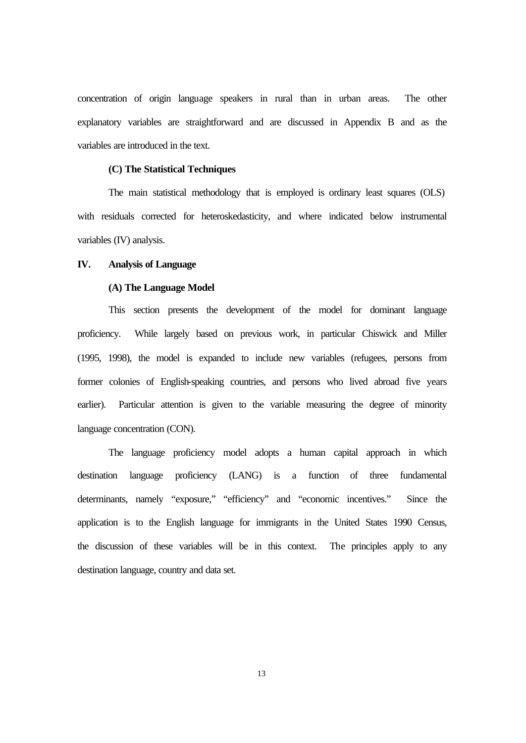concentration of origin language speakers in rural than in urban areas. The other explanatory variables are straightforward and are discussed in Appendix B and as the variables are introduced in the text.

### (C) The Statistical Techniques

The main statistical methodology that is employed is ordinary least squares (OLS) with residuals corrected for heteroskedasticity, and where indicated below instrumental variables (IV) analysis.

## IV. Analysis of Language

### (A) The Language Model

This section presents the development of the model for dominant language proficiency. While largely based on previous work, in particular Chiswick and Miller (1995, 1998), the model is expanded to include new variables (refugees, persons from former colonies of English-speaking countries, and persons who lived abroad five years earlier). Particular attention is given to the variable measuring the degree of minority language concentration (CON).

The language proficiency model adopts a human capital approach in which destination language proficiency (LANG) is a function of three fundamental determinants, namely "exposure," "efficiency" and "economic incentives." Since the application is to the English language for immigrants in the United States 1990 Census, the discussion of these variables will be in this context. The principles apply to any destination language, country and data set.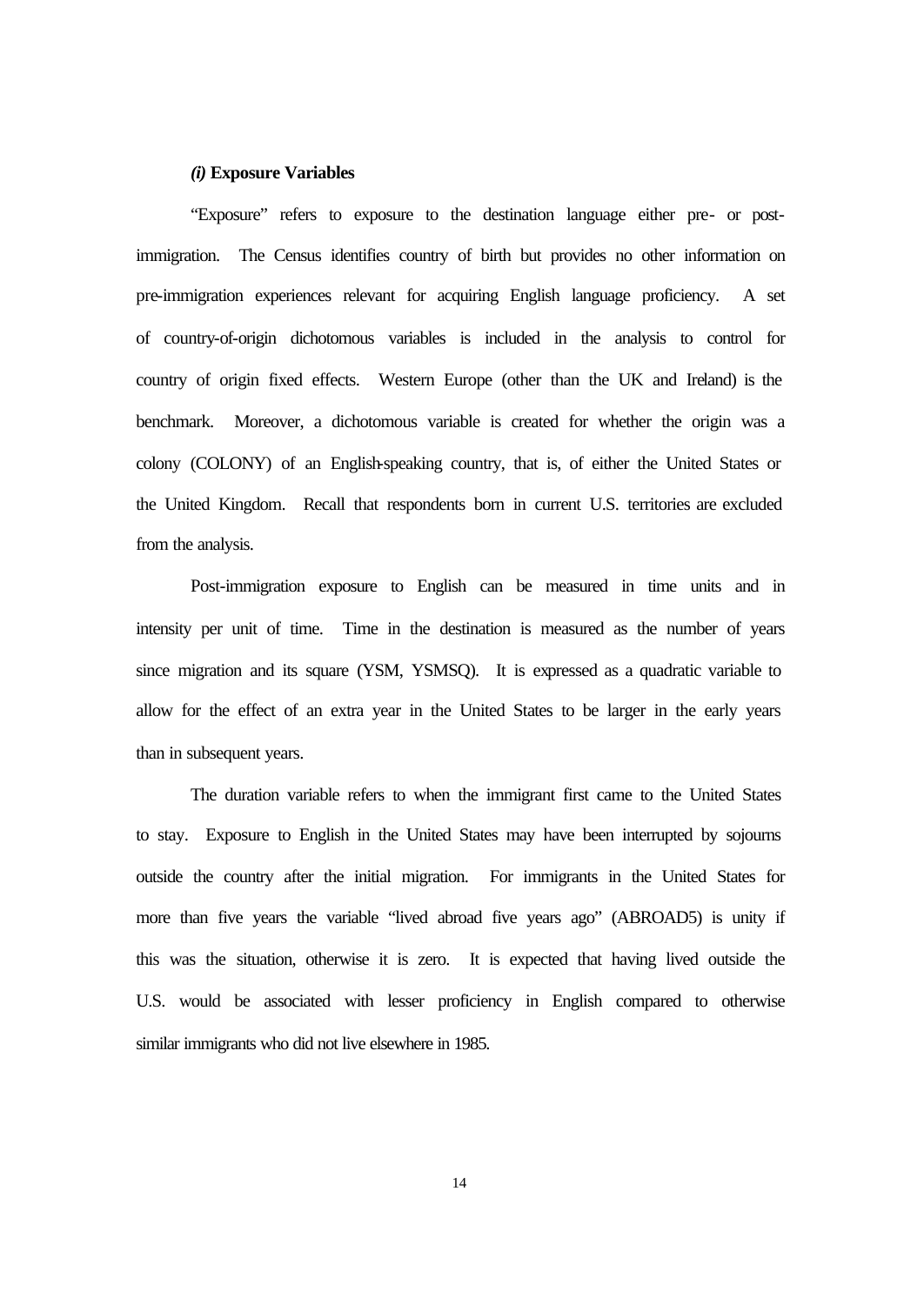### *(i)* **Exposure Variables**

"Exposure" refers to exposure to the destination language either pre- or post-immigration. The Census identifies country of birth but provides no other information on pre-immigration experiences relevant for acquiring English language proficiency. A set of country-of-origin dichotomous variables is included in the analysis to control for country of origin fixed effects. Western Europe (other than the UK and Ireland) is the benchmark. Moreover, a dichotomous variable is created for whether the origin was a colony (COLONY) of an English-speaking country, that is, of either the United States or the United Kingdom. Recall that respondents born in current U.S. territories are excluded from the analysis.

Post-immigration exposure to English can be measured in time units and in intensity per unit of time. Time in the destination is measured as the number of years since migration and its square (YSM, YSMSQ). It is expressed as a quadratic variable to allow for the effect of an extra year in the United States to be larger in the early years than in subsequent years.

The duration variable refers to when the immigrant first came to the United States to stay. Exposure to English in the United States may have been interrupted by sojourns outside the country after the initial migration. For immigrants in the United States for more than five years the variable "lived abroad five years ago" (ABROAD5) is unity if this was the situation, otherwise it is zero. It is expected that having lived outside the U.S. would be associated with lesser proficiency in English compared to otherwise similar immigrants who did not live elsewhere in 1985.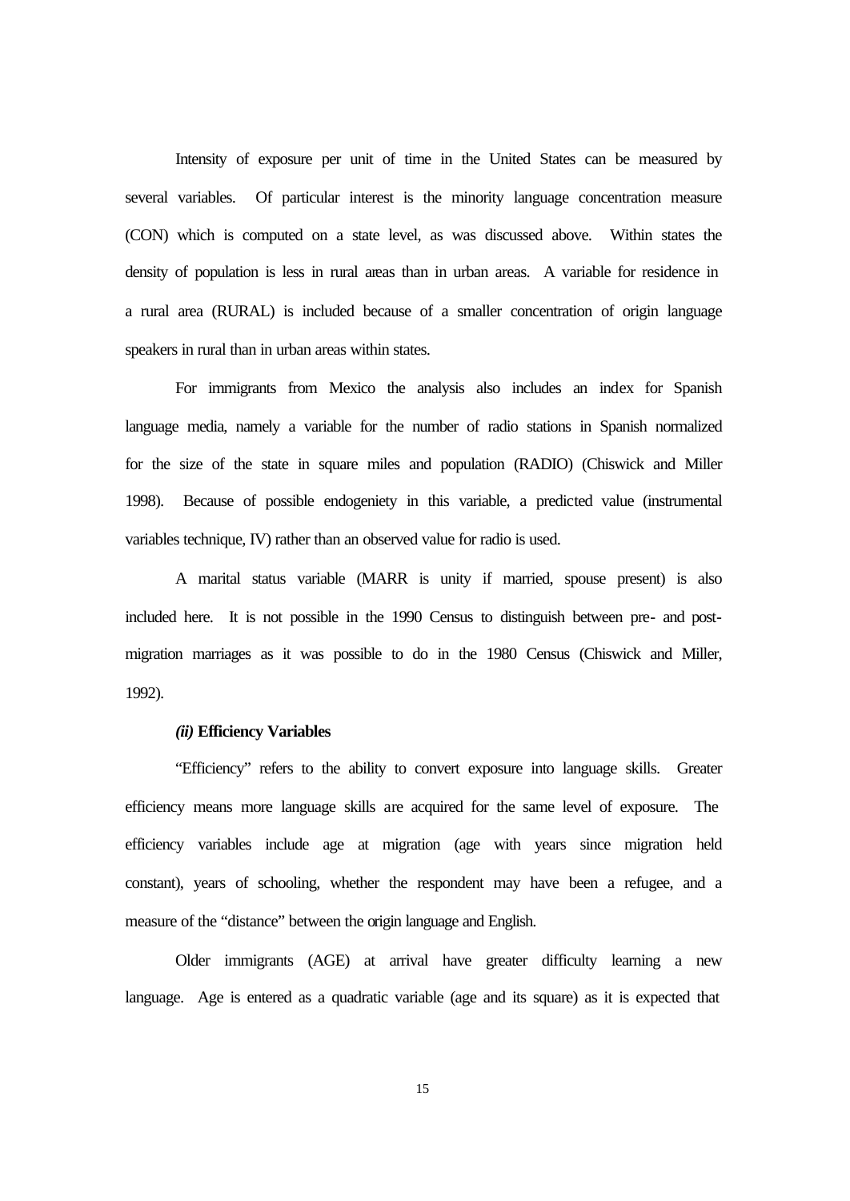Intensity of exposure per unit of time in the United States can be measured by several variables. Of particular interest is the minority language concentration measure (CON) which is computed on a state level, as was discussed above. Within states the density of population is less in rural areas than in urban areas. A variable for residence in a rural area (RURAL) is included because of a smaller concentration of origin language speakers in rural than in urban areas within states.

For immigrants from Mexico the analysis also includes an index for Spanish language media, namely a variable for the number of radio stations in Spanish normalized for the size of the state in square miles and population (RADIO) (Chiswick and Miller 1998). Because of possible endogeniety in this variable, a predicted value (instrumental variables technique, IV) rather than an observed value for radio is used.

A marital status variable (MARR is unity if married, spouse present) is also included here. It is not possible in the 1990 Census to distinguish between pre- and post-migration marriages as it was possible to do in the 1980 Census (Chiswick and Miller, 1992).

#### *(ii)* **Efficiency Variables**

"Efficiency" refers to the ability to convert exposure into language skills. Greater efficiency means more language skills are acquired for the same level of exposure. The efficiency variables include age at migration (age with years since migration held constant), years of schooling, whether the respondent may have been a refugee, and a measure of the "distance" between the origin language and English.

Older immigrants (AGE) at arrival have greater difficulty learning a new language. Age is entered as a quadratic variable (age and its square) as it is expected that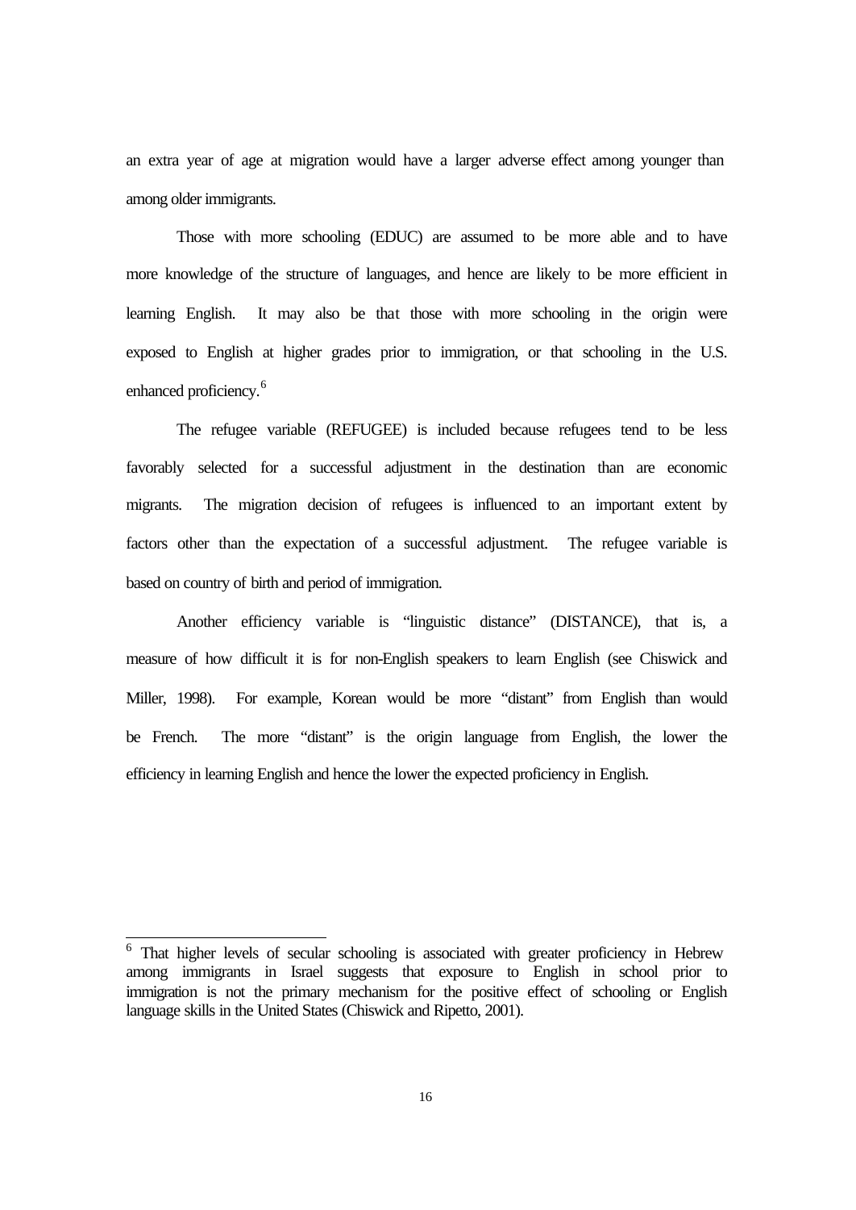an extra year of age at migration would have a larger adverse effect among younger than among older immigrants.

Those with more schooling (EDUC) are assumed to be more able and to have more knowledge of the structure of languages, and hence are likely to be more efficient in learning English. It may also be that those with more schooling in the origin were exposed to English at higher grades prior to immigration, or that schooling in the U.S. enhanced proficiency.[6]

The refugee variable (REFUGEE) is included because refugees tend to be less favorably selected for a successful adjustment in the destination than are economic migrants. The migration decision of refugees is influenced to an important extent by factors other than the expectation of a successful adjustment. The refugee variable is based on country of birth and period of immigration.

Another efficiency variable is "linguistic distance" (DISTANCE), that is, a measure of how difficult it is for non-English speakers to learn English (see Chiswick and Miller, 1998). For example, Korean would be more "distant" from English than would be French. The more "distant" is the origin language from English, the lower the efficiency in learning English and hence the lower the expected proficiency in English.

---

[6] That higher levels of secular schooling is associated with greater proficiency in Hebrew among immigrants in Israel suggests that exposure to English in school prior to immigration is not the primary mechanism for the positive effect of schooling or English language skills in the United States (Chiswick and Repetto, 2001).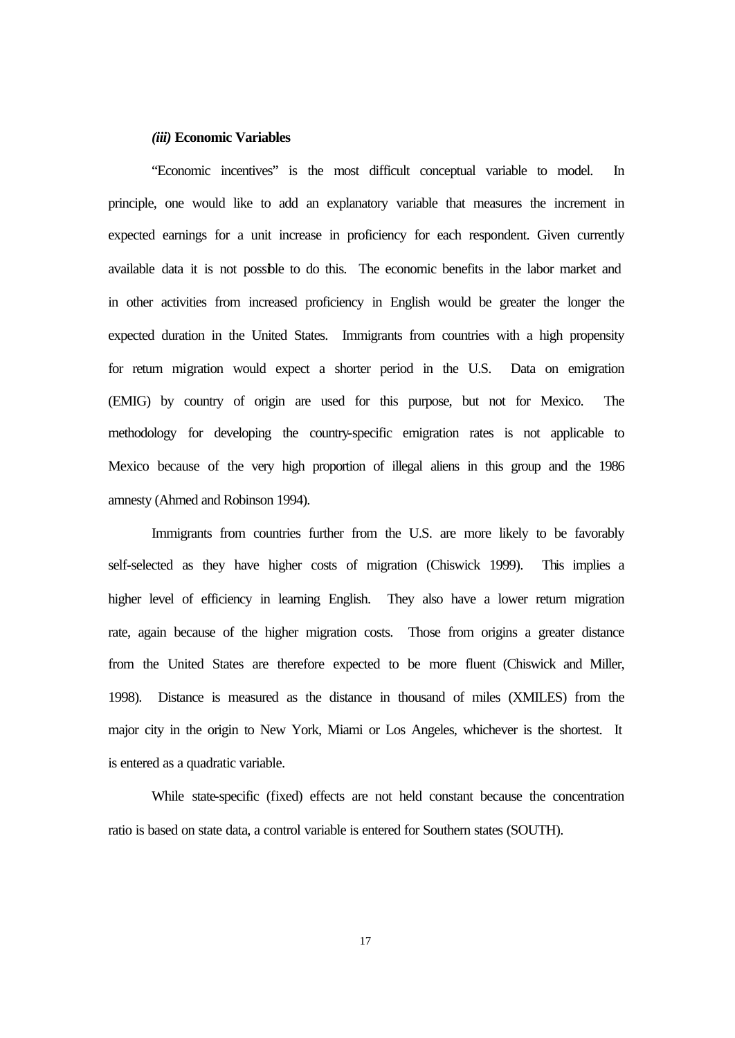### *(iii)* Economic Variables

"Economic incentives" is the most difficult conceptual variable to model. In principle, one would like to add an explanatory variable that measures the increment in expected earnings for a unit increase in proficiency for each respondent. Given currently available data it is not possible to do this. The economic benefits in the labor market and in other activities from increased proficiency in English would be greater the longer the expected duration in the United States. Immigrants from countries with a high propensity for return migration would expect a shorter period in the U.S. Data on emigration (EMIG) by country of origin are used for this purpose, but not for Mexico. The methodology for developing the country-specific emigration rates is not applicable to Mexico because of the very high proportion of illegal aliens in this group and the 1986 amnesty (Ahmed and Robinson 1994).

Immigrants from countries further from the U.S. are more likely to be favorably self-selected as they have higher costs of migration (Chiswick 1999). This implies a higher level of efficiency in learning English. They also have a lower return migration rate, again because of the higher migration costs. Those from origins a greater distance from the United States are therefore expected to be more fluent (Chiswick and Miller, 1998). Distance is measured as the distance in thousand of miles (XMILES) from the major city in the origin to New York, Miami or Los Angeles, whichever is the shortest. It is entered as a quadratic variable.

While state-specific (fixed) effects are not held constant because the concentration ratio is based on state data, a control variable is entered for Southern states (SOUTH).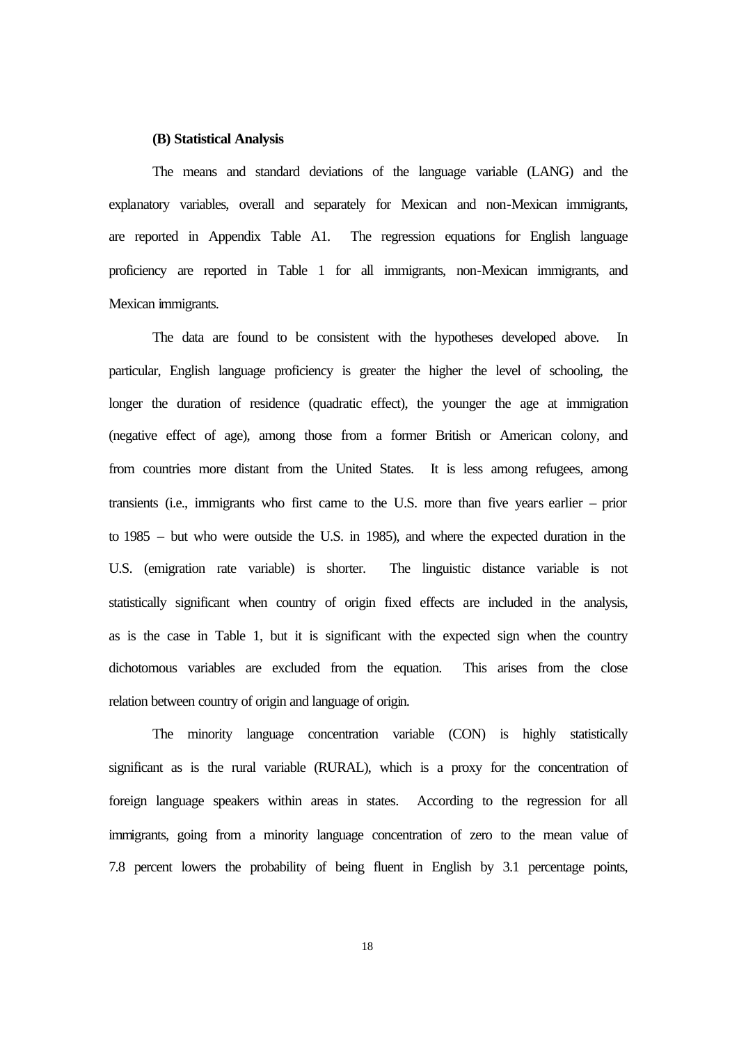**(B) Statistical Analysis**

The means and standard deviations of the language variable (LANG) and the explanatory variables, overall and separately for Mexican and non-Mexican immigrants, are reported in Appendix Table A1. The regression equations for English language proficiency are reported in Table 1 for all immigrants, non-Mexican immigrants, and Mexican immigrants.

The data are found to be consistent with the hypotheses developed above. In particular, English language proficiency is greater the higher the level of schooling, the longer the duration of residence (quadratic effect), the younger the age at immigration (negative effect of age), among those from a former British or American colony, and from countries more distant from the United States. It is less among refugees, among transients (i.e., immigrants who first came to the U.S. more than five years earlier – prior to 1985 – but who were outside the U.S. in 1985), and where the expected duration in the U.S. (emigration rate variable) is shorter. The linguistic distance variable is not statistically significant when country of origin fixed effects are included in the analysis, as is the case in Table 1, but it is significant with the expected sign when the country dichotomous variables are excluded from the equation. This arises from the close relation between country of origin and language of origin.

The minority language concentration variable (CON) is highly statistically significant as is the rural variable (RURAL), which is a proxy for the concentration of foreign language speakers within areas in states. According to the regression for all immigrants, going from a minority language concentration of zero to the mean value of 7.8 percent lowers the probability of being fluent in English by 3.1 percentage points,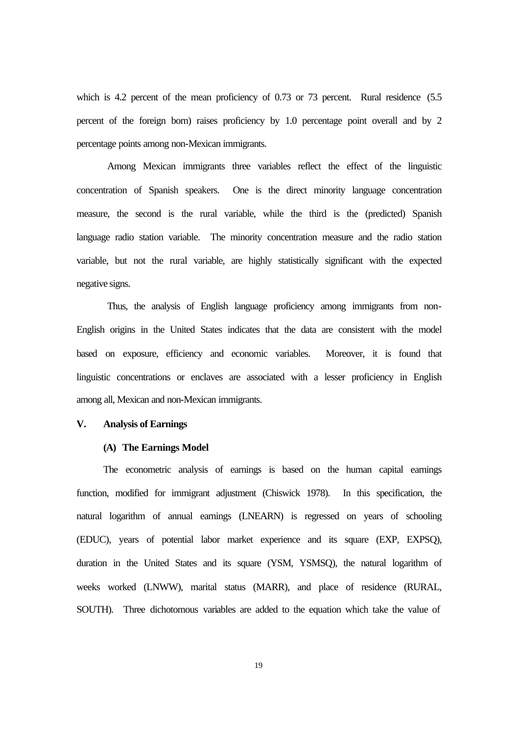which is 4.2 percent of the mean proficiency of 0.73 or 73 percent. Rural residence (5.5 percent of the foreign born) raises proficiency by 1.0 percentage point overall and by 2 percentage points among non-Mexican immigrants.

Among Mexican immigrants three variables reflect the effect of the linguistic concentration of Spanish speakers. One is the direct minority language concentration measure, the second is the rural variable, while the third is the (predicted) Spanish language radio station variable. The minority concentration measure and the radio station variable, but not the rural variable, are highly statistically significant with the expected negative signs.

Thus, the analysis of English language proficiency among immigrants from non-English origins in the United States indicates that the data are consistent with the model based on exposure, efficiency and economic variables. Moreover, it is found that linguistic concentrations or enclaves are associated with a lesser proficiency in English among all, Mexican and non-Mexican immigrants.

## V. Analysis of Earnings

### (A) The Earnings Model

The econometric analysis of earnings is based on the human capital earnings function, modified for immigrant adjustment (Chiswick 1978). In this specification, the natural logarithm of annual earnings (LNEARN) is regressed on years of schooling (EDUC), years of potential labor market experience and its square (EXP, EXPSQ), duration in the United States and its square (YSM, YSMSQ), the natural logarithm of weeks worked (LNWW), marital status (MARR), and place of residence (RURAL, SOUTH). Three dichotomous variables are added to the equation which take the value of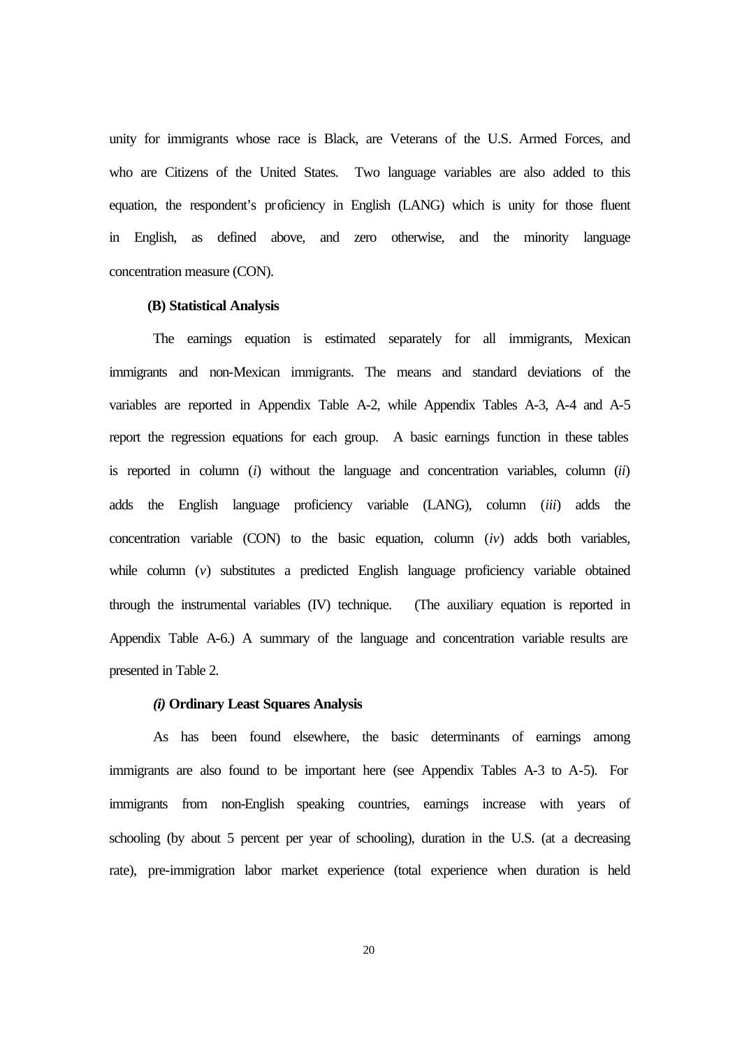unity for immigrants whose race is Black, are Veterans of the U.S. Armed Forces, and who are Citizens of the United States. Two language variables are also added to this equation, the respondent's proficiency in English (LANG) which is unity for those fluent in English, as defined above, and zero otherwise, and the minority language concentration measure (CON).

**(B) Statistical Analysis**

The earnings equation is estimated separately for all immigrants, Mexican immigrants and non-Mexican immigrants. The means and standard deviations of the variables are reported in Appendix Table A-2, while Appendix Tables A-3, A-4 and A-5 report the regression equations for each group. A basic earnings function in these tables is reported in column (*i*) without the language and concentration variables, column (*ii*) adds the English language proficiency variable (LANG), column (*iii*) adds the concentration variable (CON) to the basic equation, column (*iv*) adds both variables, while column (*v*) substitutes a predicted English language proficiency variable obtained through the instrumental variables (IV) technique. (The auxiliary equation is reported in Appendix Table A-6.) A summary of the language and concentration variable results are presented in Table 2.

***(i)* Ordinary Least Squares Analysis**

As has been found elsewhere, the basic determinants of earnings among immigrants are also found to be important here (see Appendix Tables A-3 to A-5). For immigrants from non-English speaking countries, earnings increase with years of schooling (by about 5 percent per year of schooling), duration in the U.S. (at a decreasing rate), pre-immigration labor market experience (total experience when duration is held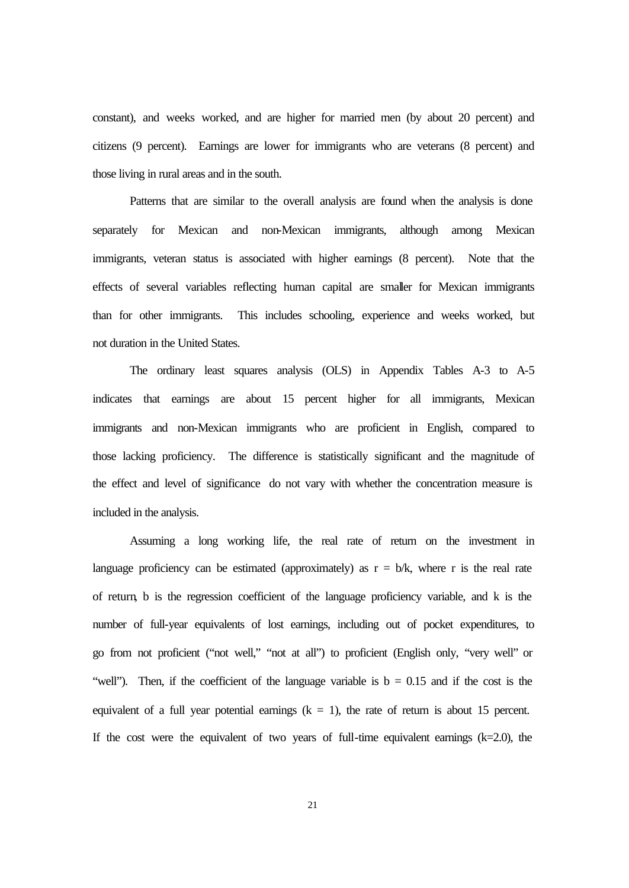constant), and weeks worked, and are higher for married men (by about 20 percent) and citizens (9 percent). Earnings are lower for immigrants who are veterans (8 percent) and those living in rural areas and in the south.

Patterns that are similar to the overall analysis are found when the analysis is done separately for Mexican and non-Mexican immigrants, although among Mexican immigrants, veteran status is associated with higher earnings (8 percent). Note that the effects of several variables reflecting human capital are smaller for Mexican immigrants than for other immigrants. This includes schooling, experience and weeks worked, but not duration in the United States.

The ordinary least squares analysis (OLS) in Appendix Tables A-3 to A-5 indicates that earnings are about 15 percent higher for all immigrants, Mexican immigrants and non-Mexican immigrants who are proficient in English, compared to those lacking proficiency. The difference is statistically significant and the magnitude of the effect and level of significance do not vary with whether the concentration measure is included in the analysis.

Assuming a long working life, the real rate of return on the investment in language proficiency can be estimated (approximately) as $r = b/k$, where r is the real rate of return, b is the regression coefficient of the language proficiency variable, and k is the number of full-year equivalents of lost earnings, including out of pocket expenditures, to go from not proficient ("not well," "not at all") to proficient (English only, "very well" or "well"). Then, if the coefficient of the language variable is $b = 0.15$ and if the cost is the equivalent of a full year potential earnings ($k = 1$), the rate of return is about 15 percent. If the cost were the equivalent of two years of full-time equivalent earnings ($k=2.0$), the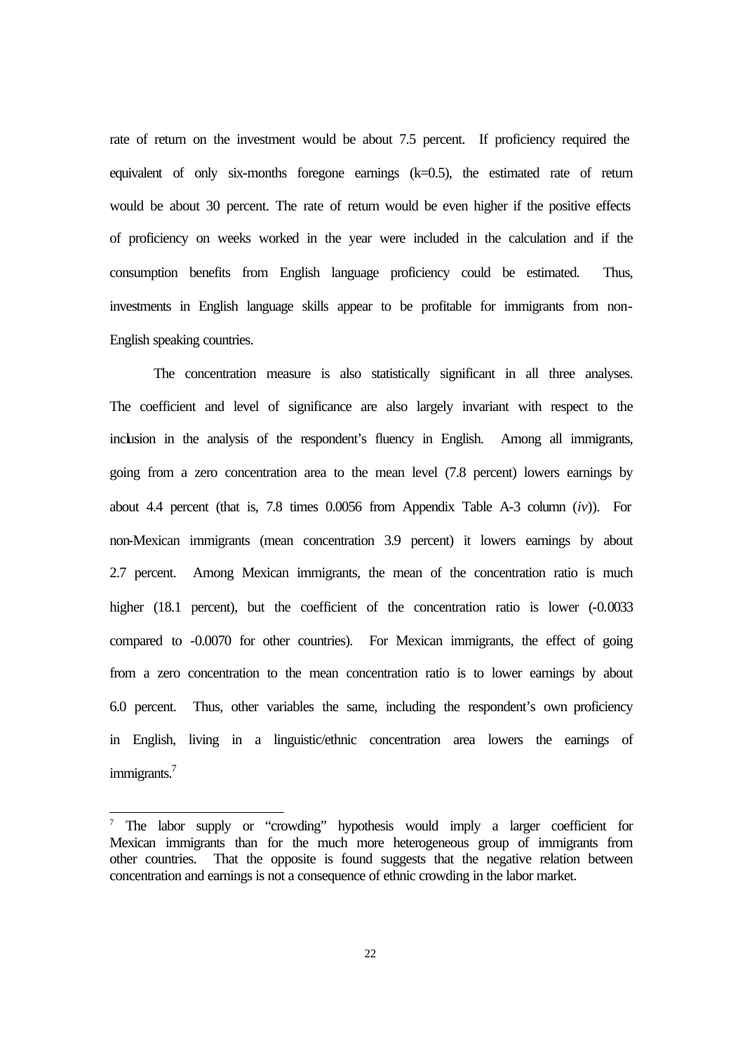rate of return on the investment would be about 7.5 percent. If proficiency required the equivalent of only six-months foregone earnings (k=0.5), the estimated rate of return would be about 30 percent. The rate of return would be even higher if the positive effects of proficiency on weeks worked in the year were included in the calculation and if the consumption benefits from English language proficiency could be estimated. Thus, investments in English language skills appear to be profitable for immigrants from non-English speaking countries.

The concentration measure is also statistically significant in all three analyses. The coefficient and level of significance are also largely invariant with respect to the inclusion in the analysis of the respondent's fluency in English. Among all immigrants, going from a zero concentration area to the mean level (7.8 percent) lowers earnings by about 4.4 percent (that is, 7.8 times 0.0056 from Appendix Table A-3 column (*iv*)). For non-Mexican immigrants (mean concentration 3.9 percent) it lowers earnings by about 2.7 percent. Among Mexican immigrants, the mean of the concentration ratio is much higher (18.1 percent), but the coefficient of the concentration ratio is lower (-0.0033 compared to -0.0070 for other countries). For Mexican immigrants, the effect of going from a zero concentration to the mean concentration ratio is to lower earnings by about 6.0 percent. Thus, other variables the same, including the respondent's own proficiency in English, living in a linguistic/ethnic concentration area lowers the earnings of immigrants.[7]

---

[7] The labor supply or "crowding" hypothesis would imply a larger coefficient for Mexican immigrants than for the much more heterogeneous group of immigrants from other countries. That the opposite is found suggests that the negative relation between concentration and earnings is not a consequence of ethnic crowding in the labor market.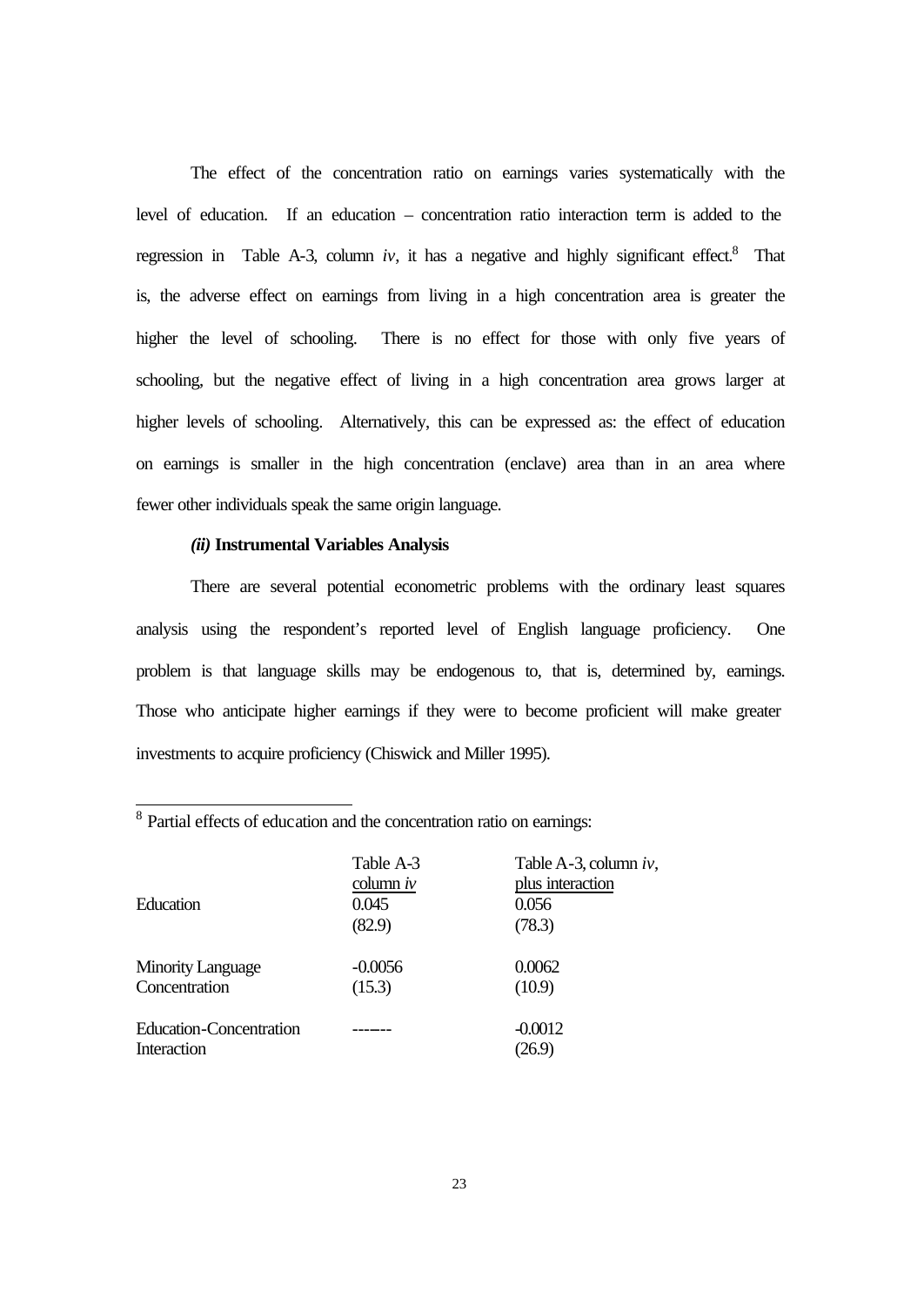The effect of the concentration ratio on earnings varies systematically with the level of education. If an education – concentration ratio interaction term is added to the regression in Table A-3, column *iv*, it has a negative and highly significant effect.[8] That is, the adverse effect on earnings from living in a high concentration area is greater the higher the level of schooling. There is no effect for those with only five years of schooling, but the negative effect of living in a high concentration area grows larger at higher levels of schooling. Alternatively, this can be expressed as: the effect of education on earnings is smaller in the high concentration (enclave) area than in an area where fewer other individuals speak the same origin language.

### *(ii)* Instrumental Variables Analysis

There are several potential econometric problems with the ordinary least squares analysis using the respondent's reported level of English language proficiency. One problem is that language skills may be endogenous to, that is, determined by, earnings. Those who anticipate higher earnings if they were to become proficient will make greater investments to acquire proficiency (Chiswick and Miller 1995).

---

[8] Partial effects of education and the concentration ratio on earnings:

| | Table A-3 column *iv* | Table A-3, column *iv*, plus interaction |
|---|---|---|
| Education | 0.045 | 0.056 |
| | (82.9) | (78.3) |
| Minority Language Concentration | -0.0056 | 0.0062 |
| | (15.3) | (10.9) |
| Education-Concentration Interaction | ------- | -0.0012 |
| | | (26.9) |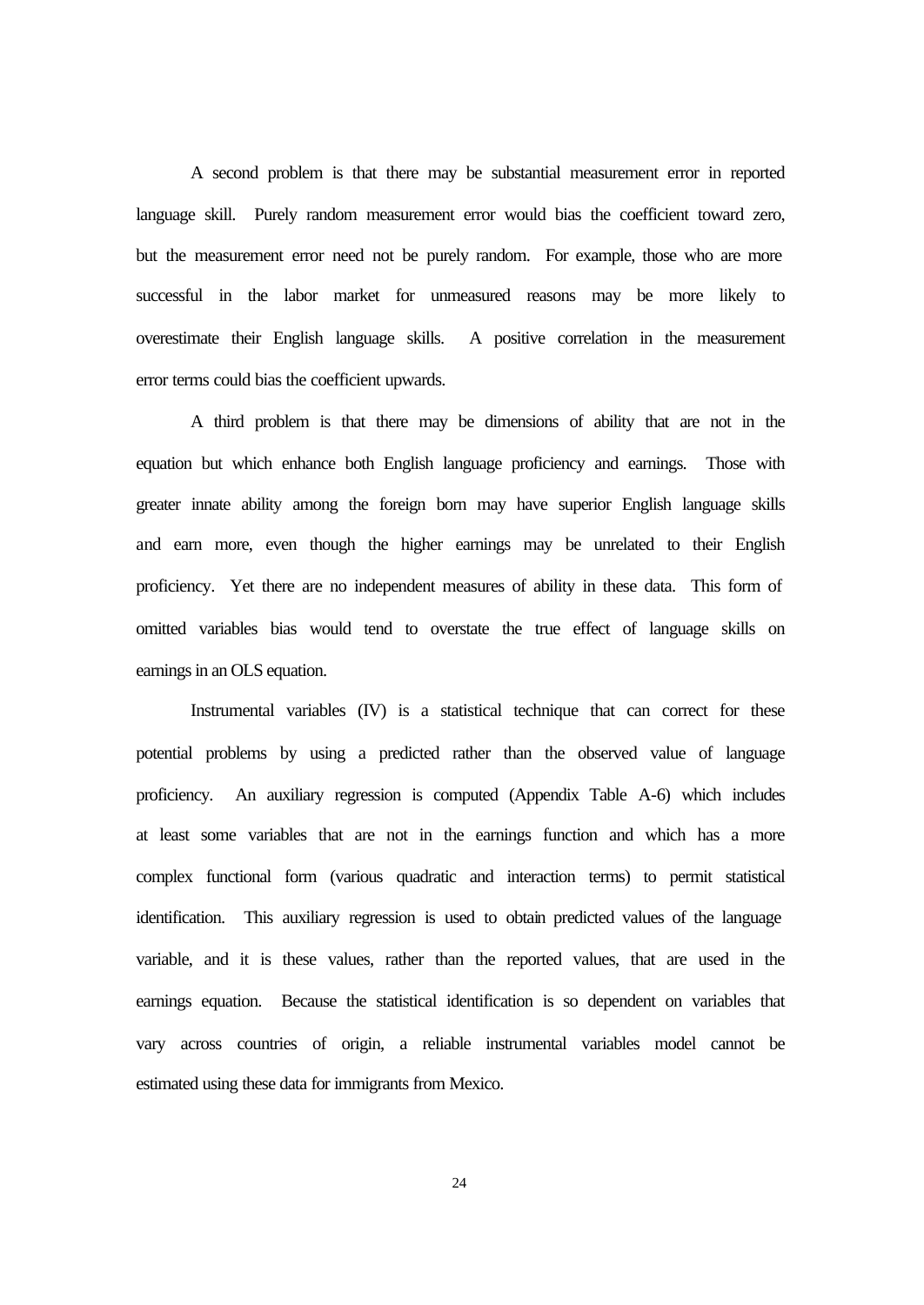A second problem is that there may be substantial measurement error in reported language skill. Purely random measurement error would bias the coefficient toward zero, but the measurement error need not be purely random. For example, those who are more successful in the labor market for unmeasured reasons may be more likely to overestimate their English language skills. A positive correlation in the measurement error terms could bias the coefficient upwards.

A third problem is that there may be dimensions of ability that are not in the equation but which enhance both English language proficiency and earnings. Those with greater innate ability among the foreign born may have superior English language skills and earn more, even though the higher earnings may be unrelated to their English proficiency. Yet there are no independent measures of ability in these data. This form of omitted variables bias would tend to overstate the true effect of language skills on earnings in an OLS equation.

Instrumental variables (IV) is a statistical technique that can correct for these potential problems by using a predicted rather than the observed value of language proficiency. An auxiliary regression is computed (Appendix Table A-6) which includes at least some variables that are not in the earnings function and which has a more complex functional form (various quadratic and interaction terms) to permit statistical identification. This auxiliary regression is used to obtain predicted values of the language variable, and it is these values, rather than the reported values, that are used in the earnings equation. Because the statistical identification is so dependent on variables that vary across countries of origin, a reliable instrumental variables model cannot be estimated using these data for immigrants from Mexico.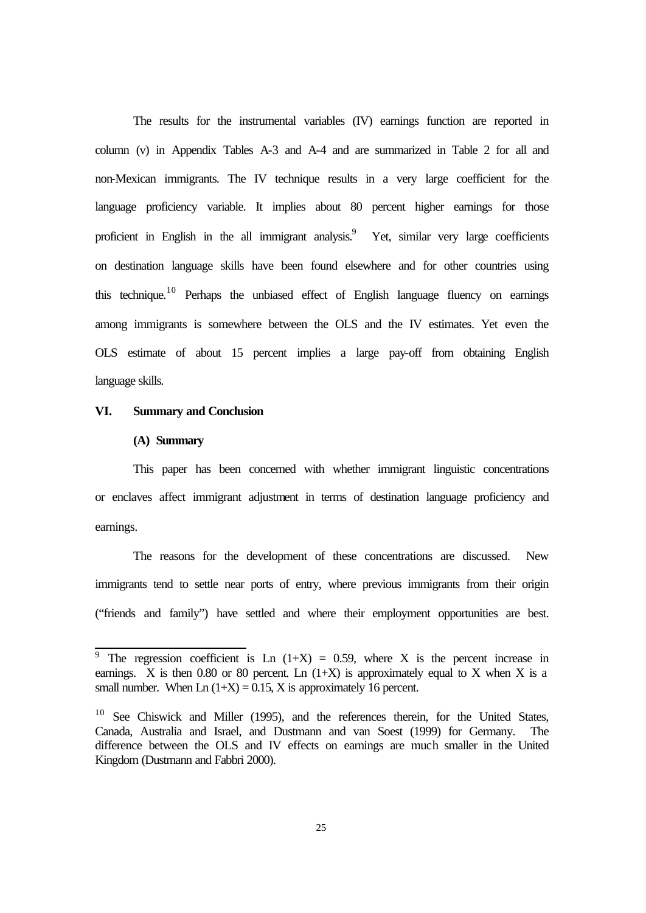The results for the instrumental variables (IV) earnings function are reported in column (v) in Appendix Tables A-3 and A-4 and are summarized in Table 2 for all and non-Mexican immigrants. The IV technique results in a very large coefficient for the language proficiency variable. It implies about 80 percent higher earnings for those proficient in English in the all immigrant analysis.[9] Yet, similar very large coefficients on destination language skills have been found elsewhere and for other countries using this technique.[10] Perhaps the unbiased effect of English language fluency on earnings among immigrants is somewhere between the OLS and the IV estimates. Yet even the OLS estimate of about 15 percent implies a large pay-off from obtaining English language skills.

## VI. Summary and Conclusion

### (A) Summary

This paper has been concerned with whether immigrant linguistic concentrations or enclaves affect immigrant adjustment in terms of destination language proficiency and earnings.

The reasons for the development of these concentrations are discussed. New immigrants tend to settle near ports of entry, where previous immigrants from their origin ("friends and family") have settled and where their employment opportunities are best.

---

[9] The regression coefficient is $\text{Ln}(1+X) = 0.59$, where X is the percent increase in earnings. X is then 0.80 or 80 percent. $\text{Ln}(1+X)$ is approximately equal to X when X is a small number. When $\text{Ln}(1+X) = 0.15$, X is approximately 16 percent.

[10] See Chiswick and Miller (1995), and the references therein, for the United States, Canada, Australia and Israel, and Dustmann and van Soest (1999) for Germany. The difference between the OLS and IV effects on earnings are much smaller in the United Kingdom (Dustmann and Fabbri 2000).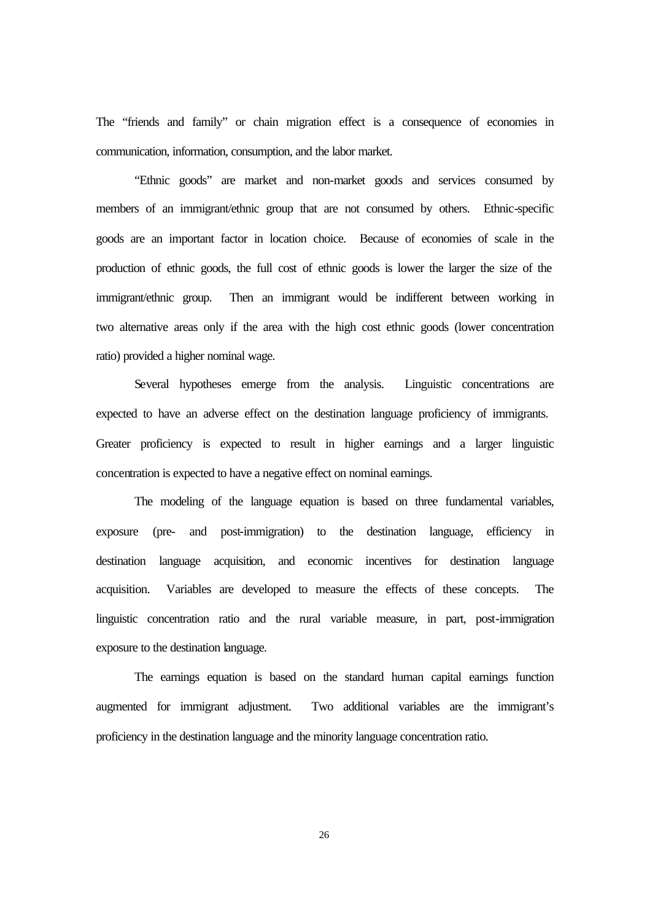The "friends and family" or chain migration effect is a consequence of economies in communication, information, consumption, and the labor market.

"Ethnic goods" are market and non-market goods and services consumed by members of an immigrant/ethnic group that are not consumed by others. Ethnic-specific goods are an important factor in location choice. Because of economies of scale in the production of ethnic goods, the full cost of ethnic goods is lower the larger the size of the immigrant/ethnic group. Then an immigrant would be indifferent between working in two alternative areas only if the area with the high cost ethnic goods (lower concentration ratio) provided a higher nominal wage.

Several hypotheses emerge from the analysis. Linguistic concentrations are expected to have an adverse effect on the destination language proficiency of immigrants. Greater proficiency is expected to result in higher earnings and a larger linguistic concentration is expected to have a negative effect on nominal earnings.

The modeling of the language equation is based on three fundamental variables, exposure (pre- and post-immigration) to the destination language, efficiency in destination language acquisition, and economic incentives for destination language acquisition. Variables are developed to measure the effects of these concepts. The linguistic concentration ratio and the rural variable measure, in part, post-immigration exposure to the destination language.

The earnings equation is based on the standard human capital earnings function augmented for immigrant adjustment. Two additional variables are the immigrant's proficiency in the destination language and the minority language concentration ratio.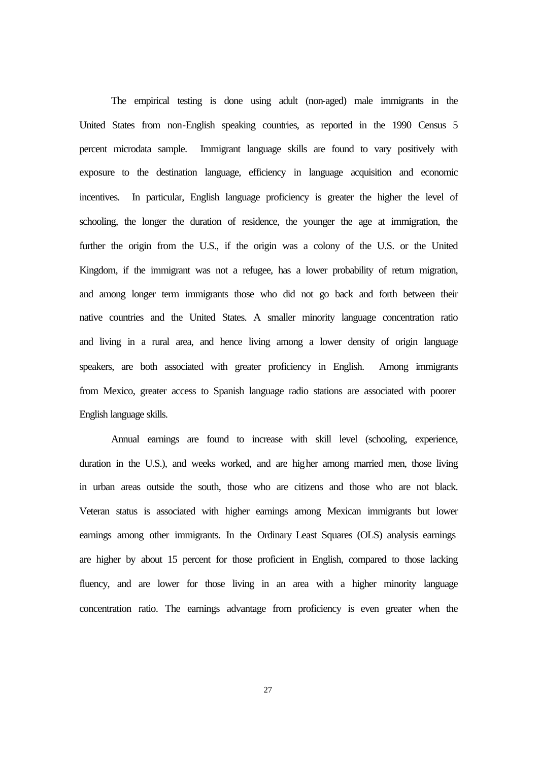The empirical testing is done using adult (non-aged) male immigrants in the United States from non-English speaking countries, as reported in the 1990 Census 5 percent microdata sample. Immigrant language skills are found to vary positively with exposure to the destination language, efficiency in language acquisition and economic incentives. In particular, English language proficiency is greater the higher the level of schooling, the longer the duration of residence, the younger the age at immigration, the further the origin from the U.S., if the origin was a colony of the U.S. or the United Kingdom, if the immigrant was not a refugee, has a lower probability of return migration, and among longer term immigrants those who did not go back and forth between their native countries and the United States. A smaller minority language concentration ratio and living in a rural area, and hence living among a lower density of origin language speakers, are both associated with greater proficiency in English. Among immigrants from Mexico, greater access to Spanish language radio stations are associated with poorer English language skills.

Annual earnings are found to increase with skill level (schooling, experience, duration in the U.S.), and weeks worked, and are higher among married men, those living in urban areas outside the south, those who are citizens and those who are not black. Veteran status is associated with higher earnings among Mexican immigrants but lower earnings among other immigrants. In the Ordinary Least Squares (OLS) analysis earnings are higher by about 15 percent for those proficient in English, compared to those lacking fluency, and are lower for those living in an area with a higher minority language concentration ratio. The earnings advantage from proficiency is even greater when the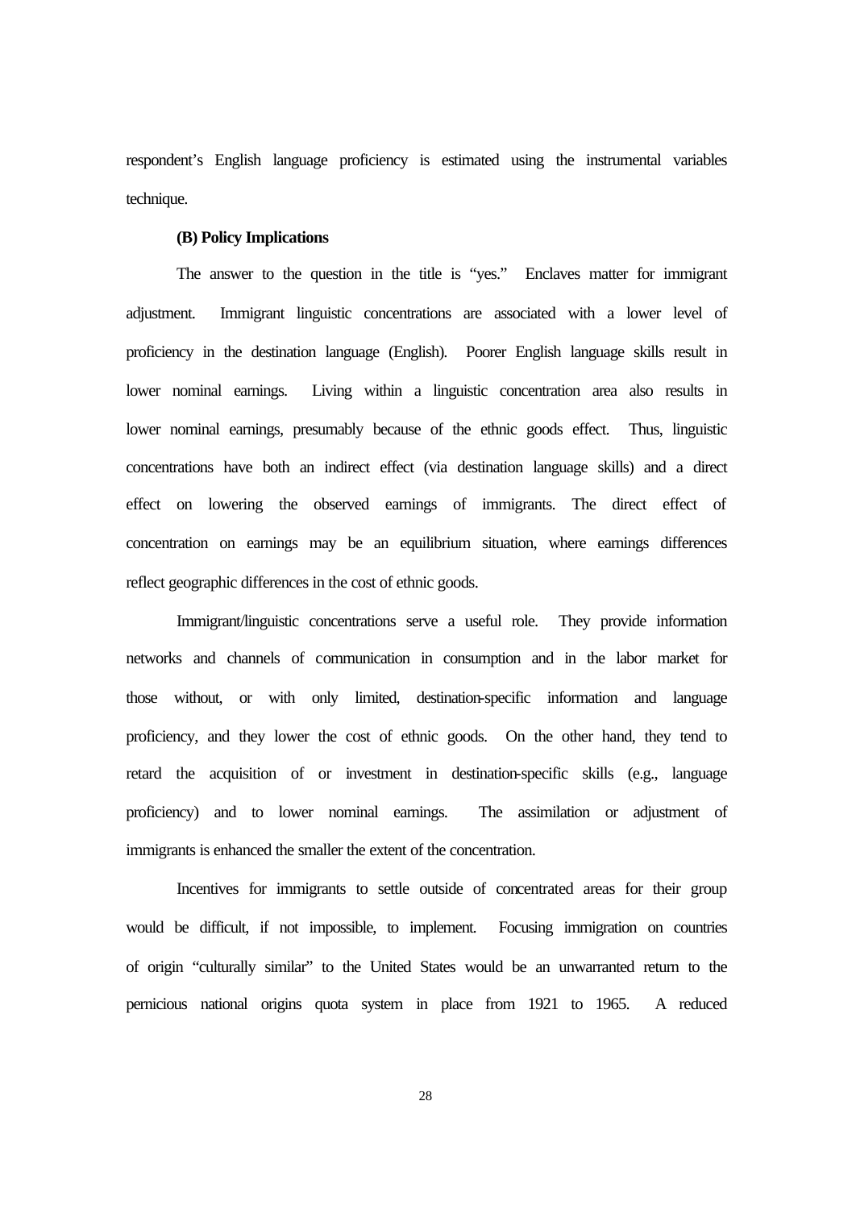respondent's English language proficiency is estimated using the instrumental variables technique.

### (B) Policy Implications

The answer to the question in the title is "yes." Enclaves matter for immigrant adjustment. Immigrant linguistic concentrations are associated with a lower level of proficiency in the destination language (English). Poorer English language skills result in lower nominal earnings. Living within a linguistic concentration area also results in lower nominal earnings, presumably because of the ethnic goods effect. Thus, linguistic concentrations have both an indirect effect (via destination language skills) and a direct effect on lowering the observed earnings of immigrants. The direct effect of concentration on earnings may be an equilibrium situation, where earnings differences reflect geographic differences in the cost of ethnic goods.

Immigrant/linguistic concentrations serve a useful role. They provide information networks and channels of communication in consumption and in the labor market for those without, or with only limited, destination-specific information and language proficiency, and they lower the cost of ethnic goods. On the other hand, they tend to retard the acquisition of or investment in destination-specific skills (e.g., language proficiency) and to lower nominal earnings. The assimilation or adjustment of immigrants is enhanced the smaller the extent of the concentration.

Incentives for immigrants to settle outside of concentrated areas for their group would be difficult, if not impossible, to implement. Focusing immigration on countries of origin "culturally similar" to the United States would be an unwarranted return to the pernicious national origins quota system in place from 1921 to 1965. A reduced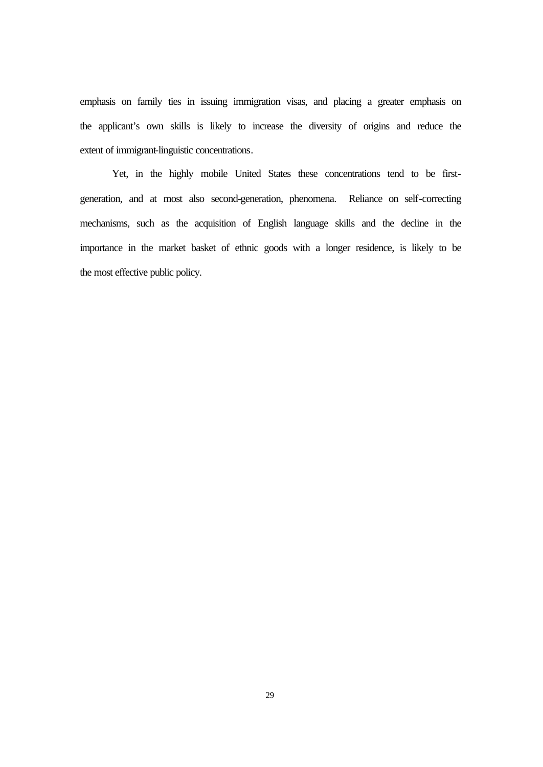emphasis on family ties in issuing immigration visas, and placing a greater emphasis on the applicant's own skills is likely to increase the diversity of origins and reduce the extent of immigrant-linguistic concentrations.

Yet, in the highly mobile United States these concentrations tend to be first-generation, and at most also second-generation, phenomena. Reliance on self-correcting mechanisms, such as the acquisition of English language skills and the decline in the importance in the market basket of ethnic goods with a longer residence, is likely to be the most effective public policy.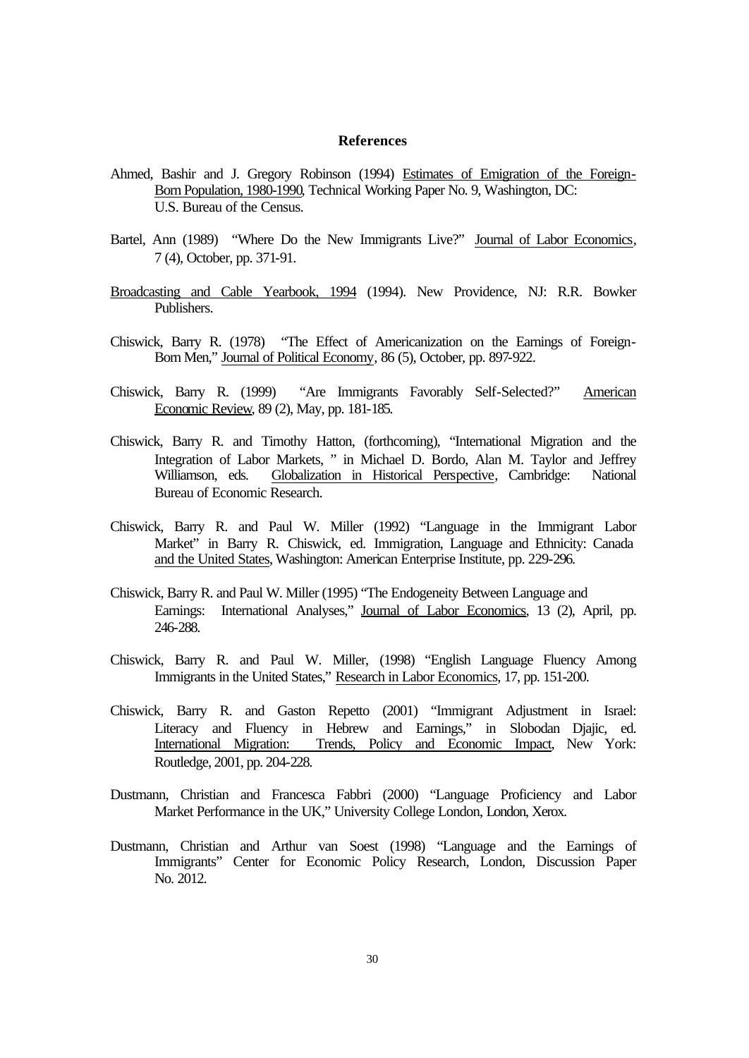## References

Ahmed, Bashir and J. Gregory Robinson (1994) Estimates of Emigration of the Foreign-Born Population, 1980-1990, Technical Working Paper No. 9, Washington, DC: U.S. Bureau of the Census.

Bartel, Ann (1989) "Where Do the New Immigrants Live?" Journal of Labor Economics, 7 (4), October, pp. 371-91.

Broadcasting and Cable Yearbook, 1994 (1994). New Providence, NJ: R.R. Bowker Publishers.

Chiswick, Barry R. (1978) "The Effect of Americanization on the Earnings of Foreign-Born Men," Journal of Political Economy, 86 (5), October, pp. 897-922.

Chiswick, Barry R. (1999) "Are Immigrants Favorably Self-Selected?" American Economic Review, 89 (2), May, pp. 181-185.

Chiswick, Barry R. and Timothy Hatton, (forthcoming), "International Migration and the Integration of Labor Markets, " in Michael D. Bordo, Alan M. Taylor and Jeffrey Williamson, eds. Globalization in Historical Perspective, Cambridge: National Bureau of Economic Research.

Chiswick, Barry R. and Paul W. Miller (1992) "Language in the Immigrant Labor Market" in Barry R. Chiswick, ed. Immigration, Language and Ethnicity: Canada and the United States, Washington: American Enterprise Institute, pp. 229-296.

Chiswick, Barry R. and Paul W. Miller (1995) "The Endogeneity Between Language and Earnings: International Analyses," Journal of Labor Economics, 13 (2), April, pp. 246-288.

Chiswick, Barry R. and Paul W. Miller, (1998) "English Language Fluency Among Immigrants in the United States," Research in Labor Economics, 17, pp. 151-200.

Chiswick, Barry R. and Gaston Repetto (2001) "Immigrant Adjustment in Israel: Literacy and Fluency in Hebrew and Earnings," in Slobodan Djajic, ed. International Migration: Trends, Policy and Economic Impact, New York: Routledge, 2001, pp. 204-228.

Dustmann, Christian and Francesca Fabbri (2000) "Language Proficiency and Labor Market Performance in the UK," University College London, London, Xerox.

Dustmann, Christian and Arthur van Soest (1998) "Language and the Earnings of Immigrants" Center for Economic Policy Research, London, Discussion Paper No. 2012.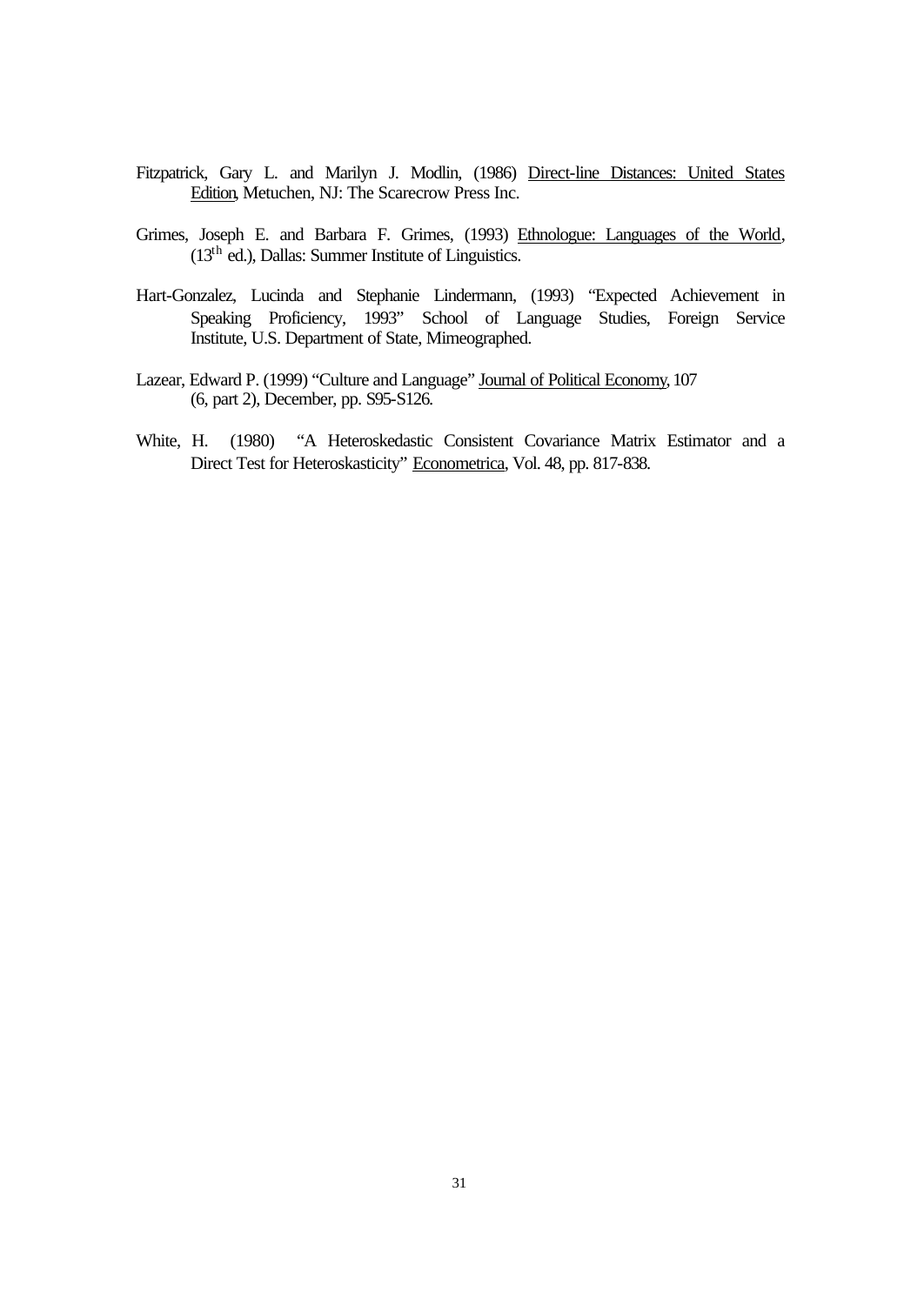Fitzpatrick, Gary L. and Marilyn J. Modlin, (1986) Direct-line Distances: United States Edition, Metuchen, NJ: The Scarecrow Press Inc.

Grimes, Joseph E. and Barbara F. Grimes, (1993) Ethnologue: Languages of the World, (13th ed.), Dallas: Summer Institute of Linguistics.

Hart-Gonzalez, Lucinda and Stephanie Lindermann, (1993) "Expected Achievement in Speaking Proficiency, 1993" School of Language Studies, Foreign Service Institute, U.S. Department of State, Mimeographed.

Lazear, Edward P. (1999) "Culture and Language" Journal of Political Economy, 107 (6, part 2), December, pp. S95-S126.

White, H. (1980) "A Heteroskedastic Consistent Covariance Matrix Estimator and a Direct Test for Heteroskasticity" Econometrica, Vol. 48, pp. 817-838.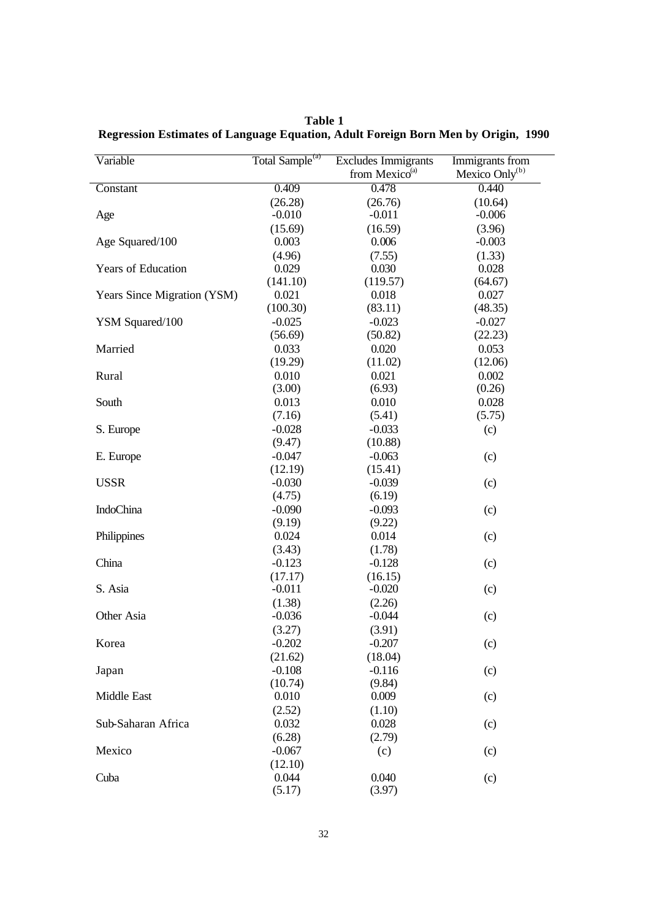**Table 1**
**Regression Estimates of Language Equation, Adult Foreign Born Men by Origin, 1990**

| Variable | Total Sample[(a)] | Excludes Immigrants from Mexico[(a)] | Immigrants from Mexico Only[(b)] |
|---|---|---|---|
| Constant | 0.409 | 0.478 | 0.440 |
| | (26.28) | (26.76) | (10.64) |
| Age | -0.010 | -0.011 | -0.006 |
| | (15.69) | (16.59) | (3.96) |
| Age Squared/100 | 0.003 | 0.006 | -0.003 |
| | (4.96) | (7.55) | (1.33) |
| Years of Education | 0.029 | 0.030 | 0.028 |
| | (141.10) | (119.57) | (64.67) |
| Years Since Migration (YSM) | 0.021 | 0.018 | 0.027 |
| | (100.30) | (83.11) | (48.35) |
| YSM Squared/100 | -0.025 | -0.023 | -0.027 |
| | (56.69) | (50.82) | (22.23) |
| Married | 0.033 | 0.020 | 0.053 |
| | (19.29) | (11.02) | (12.06) |
| Rural | 0.010 | 0.021 | 0.002 |
| | (3.00) | (6.93) | (0.26) |
| South | 0.013 | 0.010 | 0.028 |
| | (7.16) | (5.41) | (5.75) |
| S. Europe | -0.028 | -0.033 | (c) |
| | (9.47) | (10.88) | |
| E. Europe | -0.047 | -0.063 | (c) |
| | (12.19) | (15.41) | |
| USSR | -0.030 | -0.039 | (c) |
| | (4.75) | (6.19) | |
| IndoChina | -0.090 | -0.093 | (c) |
| | (9.19) | (9.22) | |
| Philippines | 0.024 | 0.014 | (c) |
| | (3.43) | (1.78) | |
| China | -0.123 | -0.128 | (c) |
| | (17.17) | (16.15) | |
| S. Asia | -0.011 | -0.020 | (c) |
| | (1.38) | (2.26) | |
| Other Asia | -0.036 | -0.044 | (c) |
| | (3.27) | (3.91) | |
| Korea | -0.202 | -0.207 | (c) |
| | (21.62) | (18.04) | |
| Japan | -0.108 | -0.116 | (c) |
| | (10.74) | (9.84) | |
| Middle East | 0.010 | 0.009 | (c) |
| | (2.52) | (1.10) | |
| Sub-Saharan Africa | 0.032 | 0.028 | (c) |
| | (6.28) | (2.79) | |
| Mexico | -0.067 | (c) | (c) |
| | (12.10) | | |
| Cuba | 0.044 | 0.040 | (c) |
| | (5.17) | (3.97) | |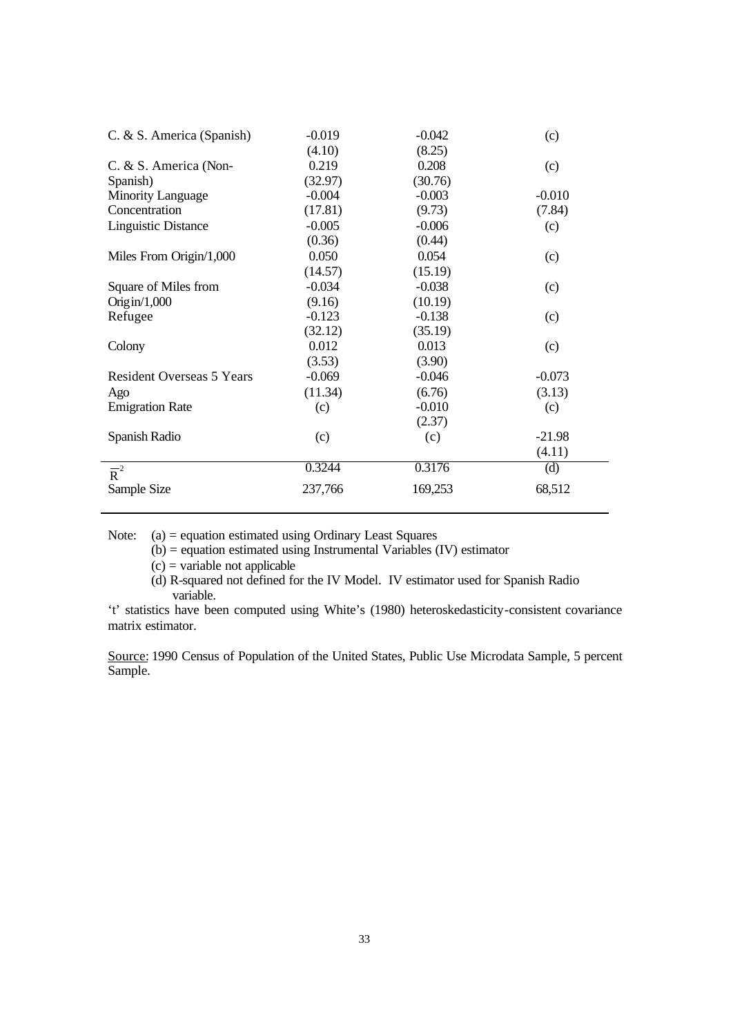| | | | |
|---|---|---|---|
| C. & S. America (Spanish) | -0.019 | -0.042 | (c) |
| | (4.10) | (8.25) | |
| C. & S. America (Non-Spanish) | 0.219 | 0.208 | (c) |
| | (32.97) | (30.76) | |
| Minority Language Concentration | -0.004 | -0.003 | -0.010 |
| | (17.81) | (9.73) | (7.84) |
| Linguistic Distance | -0.005 | -0.006 | (c) |
| | (0.36) | (0.44) | |
| Miles From Origin/1,000 | 0.050 | 0.054 | (c) |
| | (14.57) | (15.19) | |
| Square of Miles from Origin/1,000 | -0.034 | -0.038 | (c) |
| | (9.16) | (10.19) | |
| Refugee | -0.123 | -0.138 | (c) |
| | (32.12) | (35.19) | |
| Colony | 0.012 | 0.013 | (c) |
| | (3.53) | (3.90) | |
| Resident Overseas 5 Years Ago | -0.069 | -0.046 | -0.073 |
| | (11.34) | (6.76) | (3.13) |
| Emigration Rate | (c) | -0.010 | (c) |
| | | (2.37) | |
| Spanish Radio | (c) | (c) | -21.98 |
| | | | (4.11) |
| $\overline{R}^2$ | 0.3244 | 0.3176 | (d) |
| Sample Size | 237,766 | 169,253 | 68,512 |

Note: (a) = equation estimated using Ordinary Least Squares
(b) = equation estimated using Instrumental Variables (IV) estimator
(c) = variable not applicable
(d) R-squared not defined for the IV Model. IV estimator used for Spanish Radio variable.

't' statistics have been computed using White's (1980) heteroskedasticity-consistent covariance matrix estimator.

Source: 1990 Census of Population of the United States, Public Use Microdata Sample, 5 percent Sample.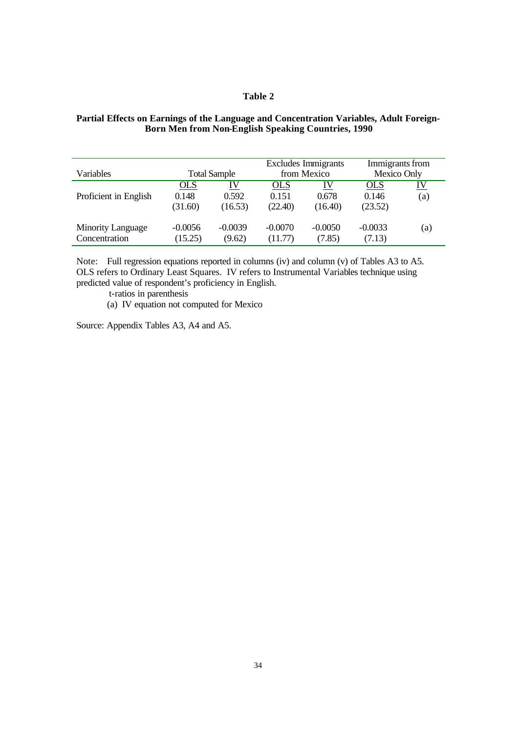**Table 2**

**Partial Effects on Earnings of the Language and Concentration Variables, Adult Foreign-Born Men from Non-English Speaking Countries, 1990**

| Variables | Total Sample | | Excludes Immigrants from Mexico | | Immigrants from Mexico Only | |
|---|---|---|---|---|---|---|
| | OLS | IV | OLS | IV | OLS | IV |
| Proficient in English | 0.148 | 0.592 | 0.151 | 0.678 | 0.146 | (a) |
| | (31.60) | (16.53) | (22.40) | (16.40) | (23.52) | |
| Minority Language Concentration | -0.0056 | -0.0039 | -0.0070 | -0.0050 | -0.0033 | (a) |
| | (15.25) | (9.62) | (11.77) | (7.85) | (7.13) | |

Note: Full regression equations reported in columns (iv) and column (v) of Tables A3 to A5. OLS refers to Ordinary Least Squares. IV refers to Instrumental Variables technique using predicted value of respondent's proficiency in English.

t-ratios in parenthesis

(a) IV equation not computed for Mexico

Source: Appendix Tables A3, A4 and A5.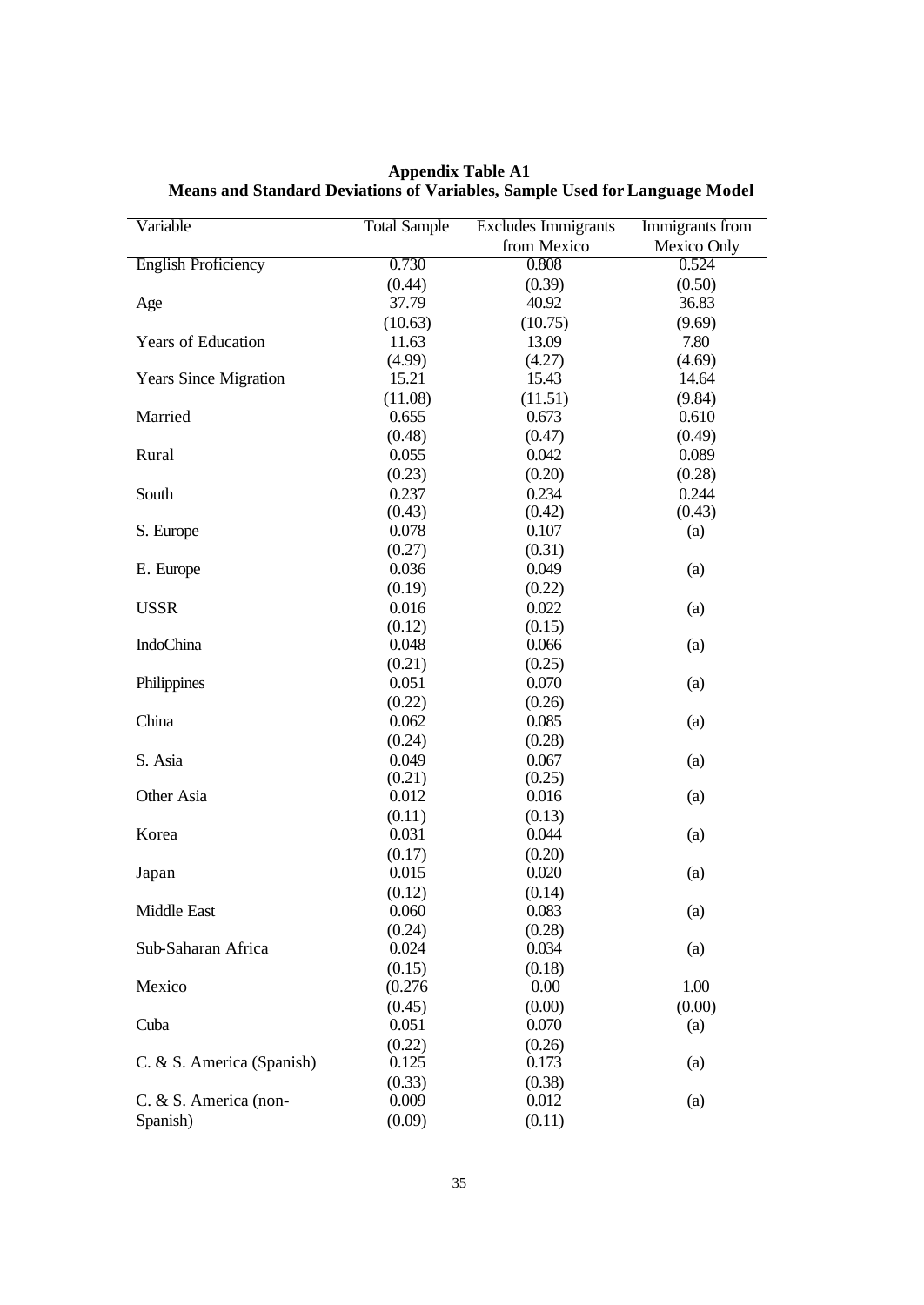**Appendix Table A1**
**Means and Standard Deviations of Variables, Sample Used for Language Model**

| Variable | Total Sample | Excludes Immigrants from Mexico | Immigrants from Mexico Only |
|---|---|---|---|
| English Proficiency | 0.730 | 0.808 | 0.524 |
| | (0.44) | (0.39) | (0.50) |
| Age | 37.79 | 40.92 | 36.83 |
| | (10.63) | (10.75) | (9.69) |
| Years of Education | 11.63 | 13.09 | 7.80 |
| | (4.99) | (4.27) | (4.69) |
| Years Since Migration | 15.21 | 15.43 | 14.64 |
| | (11.08) | (11.51) | (9.84) |
| Married | 0.655 | 0.673 | 0.610 |
| | (0.48) | (0.47) | (0.49) |
| Rural | 0.055 | 0.042 | 0.089 |
| | (0.23) | (0.20) | (0.28) |
| South | 0.237 | 0.234 | 0.244 |
| | (0.43) | (0.42) | (0.43) |
| S. Europe | 0.078 | 0.107 | (a) |
| | (0.27) | (0.31) | |
| E. Europe | 0.036 | 0.049 | (a) |
| | (0.19) | (0.22) | |
| USSR | 0.016 | 0.022 | (a) |
| | (0.12) | (0.15) | |
| IndoChina | 0.048 | 0.066 | (a) |
| | (0.21) | (0.25) | |
| Philippines | 0.051 | 0.070 | (a) |
| | (0.22) | (0.26) | |
| China | 0.062 | 0.085 | (a) |
| | (0.24) | (0.28) | |
| S. Asia | 0.049 | 0.067 | (a) |
| | (0.21) | (0.25) | |
| Other Asia | 0.012 | 0.016 | (a) |
| | (0.11) | (0.13) | |
| Korea | 0.031 | 0.044 | (a) |
| | (0.17) | (0.20) | |
| Japan | 0.015 | 0.020 | (a) |
| | (0.12) | (0.14) | |
| Middle East | 0.060 | 0.083 | (a) |
| | (0.24) | (0.28) | |
| Sub-Saharan Africa | 0.024 | 0.034 | (a) |
| | (0.15) | (0.18) | |
| Mexico | (0.276 | 0.00 | 1.00 |
| | (0.45) | (0.00) | (0.00) |
| Cuba | 0.051 | 0.070 | (a) |
| | (0.22) | (0.26) | |
| C. & S. America (Spanish) | 0.125 | 0.173 | (a) |
| | (0.33) | (0.38) | |
| C. & S. America (non-Spanish) | 0.009 | 0.012 | (a) |
| | (0.09) | (0.11) | |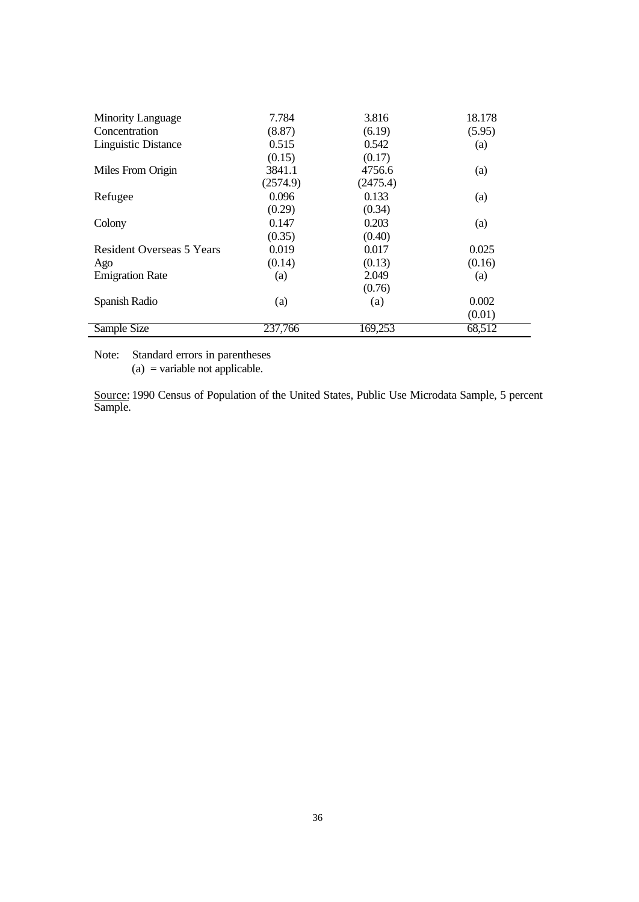| | | | |
|---|---|---|---|
| Minority Language Concentration | 7.784 (8.87) | 3.816 (6.19) | 18.178 (5.95) |
| Linguistic Distance | 0.515 (0.15) | 0.542 (0.17) | (a) |
| Miles From Origin | 3841.1 (2574.9) | 4756.6 (2475.4) | (a) |
| Refugee | 0.096 (0.29) | 0.133 (0.34) | (a) |
| Colony | 0.147 (0.35) | 0.203 (0.40) | (a) |
| Resident Overseas 5 Years Ago | 0.019 (0.14) | 0.017 (0.13) | 0.025 (0.16) |
| Emigration Rate | (a) | 2.049 (0.76) | (a) |
| Spanish Radio | (a) | (a) | 0.002 (0.01) |
| Sample Size | 237,766 | 169,253 | 68,512 |

Note: Standard errors in parentheses
(a) = variable not applicable.

Source: 1990 Census of Population of the United States, Public Use Microdata Sample, 5 percent Sample.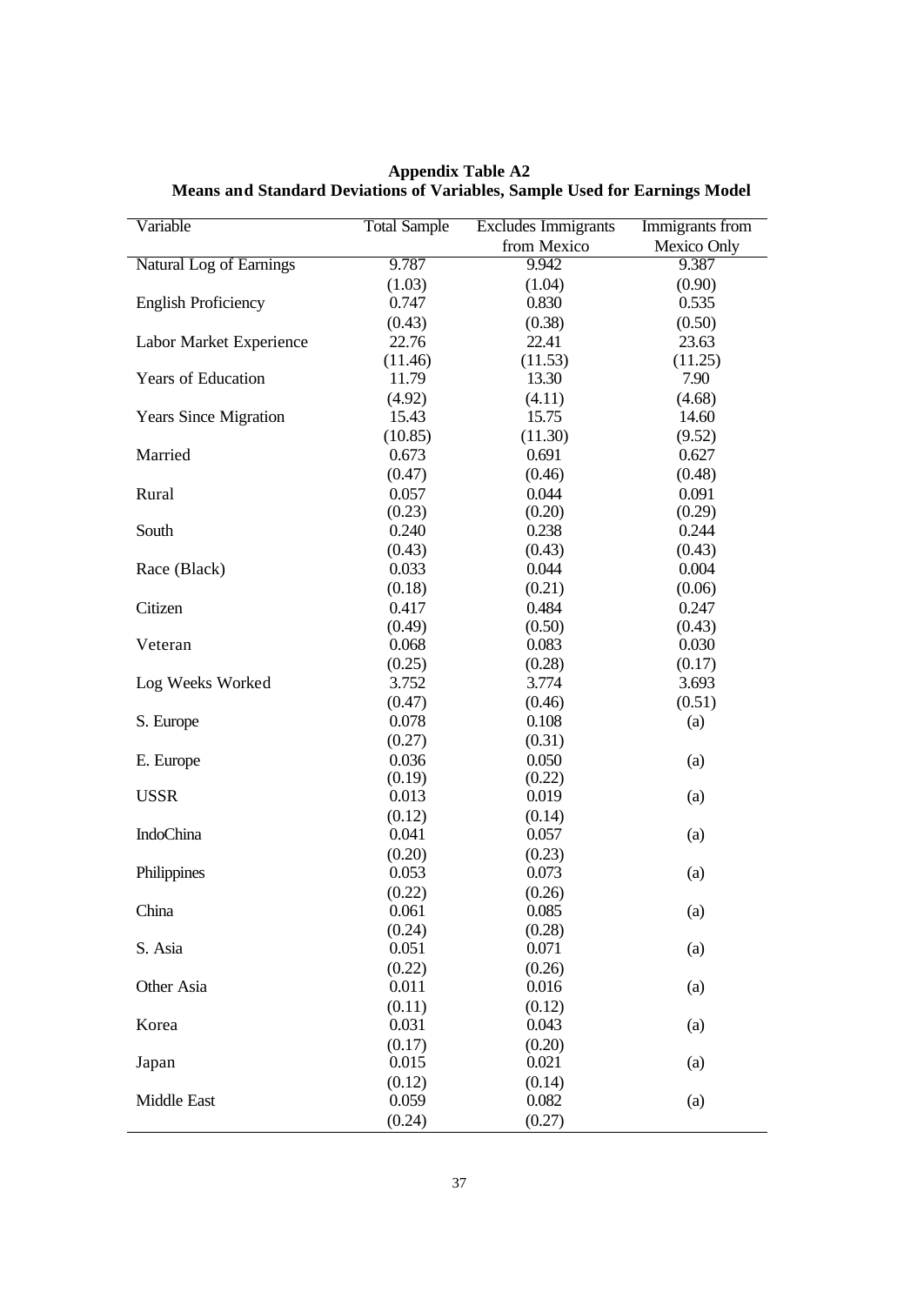**Appendix Table A2**
**Means and Standard Deviations of Variables, Sample Used for Earnings Model**

| Variable | Total Sample | Excludes Immigrants from Mexico | Immigrants from Mexico Only |
|---|---|---|---|
| Natural Log of Earnings | 9.787 | 9.942 | 9.387 |
| | (1.03) | (1.04) | (0.90) |
| English Proficiency | 0.747 | 0.830 | 0.535 |
| | (0.43) | (0.38) | (0.50) |
| Labor Market Experience | 22.76 | 22.41 | 23.63 |
| | (11.46) | (11.53) | (11.25) |
| Years of Education | 11.79 | 13.30 | 7.90 |
| | (4.92) | (4.11) | (4.68) |
| Years Since Migration | 15.43 | 15.75 | 14.60 |
| | (10.85) | (11.30) | (9.52) |
| Married | 0.673 | 0.691 | 0.627 |
| | (0.47) | (0.46) | (0.48) |
| Rural | 0.057 | 0.044 | 0.091 |
| | (0.23) | (0.20) | (0.29) |
| South | 0.240 | 0.238 | 0.244 |
| | (0.43) | (0.43) | (0.43) |
| Race (Black) | 0.033 | 0.044 | 0.004 |
| | (0.18) | (0.21) | (0.06) |
| Citizen | 0.417 | 0.484 | 0.247 |
| | (0.49) | (0.50) | (0.43) |
| Veteran | 0.068 | 0.083 | 0.030 |
| | (0.25) | (0.28) | (0.17) |
| Log Weeks Worked | 3.752 | 3.774 | 3.693 |
| | (0.47) | (0.46) | (0.51) |
| S. Europe | 0.078 | 0.108 | (a) |
| | (0.27) | (0.31) | |
| E. Europe | 0.036 | 0.050 | (a) |
| | (0.19) | (0.22) | |
| USSR | 0.013 | 0.019 | (a) |
| | (0.12) | (0.14) | |
| IndoChina | 0.041 | 0.057 | (a) |
| | (0.20) | (0.23) | |
| Philippines | 0.053 | 0.073 | (a) |
| | (0.22) | (0.26) | |
| China | 0.061 | 0.085 | (a) |
| | (0.24) | (0.28) | |
| S. Asia | 0.051 | 0.071 | (a) |
| | (0.22) | (0.26) | |
| Other Asia | 0.011 | 0.016 | (a) |
| | (0.11) | (0.12) | |
| Korea | 0.031 | 0.043 | (a) |
| | (0.17) | (0.20) | |
| Japan | 0.015 | 0.021 | (a) |
| | (0.12) | (0.14) | |
| Middle East | 0.059 | 0.082 | (a) |
| | (0.24) | (0.27) | |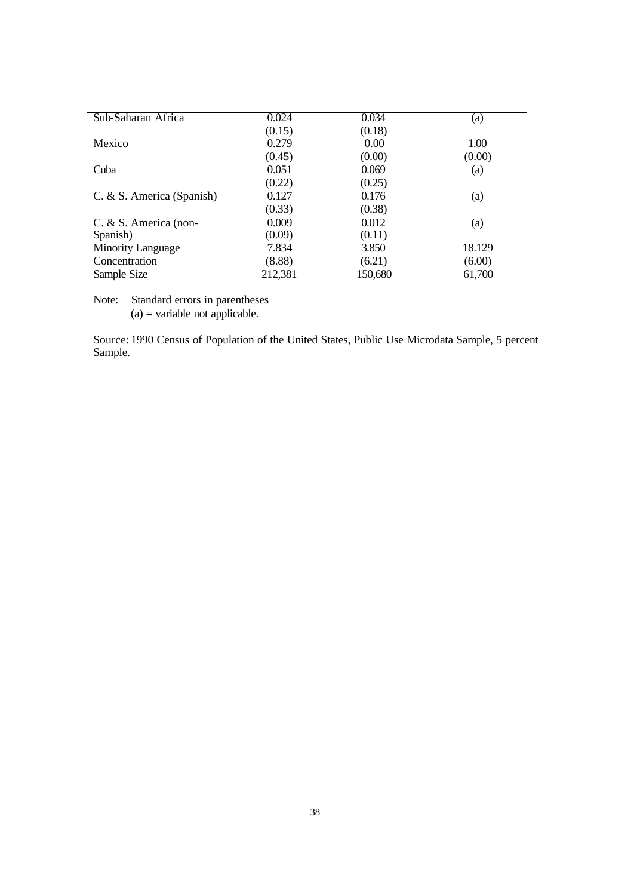| | | | |
|---|---|---|---|
| Sub-Saharan Africa | 0.024 | 0.034 | (a) |
| | (0.15) | (0.18) | |
| Mexico | 0.279 | 0.00 | 1.00 |
| | (0.45) | (0.00) | (0.00) |
| Cuba | 0.051 | 0.069 | (a) |
| | (0.22) | (0.25) | |
| C. & S. America (Spanish) | 0.127 | 0.176 | (a) |
| | (0.33) | (0.38) | |
| C. & S. America (non-Spanish) | 0.009 | 0.012 | (a) |
| | (0.09) | (0.11) | |
| Minority Language Concentration | 7.834 | 3.850 | 18.129 |
| | (8.88) | (6.21) | (6.00) |
| Sample Size | 212,381 | 150,680 | 61,700 |

Note: Standard errors in parentheses
(a) = variable not applicable.

Source: 1990 Census of Population of the United States, Public Use Microdata Sample, 5 percent Sample.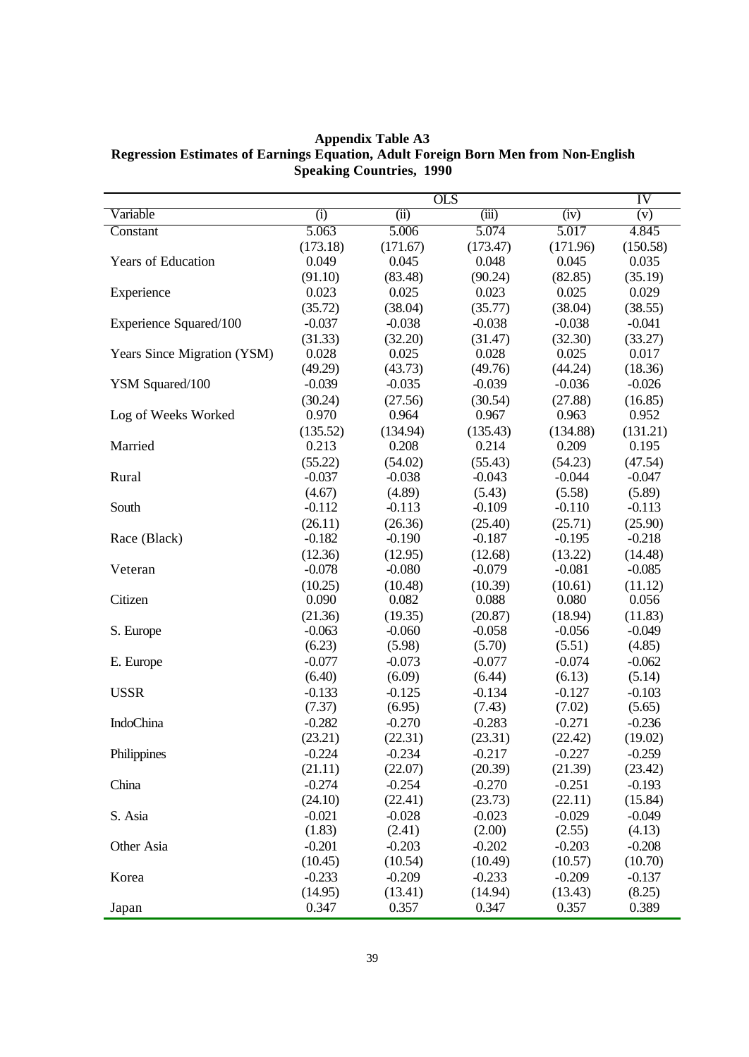**Appendix Table A3**
**Regression Estimates of Earnings Equation, Adult Foreign Born Men from Non-English Speaking Countries, 1990**

| | OLS | | | | IV |
|---|---|---|---|---|---|
| Variable | (i) | (ii) | (iii) | (iv) | (v) |
| Constant | 5.063 | 5.006 | 5.074 | 5.017 | 4.845 |
| | (173.18) | (171.67) | (173.47) | (171.96) | (150.58) |
| Years of Education | 0.049 | 0.045 | 0.048 | 0.045 | 0.035 |
| | (91.10) | (83.48) | (90.24) | (82.85) | (35.19) |
| Experience | 0.023 | 0.025 | 0.023 | 0.025 | 0.029 |
| | (35.72) | (38.04) | (35.77) | (38.04) | (38.55) |
| Experience Squared/100 | -0.037 | -0.038 | -0.038 | -0.038 | -0.041 |
| | (31.33) | (32.20) | (31.47) | (32.30) | (33.27) |
| Years Since Migration (YSM) | 0.028 | 0.025 | 0.028 | 0.025 | 0.017 |
| | (49.29) | (43.73) | (49.76) | (44.24) | (18.36) |
| YSM Squared/100 | -0.039 | -0.035 | -0.039 | -0.036 | -0.026 |
| | (30.24) | (27.56) | (30.54) | (27.88) | (16.85) |
| Log of Weeks Worked | 0.970 | 0.964 | 0.967 | 0.963 | 0.952 |
| | (135.52) | (134.94) | (135.43) | (134.88) | (131.21) |
| Married | 0.213 | 0.208 | 0.214 | 0.209 | 0.195 |
| | (55.22) | (54.02) | (55.43) | (54.23) | (47.54) |
| Rural | -0.037 | -0.038 | -0.043 | -0.044 | -0.047 |
| | (4.67) | (4.89) | (5.43) | (5.58) | (5.89) |
| South | -0.112 | -0.113 | -0.109 | -0.110 | -0.113 |
| | (26.11) | (26.36) | (25.40) | (25.71) | (25.90) |
| Race (Black) | -0.182 | -0.190 | -0.187 | -0.195 | -0.218 |
| | (12.36) | (12.95) | (12.68) | (13.22) | (14.48) |
| Veteran | -0.078 | -0.080 | -0.079 | -0.081 | -0.085 |
| | (10.25) | (10.48) | (10.39) | (10.61) | (11.12) |
| Citizen | 0.090 | 0.082 | 0.088 | 0.080 | 0.056 |
| | (21.36) | (19.35) | (20.87) | (18.94) | (11.83) |
| S. Europe | -0.063 | -0.060 | -0.058 | -0.056 | -0.049 |
| | (6.23) | (5.98) | (5.70) | (5.51) | (4.85) |
| E. Europe | -0.077 | -0.073 | -0.077 | -0.074 | -0.062 |
| | (6.40) | (6.09) | (6.44) | (6.13) | (5.14) |
| USSR | -0.133 | -0.125 | -0.134 | -0.127 | -0.103 |
| | (7.37) | (6.95) | (7.43) | (7.02) | (5.65) |
| IndoChina | -0.282 | -0.270 | -0.283 | -0.271 | -0.236 |
| | (23.21) | (22.31) | (23.31) | (22.42) | (19.02) |
| Philippines | -0.224 | -0.234 | -0.217 | -0.227 | -0.259 |
| | (21.11) | (22.07) | (20.39) | (21.39) | (23.42) |
| China | -0.274 | -0.254 | -0.270 | -0.251 | -0.193 |
| | (24.10) | (22.41) | (23.73) | (22.11) | (15.84) |
| S. Asia | -0.021 | -0.028 | -0.023 | -0.029 | -0.049 |
| | (1.83) | (2.41) | (2.00) | (2.55) | (4.13) |
| Other Asia | -0.201 | -0.203 | -0.202 | -0.203 | -0.208 |
| | (10.45) | (10.54) | (10.49) | (10.57) | (10.70) |
| Korea | -0.233 | -0.209 | -0.233 | -0.209 | -0.137 |
| | (14.95) | (13.41) | (14.94) | (13.43) | (8.25) |
| Japan | 0.347 | 0.357 | 0.347 | 0.357 | 0.389 |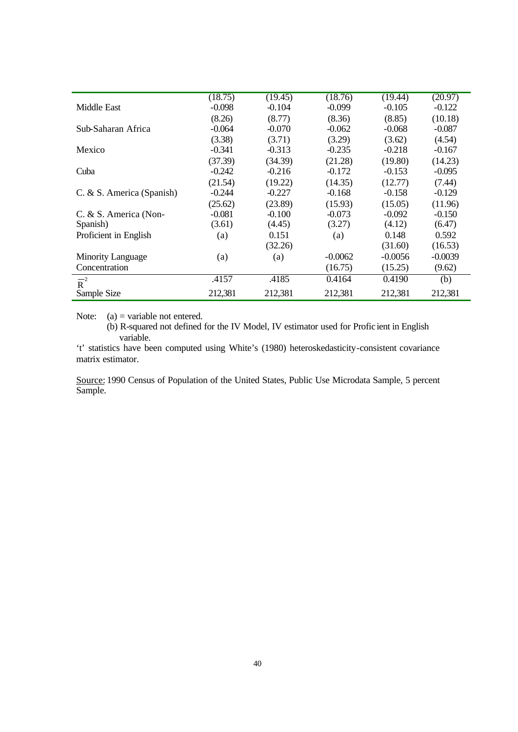| | | | | | |
|---|---|---|---|---|---|
| | (18.75) | (19.45) | (18.76) | (19.44) | (20.97) |
| Middle East | -0.098 | -0.104 | -0.099 | -0.105 | -0.122 |
| | (8.26) | (8.77) | (8.36) | (8.85) | (10.18) |
| Sub-Saharan Africa | -0.064 | -0.070 | -0.062 | -0.068 | -0.087 |
| | (3.38) | (3.71) | (3.29) | (3.62) | (4.54) |
| Mexico | -0.341 | -0.313 | -0.235 | -0.218 | -0.167 |
| | (37.39) | (34.39) | (21.28) | (19.80) | (14.23) |
| Cuba | -0.242 | -0.216 | -0.172 | -0.153 | -0.095 |
| | (21.54) | (19.22) | (14.35) | (12.77) | (7.44) |
| C. & S. America (Spanish) | -0.244 | -0.227 | -0.168 | -0.158 | -0.129 |
| | (25.62) | (23.89) | (15.93) | (15.05) | (11.96) |
| C. & S. America (Non-Spanish) | -0.081 | -0.100 | -0.073 | -0.092 | -0.150 |
| | (3.61) | (4.45) | (3.27) | (4.12) | (6.47) |
| Proficient in English | (a) | 0.151 | (a) | 0.148 | 0.592 |
| | | (32.26) | | (31.60) | (16.53) |
| Minority Language Concentration | (a) | (a) | -0.0062 | -0.0056 | -0.0039 |
| | | | (16.75) | (15.25) | (9.62) |
| $\bar{R}^2$ | .4157 | .4185 | 0.4164 | 0.4190 | (b) |
| Sample Size | 212,381 | 212,381 | 212,381 | 212,381 | 212,381 |

Note: (a) = variable not entered.

(b) R-squared not defined for the IV Model, IV estimator used for Proficient in English variable.

't' statistics have been computed using White's (1980) heteroskedasticity-consistent covariance matrix estimator.

Source: 1990 Census of Population of the United States, Public Use Microdata Sample, 5 percent Sample.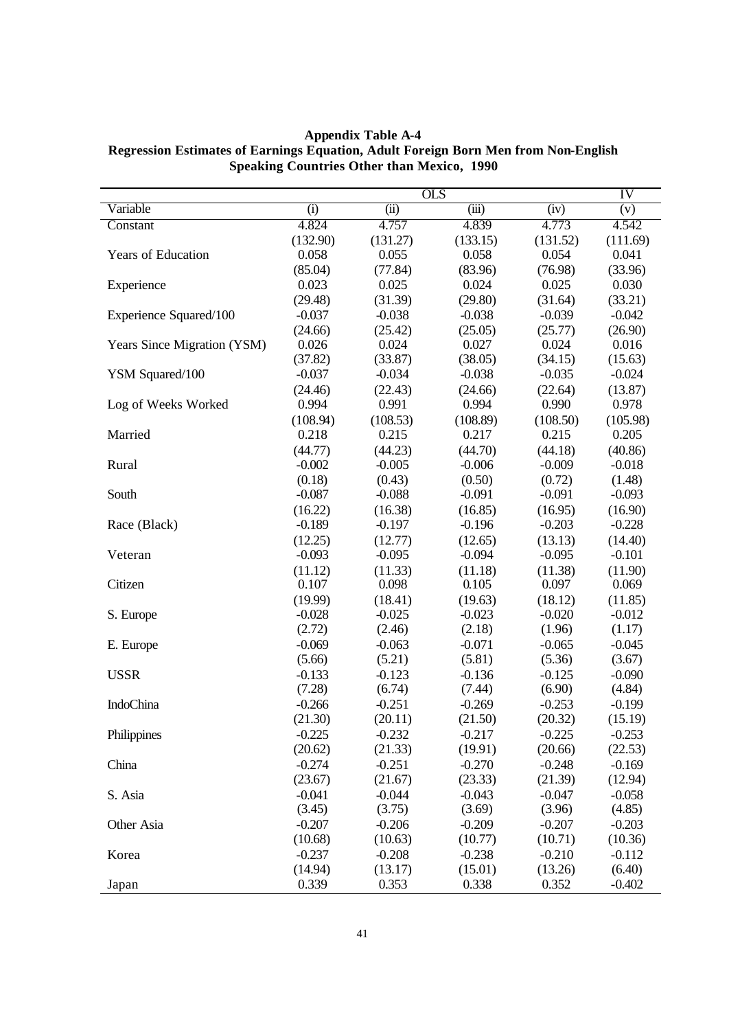**Appendix Table A-4**
**Regression Estimates of Earnings Equation, Adult Foreign Born Men from Non-English Speaking Countries Other than Mexico, 1990**

| Variable | OLS | | | | IV |
|---|---|---|---|---|---|
| | (i) | (ii) | (iii) | (iv) | (v) |
| Constant | 4.824 | 4.757 | 4.839 | 4.773 | 4.542 |
| | (132.90) | (131.27) | (133.15) | (131.52) | (111.69) |
| Years of Education | 0.058 | 0.055 | 0.058 | 0.054 | 0.041 |
| | (85.04) | (77.84) | (83.96) | (76.98) | (33.96) |
| Experience | 0.023 | 0.025 | 0.024 | 0.025 | 0.030 |
| | (29.48) | (31.39) | (29.80) | (31.64) | (33.21) |
| Experience Squared/100 | -0.037 | -0.038 | -0.038 | -0.039 | -0.042 |
| | (24.66) | (25.42) | (25.05) | (25.77) | (26.90) |
| Years Since Migration (YSM) | 0.026 | 0.024 | 0.027 | 0.024 | 0.016 |
| | (37.82) | (33.87) | (38.05) | (34.15) | (15.63) |
| YSM Squared/100 | -0.037 | -0.034 | -0.038 | -0.035 | -0.024 |
| | (24.46) | (22.43) | (24.66) | (22.64) | (13.87) |
| Log of Weeks Worked | 0.994 | 0.991 | 0.994 | 0.990 | 0.978 |
| | (108.94) | (108.53) | (108.89) | (108.50) | (105.98) |
| Married | 0.218 | 0.215 | 0.217 | 0.215 | 0.205 |
| | (44.77) | (44.23) | (44.70) | (44.18) | (40.86) |
| Rural | -0.002 | -0.005 | -0.006 | -0.009 | -0.018 |
| | (0.18) | (0.43) | (0.50) | (0.72) | (1.48) |
| South | -0.087 | -0.088 | -0.091 | -0.091 | -0.093 |
| | (16.22) | (16.38) | (16.85) | (16.95) | (16.90) |
| Race (Black) | -0.189 | -0.197 | -0.196 | -0.203 | -0.228 |
| | (12.25) | (12.77) | (12.65) | (13.13) | (14.40) |
| Veteran | -0.093 | -0.095 | -0.094 | -0.095 | -0.101 |
| | (11.12) | (11.33) | (11.18) | (11.38) | (11.90) |
| Citizen | 0.107 | 0.098 | 0.105 | 0.097 | 0.069 |
| | (19.99) | (18.41) | (19.63) | (18.12) | (11.85) |
| S. Europe | -0.028 | -0.025 | -0.023 | -0.020 | -0.012 |
| | (2.72) | (2.46) | (2.18) | (1.96) | (1.17) |
| E. Europe | -0.069 | -0.063 | -0.071 | -0.065 | -0.045 |
| | (5.66) | (5.21) | (5.81) | (5.36) | (3.67) |
| USSR | -0.133 | -0.123 | -0.136 | -0.125 | -0.090 |
| | (7.28) | (6.74) | (7.44) | (6.90) | (4.84) |
| IndoChina | -0.266 | -0.251 | -0.269 | -0.253 | -0.199 |
| | (21.30) | (20.11) | (21.50) | (20.32) | (15.19) |
| Philippines | -0.225 | -0.232 | -0.217 | -0.225 | -0.253 |
| | (20.62) | (21.33) | (19.91) | (20.66) | (22.53) |
| China | -0.274 | -0.251 | -0.270 | -0.248 | -0.169 |
| | (23.67) | (21.67) | (23.33) | (21.39) | (12.94) |
| S. Asia | -0.041 | -0.044 | -0.043 | -0.047 | -0.058 |
| | (3.45) | (3.75) | (3.69) | (3.96) | (4.85) |
| Other Asia | -0.207 | -0.206 | -0.209 | -0.207 | -0.203 |
| | (10.68) | (10.63) | (10.77) | (10.71) | (10.36) |
| Korea | -0.237 | -0.208 | -0.238 | -0.210 | -0.112 |
| | (14.94) | (13.17) | (15.01) | (13.26) | (6.40) |
| Japan | 0.339 | 0.353 | 0.338 | 0.352 | -0.402 |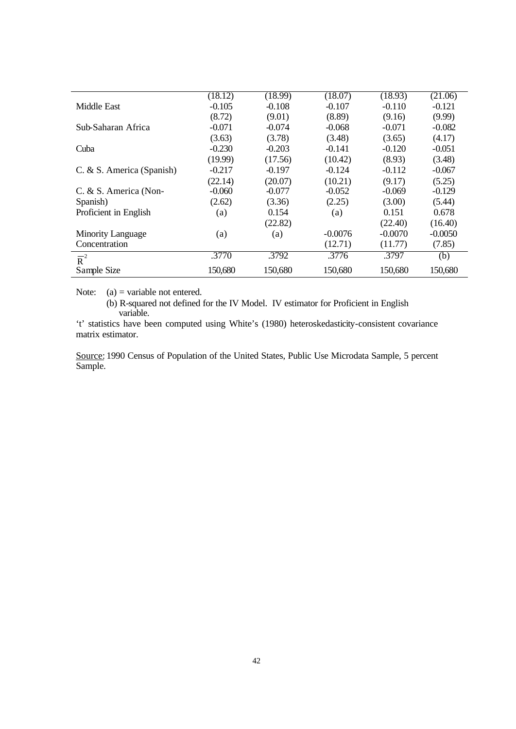| | | | | | |
|---|---|---|---|---|---|
| | (18.12) | (18.99) | (18.07) | (18.93) | (21.06) |
| Middle East | -0.105 | -0.108 | -0.107 | -0.110 | -0.121 |
| | (8.72) | (9.01) | (8.89) | (9.16) | (9.99) |
| Sub-Saharan Africa | -0.071 | -0.074 | -0.068 | -0.071 | -0.082 |
| | (3.63) | (3.78) | (3.48) | (3.65) | (4.17) |
| Cuba | -0.230 | -0.203 | -0.141 | -0.120 | -0.051 |
| | (19.99) | (17.56) | (10.42) | (8.93) | (3.48) |
| C. & S. America (Spanish) | -0.217 | -0.197 | -0.124 | -0.112 | -0.067 |
| | (22.14) | (20.07) | (10.21) | (9.17) | (5.25) |
| C. & S. America (Non-Spanish) | -0.060 | -0.077 | -0.052 | -0.069 | -0.129 |
| | (2.62) | (3.36) | (2.25) | (3.00) | (5.44) |
| Proficient in English | (a) | 0.154 | (a) | 0.151 | 0.678 |
| | | (22.82) | | (22.40) | (16.40) |
| Minority Language Concentration | (a) | (a) | -0.0076 | -0.0070 | -0.0050 |
| | | | (12.71) | (11.77) | (7.85) |
| $\bar{R}^2$ | .3770 | .3792 | .3776 | .3797 | (b) |
| Sample Size | 150,680 | 150,680 | 150,680 | 150,680 | 150,680 |

Note: (a) = variable not entered.

(b) R-squared not defined for the IV Model. IV estimator for Proficient in English variable.

't' statistics have been computed using White's (1980) heteroskedasticity-consistent covariance matrix estimator.

Source: 1990 Census of Population of the United States, Public Use Microdata Sample, 5 percent Sample.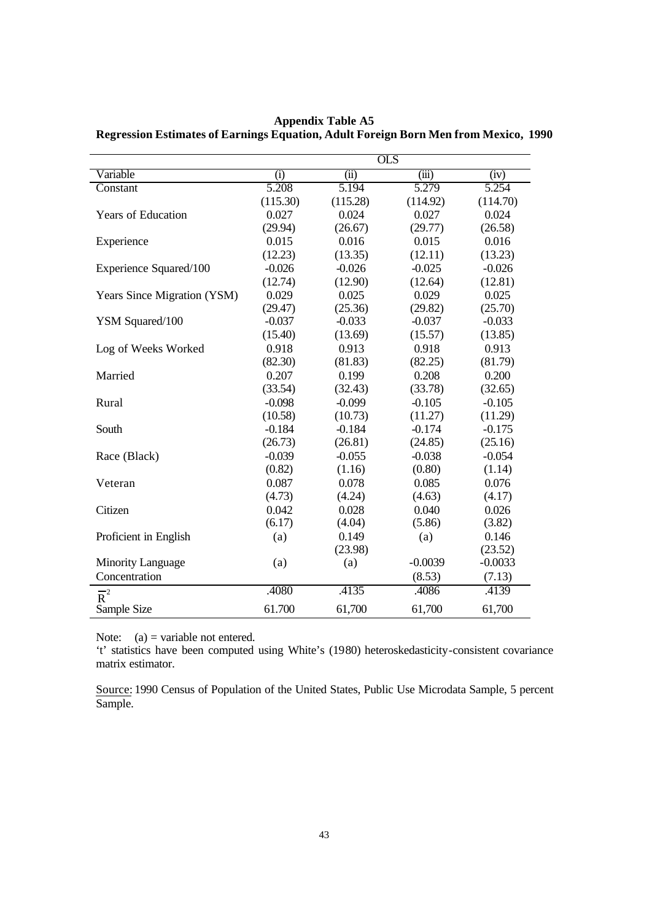**Appendix Table A5**
**Regression Estimates of Earnings Equation, Adult Foreign Born Men from Mexico, 1990**

| | OLS | | | |
|---|---|---|---|---|
| Variable | (i) | (ii) | (iii) | (iv) |
| Constant | 5.208 | 5.194 | 5.279 | 5.254 |
| | (115.30) | (115.28) | (114.92) | (114.70) |
| Years of Education | 0.027 | 0.024 | 0.027 | 0.024 |
| | (29.94) | (26.67) | (29.77) | (26.58) |
| Experience | 0.015 | 0.016 | 0.015 | 0.016 |
| | (12.23) | (13.35) | (12.11) | (13.23) |
| Experience Squared/100 | -0.026 | -0.026 | -0.025 | -0.026 |
| | (12.74) | (12.90) | (12.64) | (12.81) |
| Years Since Migration (YSM) | 0.029 | 0.025 | 0.029 | 0.025 |
| | (29.47) | (25.36) | (29.82) | (25.70) |
| YSM Squared/100 | -0.037 | -0.033 | -0.037 | -0.033 |
| | (15.40) | (13.69) | (15.57) | (13.85) |
| Log of Weeks Worked | 0.918 | 0.913 | 0.918 | 0.913 |
| | (82.30) | (81.83) | (82.25) | (81.79) |
| Married | 0.207 | 0.199 | 0.208 | 0.200 |
| | (33.54) | (32.43) | (33.78) | (32.65) |
| Rural | -0.098 | -0.099 | -0.105 | -0.105 |
| | (10.58) | (10.73) | (11.27) | (11.29) |
| South | -0.184 | -0.184 | -0.174 | -0.175 |
| | (26.73) | (26.81) | (24.85) | (25.16) |
| Race (Black) | -0.039 | -0.055 | -0.038 | -0.054 |
| | (0.82) | (1.16) | (0.80) | (1.14) |
| Veteran | 0.087 | 0.078 | 0.085 | 0.076 |
| | (4.73) | (4.24) | (4.63) | (4.17) |
| Citizen | 0.042 | 0.028 | 0.040 | 0.026 |
| | (6.17) | (4.04) | (5.86) | (3.82) |
| Proficient in English | (a) | 0.149 | (a) | 0.146 |
| | | (23.98) | | (23.52) |
| Minority Language Concentration | (a) | (a) | -0.0039 | -0.0033 |
| | | | (8.53) | (7.13) |
| $\bar{R}^2$ | .4080 | .4135 | .4086 | .4139 |
| Sample Size | 61.700 | 61,700 | 61,700 | 61,700 |

Note: (a) = variable not entered.

't' statistics have been computed using White's (1980) heteroskedasticity-consistent covariance matrix estimator.

Source: 1990 Census of Population of the United States, Public Use Microdata Sample, 5 percent Sample.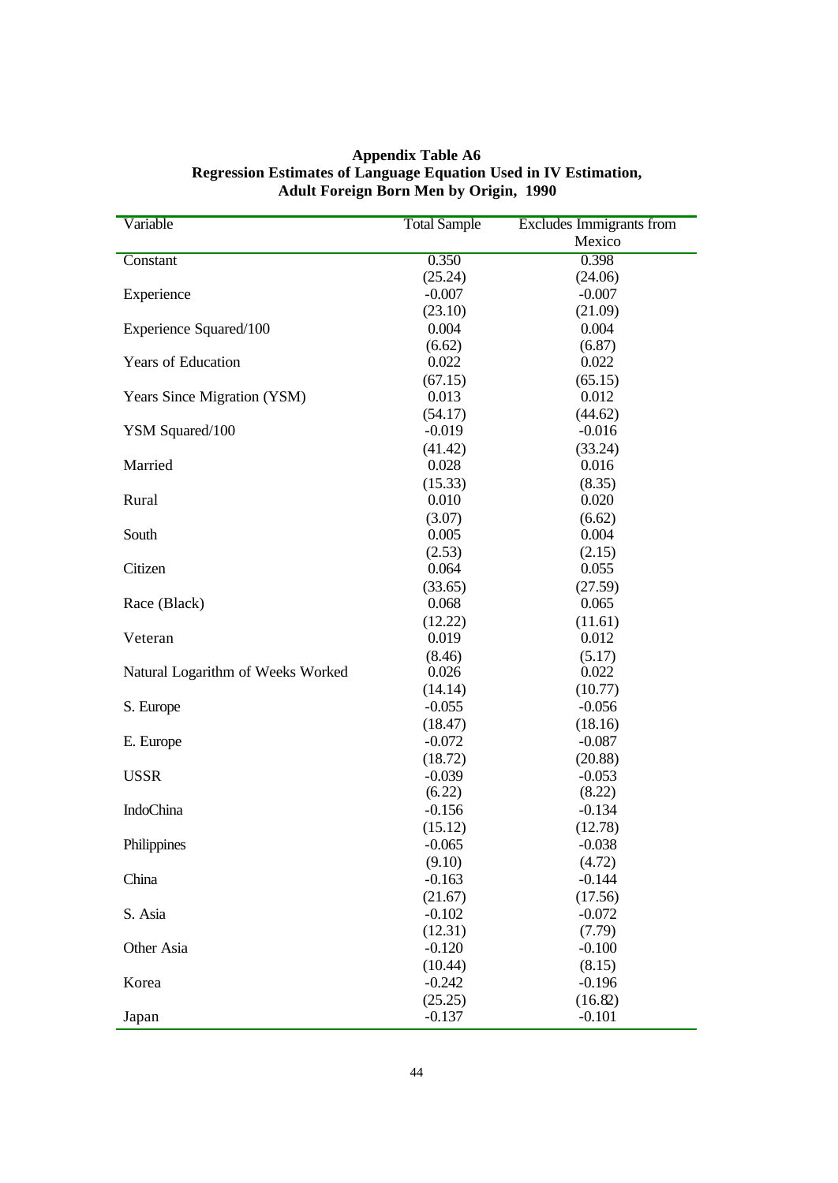**Appendix Table A6**
**Regression Estimates of Language Equation Used in IV Estimation, Adult Foreign Born Men by Origin, 1990**

| Variable | Total Sample | Excludes Immigrants from Mexico |
|---|---|---|
| Constant | 0.350 | 0.398 |
| | (25.24) | (24.06) |
| Experience | -0.007 | -0.007 |
| | (23.10) | (21.09) |
| Experience Squared/100 | 0.004 | 0.004 |
| | (6.62) | (6.87) |
| Years of Education | 0.022 | 0.022 |
| | (67.15) | (65.15) |
| Years Since Migration (YSM) | 0.013 | 0.012 |
| | (54.17) | (44.62) |
| YSM Squared/100 | -0.019 | -0.016 |
| | (41.42) | (33.24) |
| Married | 0.028 | 0.016 |
| | (15.33) | (8.35) |
| Rural | 0.010 | 0.020 |
| | (3.07) | (6.62) |
| South | 0.005 | 0.004 |
| | (2.53) | (2.15) |
| Citizen | 0.064 | 0.055 |
| | (33.65) | (27.59) |
| Race (Black) | 0.068 | 0.065 |
| | (12.22) | (11.61) |
| Veteran | 0.019 | 0.012 |
| | (8.46) | (5.17) |
| Natural Logarithm of Weeks Worked | 0.026 | 0.022 |
| | (14.14) | (10.77) |
| S. Europe | -0.055 | -0.056 |
| | (18.47) | (18.16) |
| E. Europe | -0.072 | -0.087 |
| | (18.72) | (20.88) |
| USSR | -0.039 | -0.053 |
| | (6.22) | (8.22) |
| IndoChina | -0.156 | -0.134 |
| | (15.12) | (12.78) |
| Philippines | -0.065 | -0.038 |
| | (9.10) | (4.72) |
| China | -0.163 | -0.144 |
| | (21.67) | (17.56) |
| S. Asia | -0.102 | -0.072 |
| | (12.31) | (7.79) |
| Other Asia | -0.120 | -0.100 |
| | (10.44) | (8.15) |
| Korea | -0.242 | -0.196 |
| | (25.25) | (16.82) |
| Japan | -0.137 | -0.101 |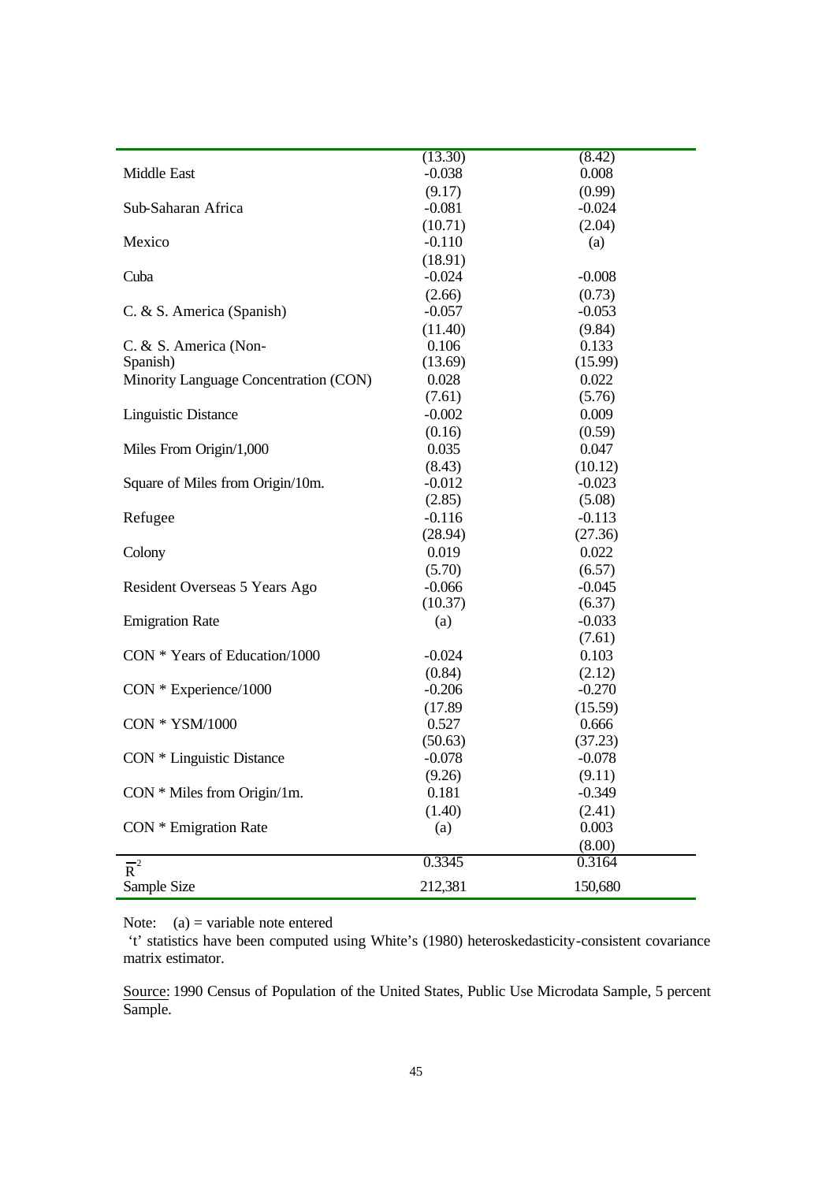| | | |
|---|---|---|
| | (13.30) | (8.42) |
| Middle East | -0.038 | 0.008 |
| | (9.17) | (0.99) |
| Sub-Saharan Africa | -0.081 | -0.024 |
| | (10.71) | (2.04) |
| Mexico | -0.110 | (a) |
| | (18.91) | |
| Cuba | -0.024 | -0.008 |
| | (2.66) | (0.73) |
| C. & S. America (Spanish) | -0.057 | -0.053 |
| | (11.40) | (9.84) |
| C. & S. America (Non-Spanish) | 0.106 | 0.133 |
| | (13.69) | (15.99) |
| Minority Language Concentration (CON) | 0.028 | 0.022 |
| | (7.61) | (5.76) |
| Linguistic Distance | -0.002 | 0.009 |
| | (0.16) | (0.59) |
| Miles From Origin/1,000 | 0.035 | 0.047 |
| | (8.43) | (10.12) |
| Square of Miles from Origin/10m. | -0.012 | -0.023 |
| | (2.85) | (5.08) |
| Refugee | -0.116 | -0.113 |
| | (28.94) | (27.36) |
| Colony | 0.019 | 0.022 |
| | (5.70) | (6.57) |
| Resident Overseas 5 Years Ago | -0.066 | -0.045 |
| | (10.37) | (6.37) |
| Emigration Rate | (a) | -0.033 |
| | | (7.61) |
| CON * Years of Education/1000 | -0.024 | 0.103 |
| | (0.84) | (2.12) |
| CON * Experience/1000 | -0.206 | -0.270 |
| | (17.89 | (15.59) |
| CON * YSM/1000 | 0.527 | 0.666 |
| | (50.63) | (37.23) |
| CON * Linguistic Distance | -0.078 | -0.078 |
| | (9.26) | (9.11) |
| CON * Miles from Origin/1m. | 0.181 | -0.349 |
| | (1.40) | (2.41) |
| CON * Emigration Rate | (a) | 0.003 |
| | | (8.00) |
| $\bar{R}^2$ | 0.3345 | 0.3164 |
| Sample Size | 212,381 | 150,680 |

Note: (a) = variable note entered

't' statistics have been computed using White's (1980) heteroskedasticity-consistent covariance matrix estimator.

Source: 1990 Census of Population of the United States, Public Use Microdata Sample, 5 percent Sample.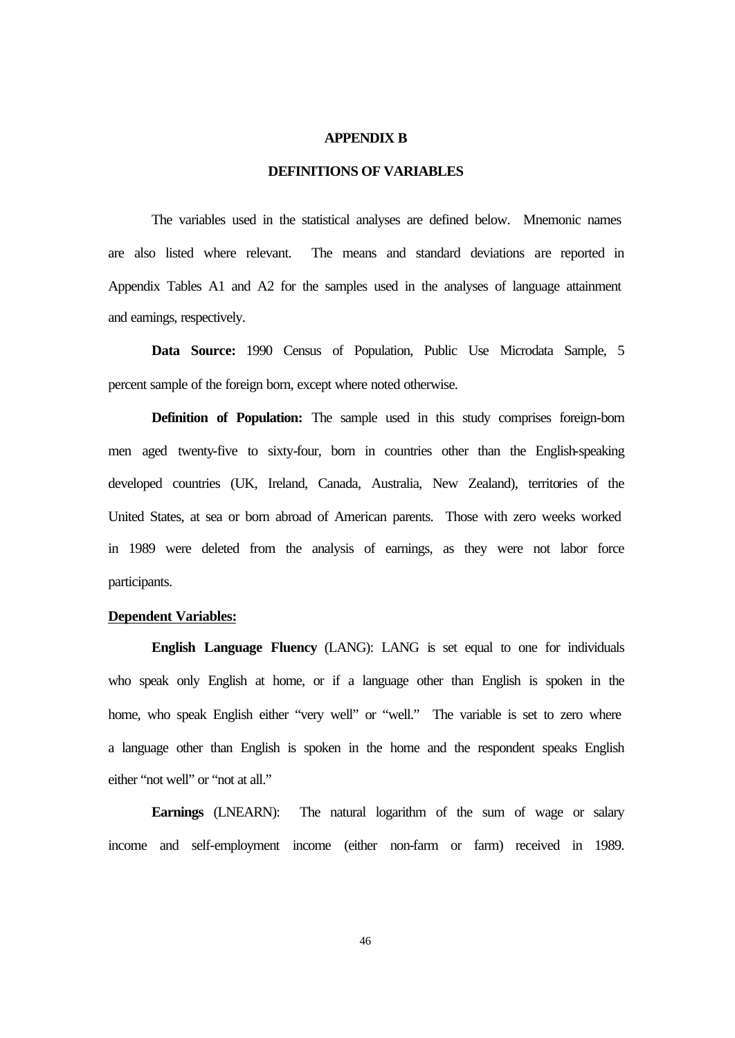## APPENDIX B

## DEFINITIONS OF VARIABLES

The variables used in the statistical analyses are defined below. Mnemonic names are also listed where relevant. The means and standard deviations are reported in Appendix Tables A1 and A2 for the samples used in the analyses of language attainment and earnings, respectively.

**Data Source:** 1990 Census of Population, Public Use Microdata Sample, 5 percent sample of the foreign born, except where noted otherwise.

**Definition of Population:** The sample used in this study comprises foreign-born men aged twenty-five to sixty-four, born in countries other than the English-speaking developed countries (UK, Ireland, Canada, Australia, New Zealand), territories of the United States, at sea or born abroad of American parents. Those with zero weeks worked in 1989 were deleted from the analysis of earnings, as they were not labor force participants.

**Dependent Variables:**

**English Language Fluency** (LANG): LANG is set equal to one for individuals who speak only English at home, or if a language other than English is spoken in the home, who speak English either "very well" or "well." The variable is set to zero where a language other than English is spoken in the home and the respondent speaks English either "not well" or "not at all."

**Earnings** (LNEARN): The natural logarithm of the sum of wage or salary income and self-employment income (either non-farm or farm) received in 1989.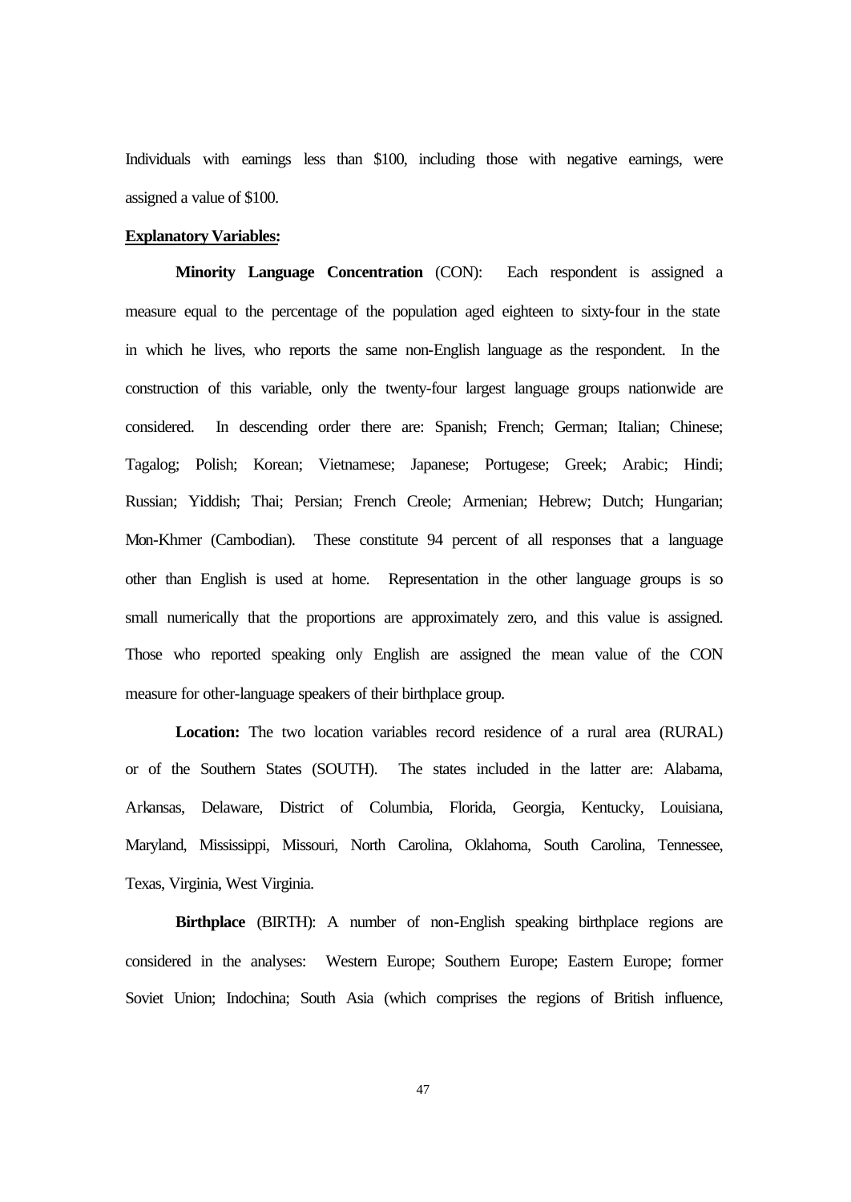Individuals with earnings less than $100, including those with negative earnings, were assigned a value of $100.

**Explanatory Variables:**

**Minority Language Concentration** (CON): Each respondent is assigned a measure equal to the percentage of the population aged eighteen to sixty-four in the state in which he lives, who reports the same non-English language as the respondent. In the construction of this variable, only the twenty-four largest language groups nationwide are considered. In descending order there are: Spanish; French; German; Italian; Chinese; Tagalog; Polish; Korean; Vietnamese; Japanese; Portugese; Greek; Arabic; Hindi; Russian; Yiddish; Thai; Persian; French Creole; Armenian; Hebrew; Dutch; Hungarian; Mon-Khmer (Cambodian). These constitute 94 percent of all responses that a language other than English is used at home. Representation in the other language groups is so small numerically that the proportions are approximately zero, and this value is assigned. Those who reported speaking only English are assigned the mean value of the CON measure for other-language speakers of their birthplace group.

**Location:** The two location variables record residence of a rural area (RURAL) or of the Southern States (SOUTH). The states included in the latter are: Alabama, Arkansas, Delaware, District of Columbia, Florida, Georgia, Kentucky, Louisiana, Maryland, Mississippi, Missouri, North Carolina, Oklahoma, South Carolina, Tennessee, Texas, Virginia, West Virginia.

**Birthplace** (BIRTH): A number of non-English speaking birthplace regions are considered in the analyses: Western Europe; Southern Europe; Eastern Europe; former Soviet Union; Indochina; South Asia (which comprises the regions of British influence,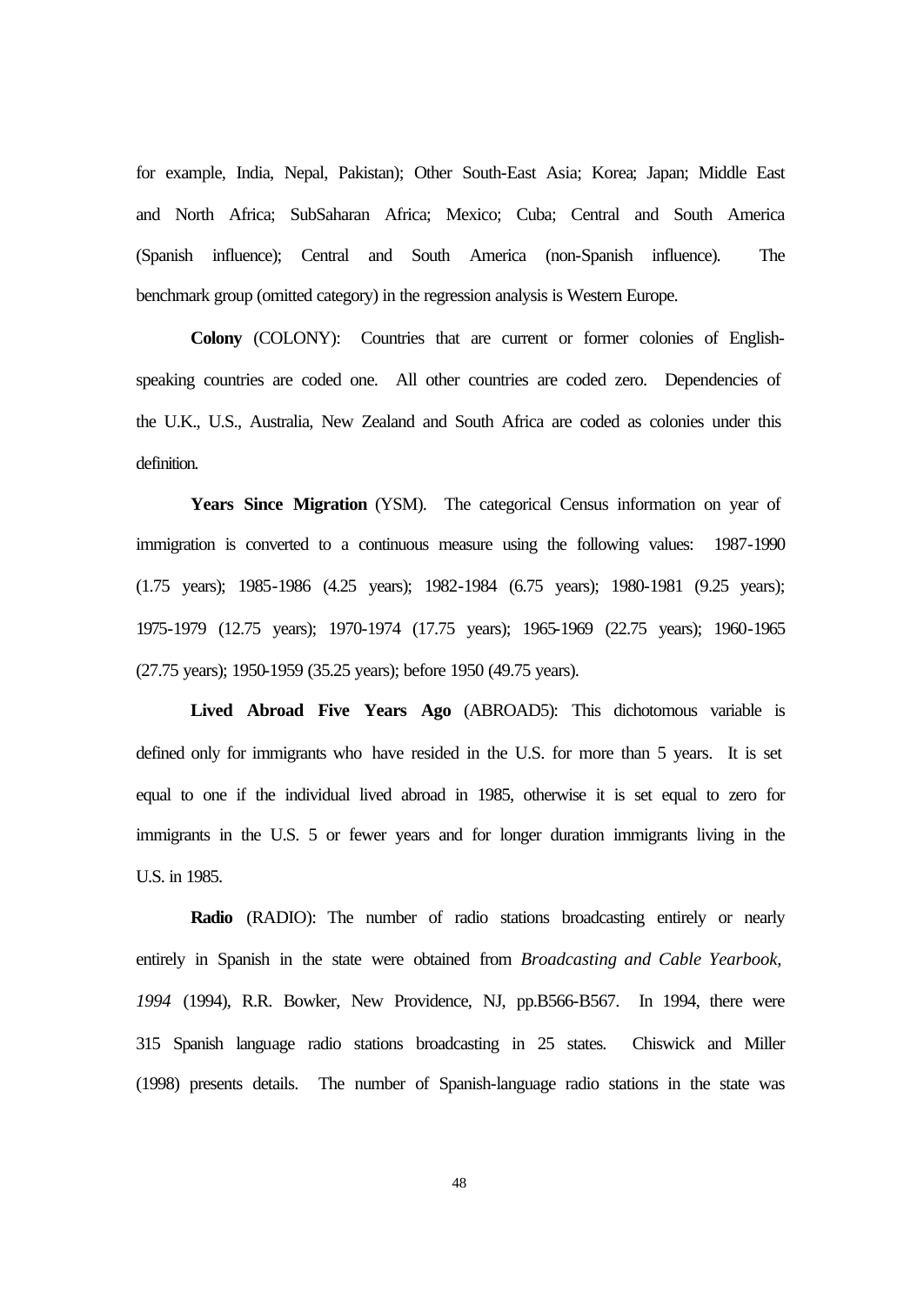for example, India, Nepal, Pakistan); Other South-East Asia; Korea; Japan; Middle East and North Africa; SubSaharan Africa; Mexico; Cuba; Central and South America (Spanish influence); Central and South America (non-Spanish influence). The benchmark group (omitted category) in the regression analysis is Western Europe.

**Colony** (COLONY): Countries that are current or former colonies of English-speaking countries are coded one. All other countries are coded zero. Dependencies of the U.K., U.S., Australia, New Zealand and South Africa are coded as colonies under this definition.

**Years Since Migration** (YSM). The categorical Census information on year of immigration is converted to a continuous measure using the following values: 1987-1990 (1.75 years); 1985-1986 (4.25 years); 1982-1984 (6.75 years); 1980-1981 (9.25 years); 1975-1979 (12.75 years); 1970-1974 (17.75 years); 1965-1969 (22.75 years); 1960-1965 (27.75 years); 1950-1959 (35.25 years); before 1950 (49.75 years).

**Lived Abroad Five Years Ago** (ABROAD5): This dichotomous variable is defined only for immigrants who have resided in the U.S. for more than 5 years. It is set equal to one if the individual lived abroad in 1985, otherwise it is set equal to zero for immigrants in the U.S. 5 or fewer years and for longer duration immigrants living in the U.S. in 1985.

**Radio** (RADIO): The number of radio stations broadcasting entirely or nearly entirely in Spanish in the state were obtained from *Broadcasting and Cable Yearbook, 1994* (1994), R.R. Bowker, New Providence, NJ, pp.B566-B567. In 1994, there were 315 Spanish language radio stations broadcasting in 25 states. Chiswick and Miller (1998) presents details. The number of Spanish-language radio stations in the state was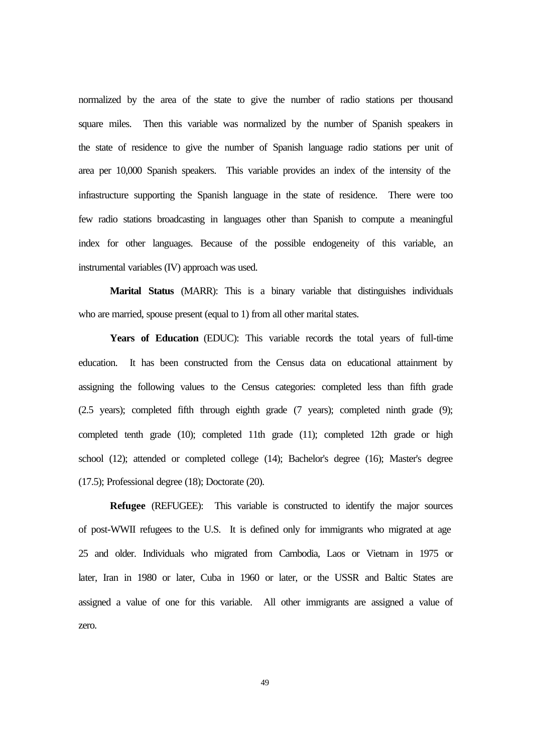normalized by the area of the state to give the number of radio stations per thousand square miles. Then this variable was normalized by the number of Spanish speakers in the state of residence to give the number of Spanish language radio stations per unit of area per 10,000 Spanish speakers. This variable provides an index of the intensity of the infrastructure supporting the Spanish language in the state of residence. There were too few radio stations broadcasting in languages other than Spanish to compute a meaningful index for other languages. Because of the possible endogeneity of this variable, an instrumental variables (IV) approach was used.

**Marital Status** (MARR): This is a binary variable that distinguishes individuals who are married, spouse present (equal to 1) from all other marital states.

**Years of Education** (EDUC): This variable records the total years of full-time education. It has been constructed from the Census data on educational attainment by assigning the following values to the Census categories: completed less than fifth grade (2.5 years); completed fifth through eighth grade (7 years); completed ninth grade (9); completed tenth grade (10); completed 11th grade (11); completed 12th grade or high school (12); attended or completed college (14); Bachelor's degree (16); Master's degree (17.5); Professional degree (18); Doctorate (20).

**Refugee** (REFUGEE): This variable is constructed to identify the major sources of post-WWII refugees to the U.S. It is defined only for immigrants who migrated at age 25 and older. Individuals who migrated from Cambodia, Laos or Vietnam in 1975 or later, Iran in 1980 or later, Cuba in 1960 or later, or the USSR and Baltic States are assigned a value of one for this variable. All other immigrants are assigned a value of zero.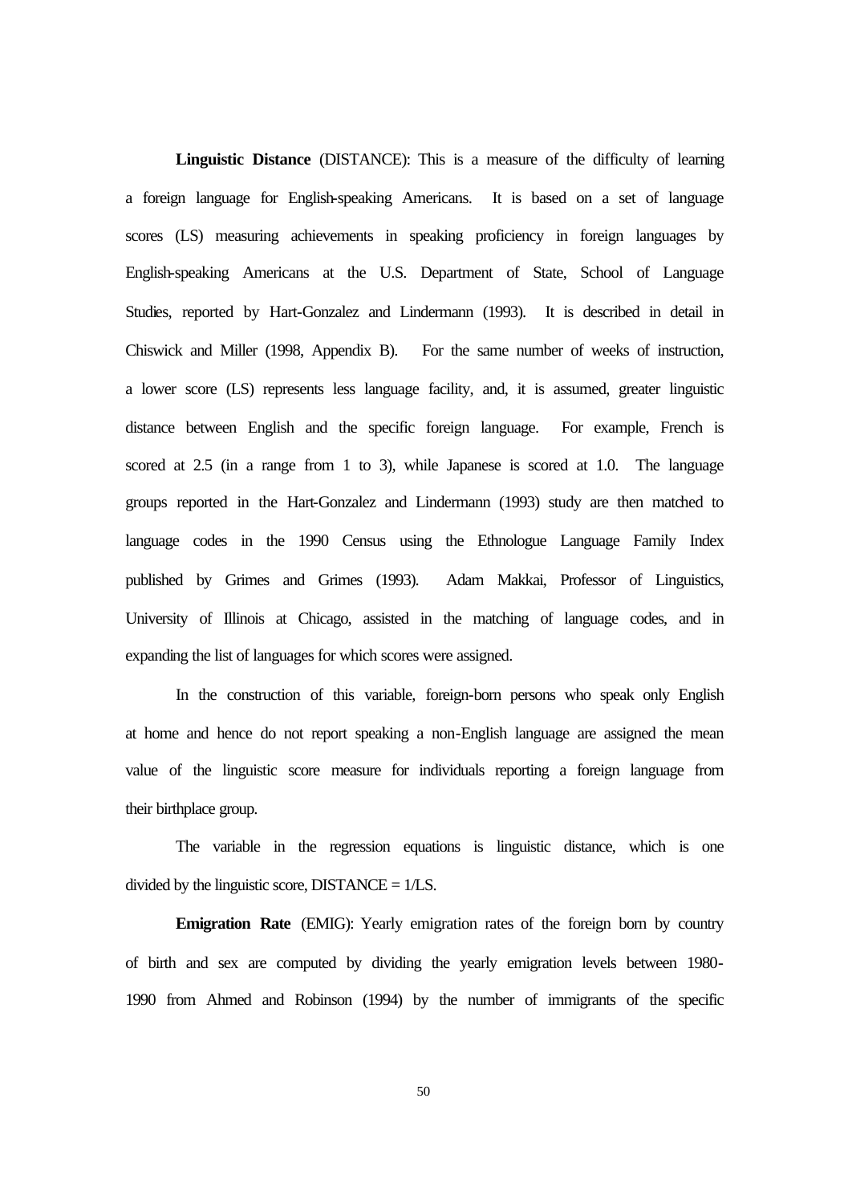**Linguistic Distance** (DISTANCE): This is a measure of the difficulty of learning a foreign language for English-speaking Americans. It is based on a set of language scores (LS) measuring achievements in speaking proficiency in foreign languages by English-speaking Americans at the U.S. Department of State, School of Language Studies, reported by Hart-Gonzalez and Lindermann (1993). It is described in detail in Chiswick and Miller (1998, Appendix B). For the same number of weeks of instruction, a lower score (LS) represents less language facility, and, it is assumed, greater linguistic distance between English and the specific foreign language. For example, French is scored at 2.5 (in a range from 1 to 3), while Japanese is scored at 1.0. The language groups reported in the Hart-Gonzalez and Lindermann (1993) study are then matched to language codes in the 1990 Census using the Ethnologue Language Family Index published by Grimes and Grimes (1993). Adam Makkai, Professor of Linguistics, University of Illinois at Chicago, assisted in the matching of language codes, and in expanding the list of languages for which scores were assigned.

In the construction of this variable, foreign-born persons who speak only English at home and hence do not report speaking a non-English language are assigned the mean value of the linguistic score measure for individuals reporting a foreign language from their birthplace group.

The variable in the regression equations is linguistic distance, which is one divided by the linguistic score, DISTANCE = 1/LS.

**Emigration Rate** (EMIG): Yearly emigration rates of the foreign born by country of birth and sex are computed by dividing the yearly emigration levels between 1980-1990 from Ahmed and Robinson (1994) by the number of immigrants of the specific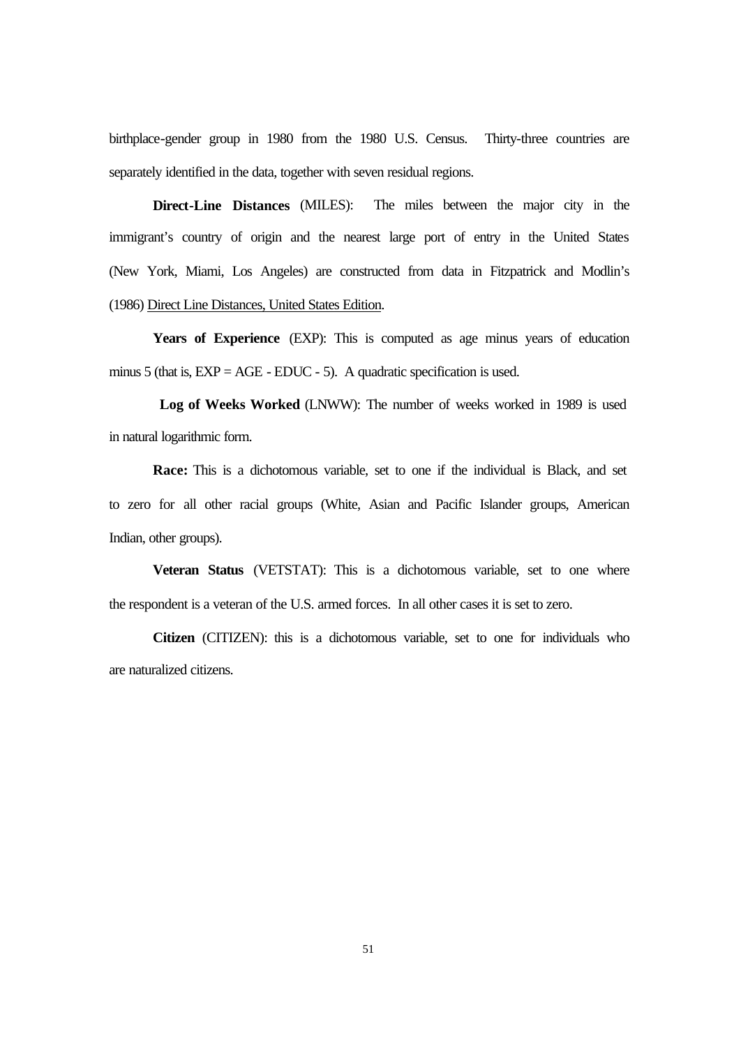birthplace-gender group in 1980 from the 1980 U.S. Census. Thirty-three countries are separately identified in the data, together with seven residual regions.

**Direct-Line Distances** (MILES): The miles between the major city in the immigrant's country of origin and the nearest large port of entry in the United States (New York, Miami, Los Angeles) are constructed from data in Fitzpatrick and Modlin's (1986) Direct Line Distances, United States Edition.

**Years of Experience** (EXP): This is computed as age minus years of education minus 5 (that is, EXP = AGE - EDUC - 5). A quadratic specification is used.

**Log of Weeks Worked** (LNWW): The number of weeks worked in 1989 is used in natural logarithmic form.

**Race:** This is a dichotomous variable, set to one if the individual is Black, and set to zero for all other racial groups (White, Asian and Pacific Islander groups, American Indian, other groups).

**Veteran Status** (VETSTAT): This is a dichotomous variable, set to one where the respondent is a veteran of the U.S. armed forces. In all other cases it is set to zero.

**Citizen** (CITIZEN): this is a dichotomous variable, set to one for individuals who are naturalized citizens.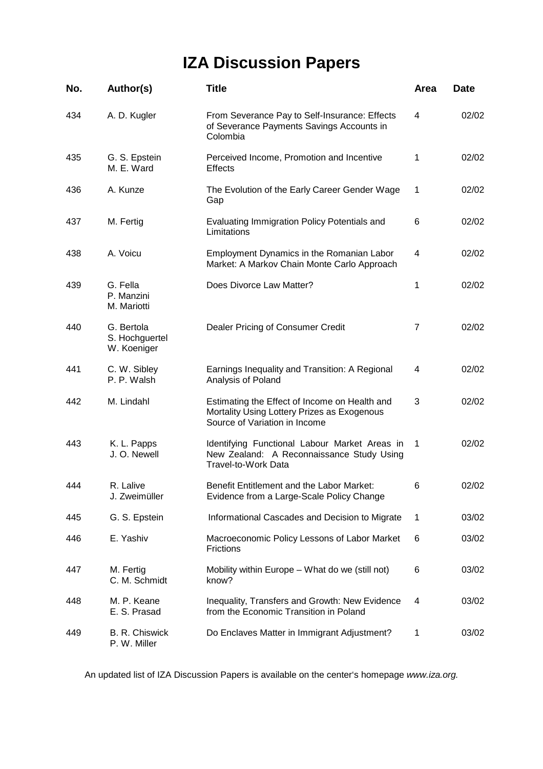# IZA Discussion Papers

| No. | Author(s) | Title | Area | Date |
|---|---|---|---|---|
| 434 | A. D. Kugler | From Severance Pay to Self-Insurance: Effects of Severance Payments Savings Accounts in Colombia | 4 | 02/02 |
| 435 | G. S. Epstein<br>M. E. Ward | Perceived Income, Promotion and Incentive Effects | 1 | 02/02 |
| 436 | A. Kunze | The Evolution of the Early Career Gender Wage Gap | 1 | 02/02 |
| 437 | M. Fertig | Evaluating Immigration Policy Potentials and Limitations | 6 | 02/02 |
| 438 | A. Voicu | Employment Dynamics in the Romanian Labor Market: A Markov Chain Monte Carlo Approach | 4 | 02/02 |
| 439 | G. Fella<br>P. Manzini<br>M. Mariotti | Does Divorce Law Matter? | 1 | 02/02 |
| 440 | G. Bertola<br>S. Hochguertel<br>W. Koeniger | Dealer Pricing of Consumer Credit | 7 | 02/02 |
| 441 | C. W. Sibley<br>P. P. Walsh | Earnings Inequality and Transition: A Regional Analysis of Poland | 4 | 02/02 |
| 442 | M. Lindahl | Estimating the Effect of Income on Health and Mortality Using Lottery Prizes as Exogenous Source of Variation in Income | 3 | 02/02 |
| 443 | K. L. Papps<br>J. O. Newell | Identifying Functional Labour Market Areas in New Zealand: A Reconnaissance Study Using Travel-to-Work Data | 1 | 02/02 |
| 444 | R. Lalive<br>J. Zweimüller | Benefit Entitlement and the Labor Market: Evidence from a Large-Scale Policy Change | 6 | 02/02 |
| 445 | G. S. Epstein | Informational Cascades and Decision to Migrate | 1 | 03/02 |
| 446 | E. Yashiv | Macroeconomic Policy Lessons of Labor Market Frictions | 6 | 03/02 |
| 447 | M. Fertig<br>C. M. Schmidt | Mobility within Europe – What do we (still not) know? | 6 | 03/02 |
| 448 | M. P. Keane<br>E. S. Prasad | Inequality, Transfers and Growth: New Evidence from the Economic Transition in Poland | 4 | 03/02 |
| 449 | B. R. Chiswick<br>P. W. Miller | Do Enclaves Matter in Immigrant Adjustment? | 1 | 03/02 |

An updated list of IZA Discussion Papers is available on the center's homepage *www.iza.org.*